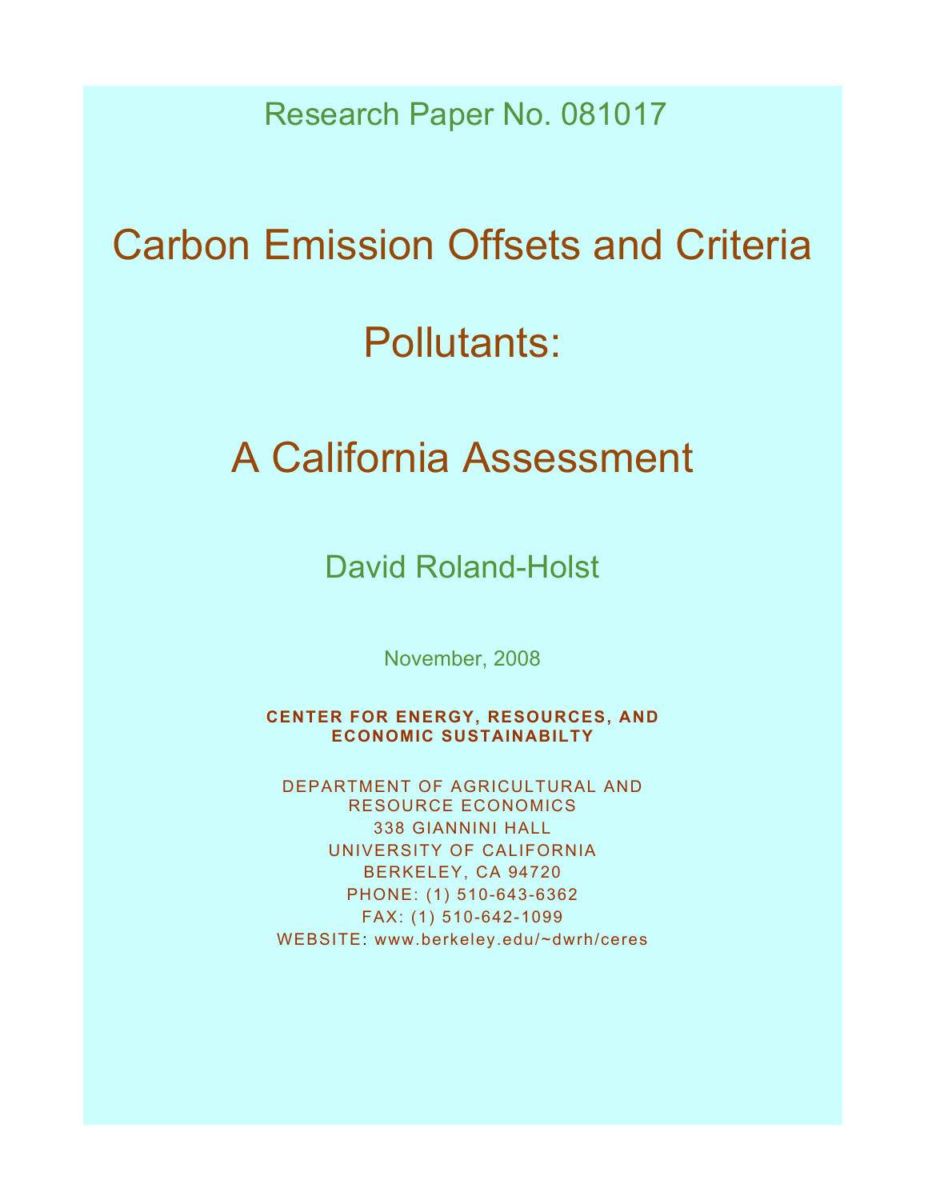Research Paper No. 081017

# Carbon Emission Offsets and Criteria Pollutants:

# A California Assessment

David Roland-Holst

November, 2008

**CENTER FOR ENERGY, RESOURCES, AND ECONOMIC SUSTAINABILTY**

DEPARTMENT OF AGRICULTURAL AND RESOURCE ECONOMICS
338 GIANNINI HALL
UNIVERSITY OF CALIFORNIA
BERKELEY, CA 94720
PHONE: (1) 510-643-6362
FAX: (1) 510-642-1099
WEBSITE: www.berkeley.edu/~dwrh/ceres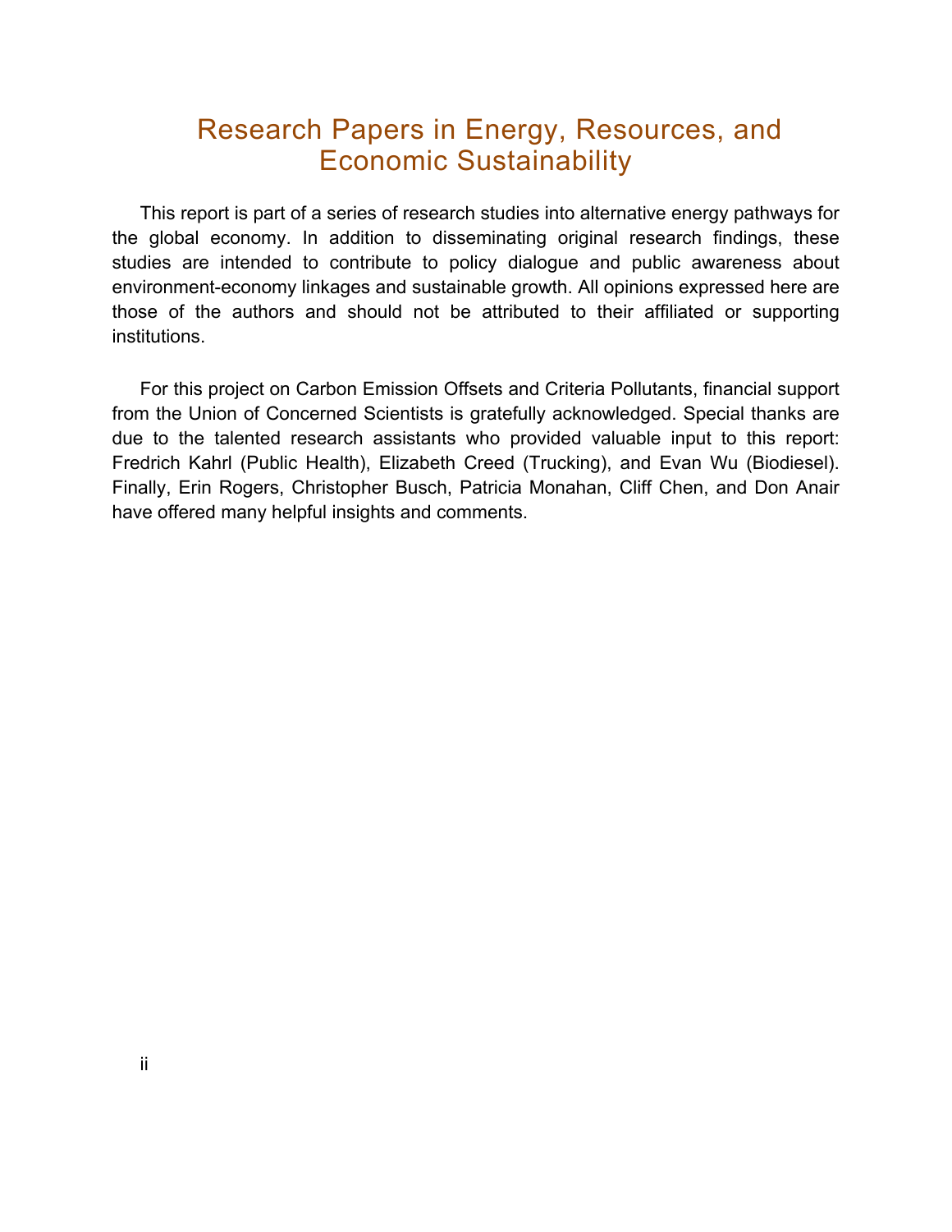# Research Papers in Energy, Resources, and Economic Sustainability

This report is part of a series of research studies into alternative energy pathways for the global economy. In addition to disseminating original research findings, these studies are intended to contribute to policy dialogue and public awareness about environment-economy linkages and sustainable growth. All opinions expressed here are those of the authors and should not be attributed to their affiliated or supporting institutions.

For this project on Carbon Emission Offsets and Criteria Pollutants, financial support from the Union of Concerned Scientists is gratefully acknowledged. Special thanks are due to the talented research assistants who provided valuable input to this report: Fredrich Kahrl (Public Health), Elizabeth Creed (Trucking), and Evan Wu (Biodiesel). Finally, Erin Rogers, Christopher Busch, Patricia Monahan, Cliff Chen, and Don Anair have offered many helpful insights and comments.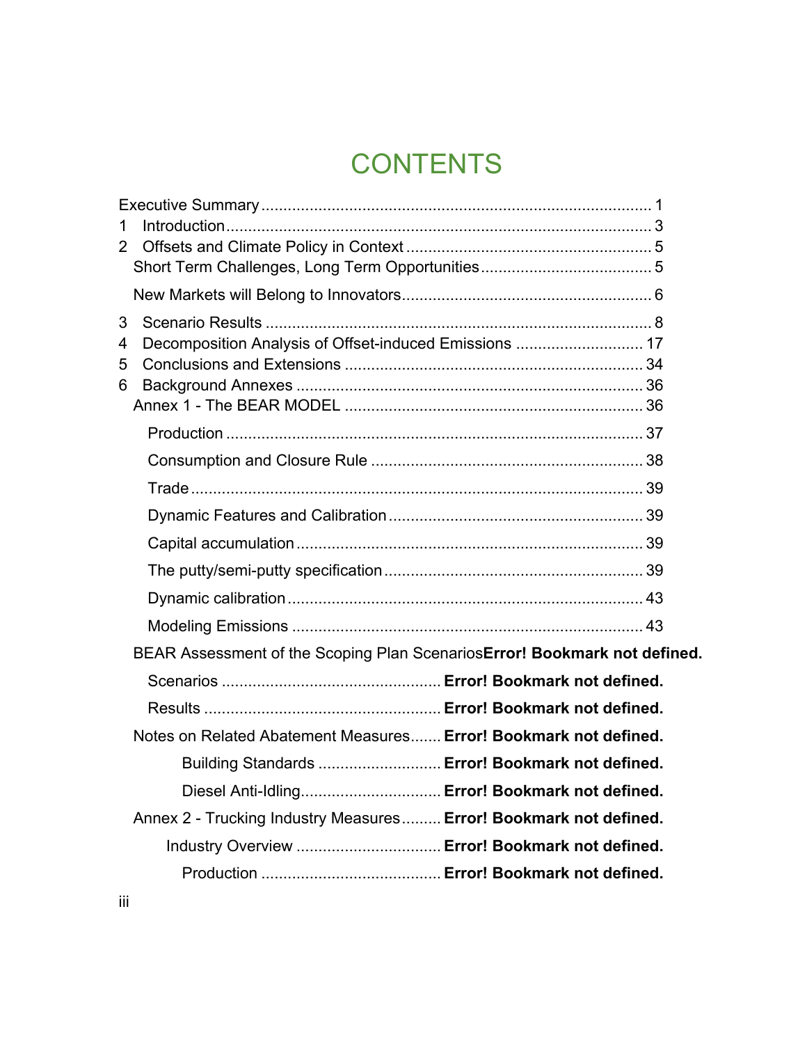# CONTENTS

Executive Summary .......................................................................................... 1

1 Introduction.................................................................................................. 3

2 Offsets and Climate Policy in Context ........................................................ 5

  Short Term Challenges, Long Term Opportunities....................................... 5

  New Markets will Belong to Innovators......................................................... 6

3 Scenario Results ........................................................................................... 8

4 Decomposition Analysis of Offset-induced Emissions ............................. 17

5 Conclusions and Extensions ...................................................................... 34

6 Background Annexes ................................................................................. 36

  Annex 1 - The BEAR MODEL ...................................................................... 36

    Production ................................................................................................ 37

    Consumption and Closure Rule ............................................................... 38

    Trade ........................................................................................................ 39

    Dynamic Features and Calibration ........................................................... 39

    Capital accumulation ................................................................................ 39

    The putty/semi-putty specification ............................................................ 39

    Dynamic calibration .................................................................................. 43

    Modeling Emissions ................................................................................. 43

  BEAR Assessment of the Scoping Plan Scenarios**Error! Bookmark not defined.**

    Scenarios ..................................................... **Error! Bookmark not defined.**

    Results ......................................................... **Error! Bookmark not defined.**

  Notes on Related Abatement Measures....... **Error! Bookmark not defined.**

      Building Standards ............................ **Error! Bookmark not defined.**

      Diesel Anti-Idling................................ **Error! Bookmark not defined.**

  Annex 2 - Trucking Industry Measures......... **Error! Bookmark not defined.**

     Industry Overview ................................. **Error! Bookmark not defined.**

      Production ......................................... **Error! Bookmark not defined.**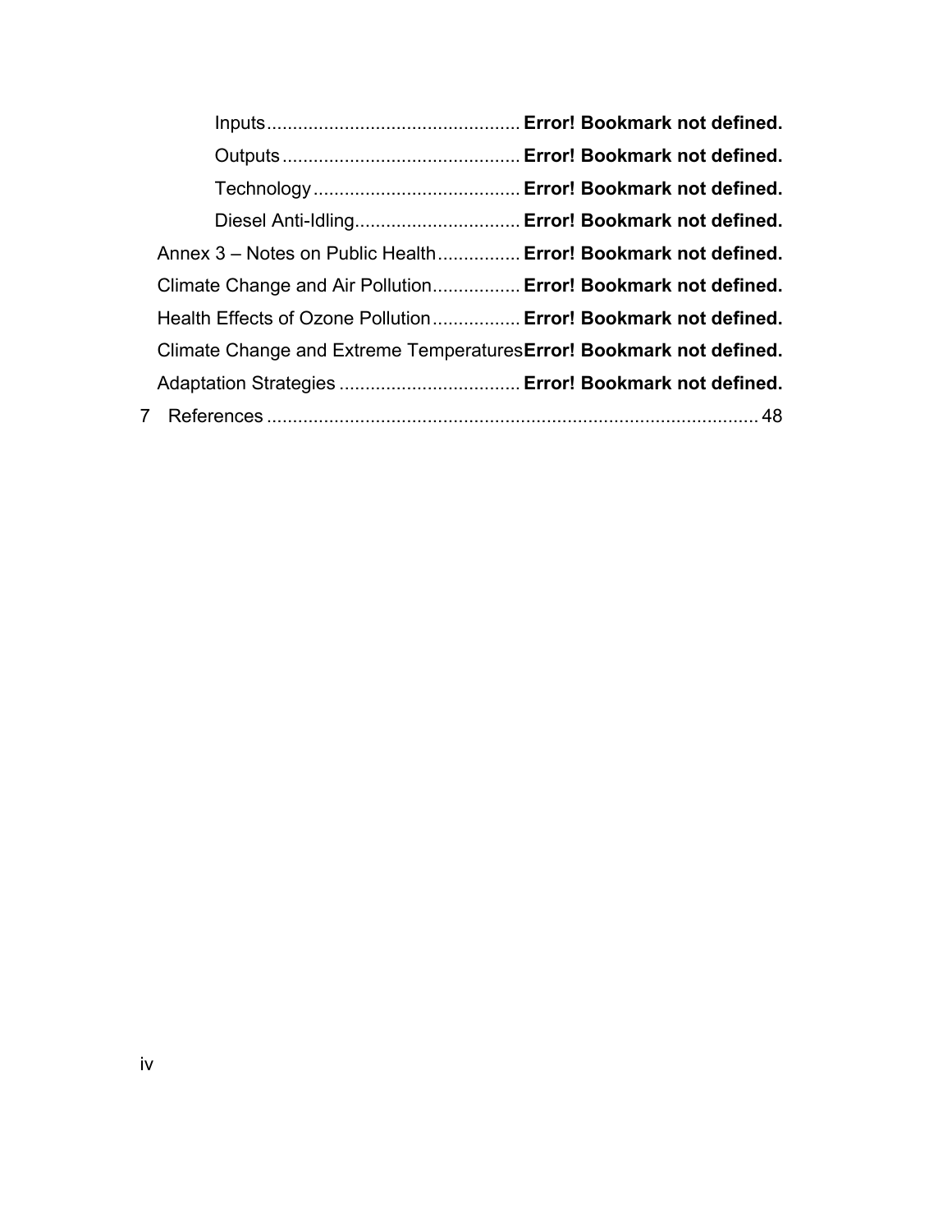Inputs................................................ **Error! Bookmark not defined.**

Outputs............................................. **Error! Bookmark not defined.**

Technology....................................... **Error! Bookmark not defined.**

Diesel Anti-Idling............................... **Error! Bookmark not defined.**

Annex 3 – Notes on Public Health............... **Error! Bookmark not defined.**

Climate Change and Air Pollution................ **Error! Bookmark not defined.**

Health Effects of Ozone Pollution................ **Error! Bookmark not defined.**

Climate Change and Extreme Temperatures**Error! Bookmark not defined.**

Adaptation Strategies .................................. **Error! Bookmark not defined.**

7 References ............................................................................................... 48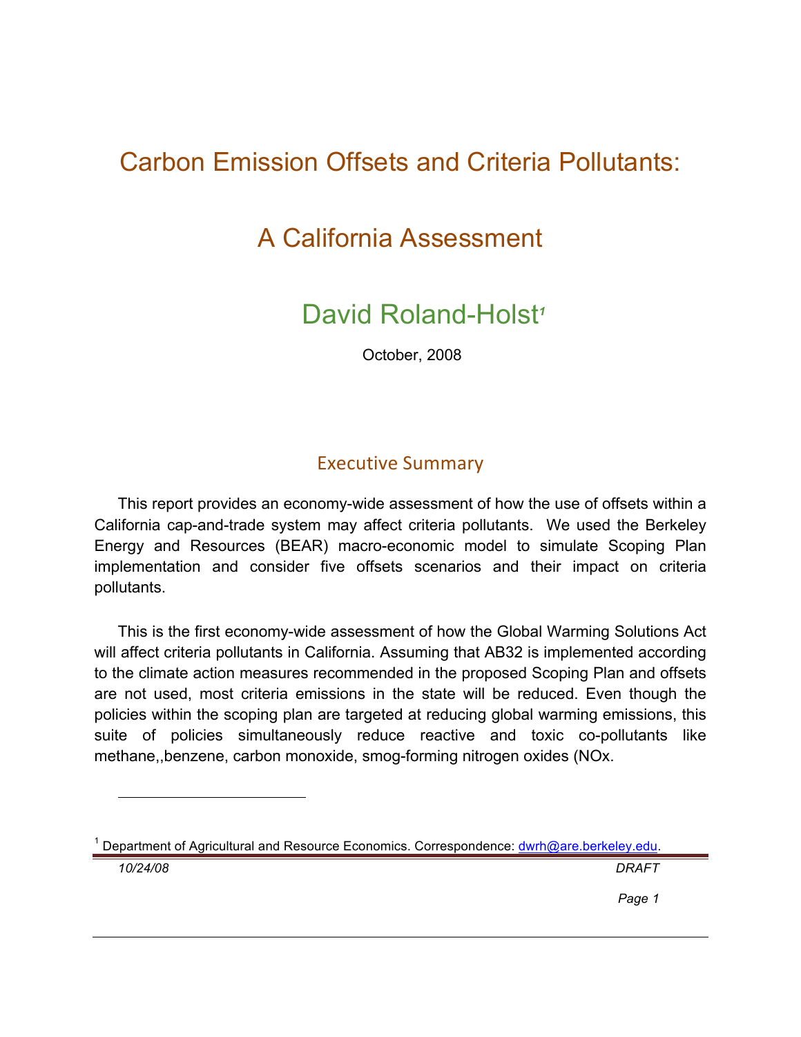# Carbon Emission Offsets and Criteria Pollutants:

# A California Assessment

## David Roland-Holst[1]

October, 2008

## Executive Summary

This report provides an economy-wide assessment of how the use of offsets within a California cap-and-trade system may affect criteria pollutants. We used the Berkeley Energy and Resources (BEAR) macro-economic model to simulate Scoping Plan implementation and consider five offsets scenarios and their impact on criteria pollutants.

This is the first economy-wide assessment of how the Global Warming Solutions Act will affect criteria pollutants in California. Assuming that AB32 is implemented according to the climate action measures recommended in the proposed Scoping Plan and offsets are not used, most criteria emissions in the state will be reduced. Even though the policies within the scoping plan are targeted at reducing global warming emissions, this suite of policies simultaneously reduce reactive and toxic co-pollutants like methane,,benzene, carbon monoxide, smog-forming nitrogen oxides (NOx.

[1] Department of Agricultural and Resource Economics. Correspondence: dwrh@are.berkeley.edu.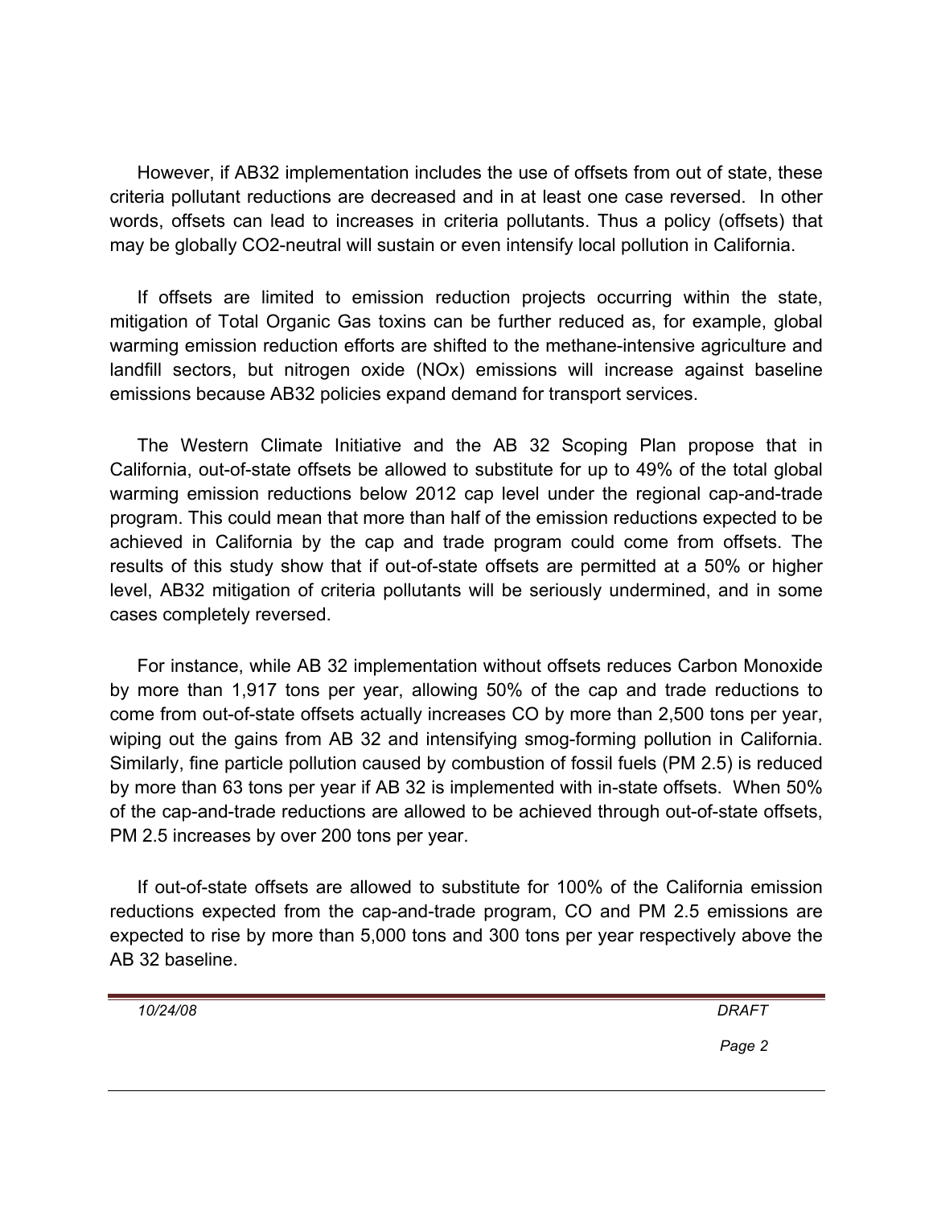However, if AB32 implementation includes the use of offsets from out of state, these criteria pollutant reductions are decreased and in at least one case reversed. In other words, offsets can lead to increases in criteria pollutants. Thus a policy (offsets) that may be globally $CO_2$-neutral will sustain or even intensify local pollution in California.

If offsets are limited to emission reduction projects occurring within the state, mitigation of Total Organic Gas toxins can be further reduced as, for example, global warming emission reduction efforts are shifted to the methane-intensive agriculture and landfill sectors, but nitrogen oxide ($NO_x$) emissions will increase against baseline emissions because AB32 policies expand demand for transport services.

The Western Climate Initiative and the AB 32 Scoping Plan propose that in California, out-of-state offsets be allowed to substitute for up to 49% of the total global warming emission reductions below 2012 cap level under the regional cap-and-trade program. This could mean that more than half of the emission reductions expected to be achieved in California by the cap and trade program could come from offsets. The results of this study show that if out-of-state offsets are permitted at a 50% or higher level, AB32 mitigation of criteria pollutants will be seriously undermined, and in some cases completely reversed.

For instance, while AB 32 implementation without offsets reduces Carbon Monoxide by more than 1,917 tons per year, allowing 50% of the cap and trade reductions to come from out-of-state offsets actually increases CO by more than 2,500 tons per year, wiping out the gains from AB 32 and intensifying smog-forming pollution in California. Similarly, fine particle pollution caused by combustion of fossil fuels (PM 2.5) is reduced by more than 63 tons per year if AB 32 is implemented with in-state offsets. When 50% of the cap-and-trade reductions are allowed to be achieved through out-of-state offsets, PM 2.5 increases by over 200 tons per year.

If out-of-state offsets are allowed to substitute for 100% of the California emission reductions expected from the cap-and-trade program, CO and PM 2.5 emissions are expected to rise by more than 5,000 tons and 300 tons per year respectively above the AB 32 baseline.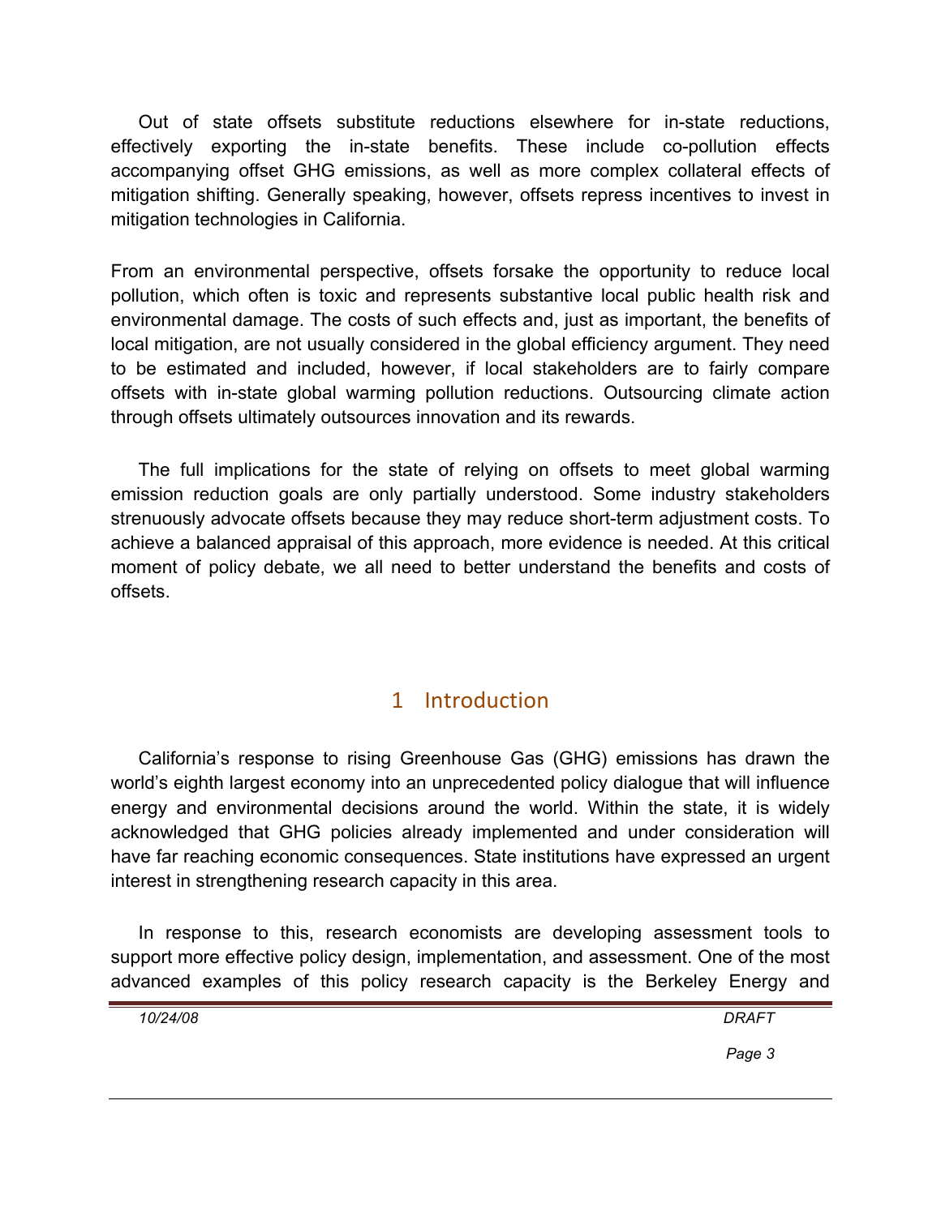Out of state offsets substitute reductions elsewhere for in-state reductions, effectively exporting the in-state benefits. These include co-pollution effects accompanying offset GHG emissions, as well as more complex collateral effects of mitigation shifting. Generally speaking, however, offsets repress incentives to invest in mitigation technologies in California.

From an environmental perspective, offsets forsake the opportunity to reduce local pollution, which often is toxic and represents substantive local public health risk and environmental damage. The costs of such effects and, just as important, the benefits of local mitigation, are not usually considered in the global efficiency argument. They need to be estimated and included, however, if local stakeholders are to fairly compare offsets with in-state global warming pollution reductions. Outsourcing climate action through offsets ultimately outsources innovation and its rewards.

The full implications for the state of relying on offsets to meet global warming emission reduction goals are only partially understood. Some industry stakeholders strenuously advocate offsets because they may reduce short-term adjustment costs. To achieve a balanced appraisal of this approach, more evidence is needed. At this critical moment of policy debate, we all need to better understand the benefits and costs of offsets.

# 1 Introduction

California's response to rising Greenhouse Gas (GHG) emissions has drawn the world's eighth largest economy into an unprecedented policy dialogue that will influence energy and environmental decisions around the world. Within the state, it is widely acknowledged that GHG policies already implemented and under consideration will have far reaching economic consequences. State institutions have expressed an urgent interest in strengthening research capacity in this area.

In response to this, research economists are developing assessment tools to support more effective policy design, implementation, and assessment. One of the most advanced examples of this policy research capacity is the Berkeley Energy and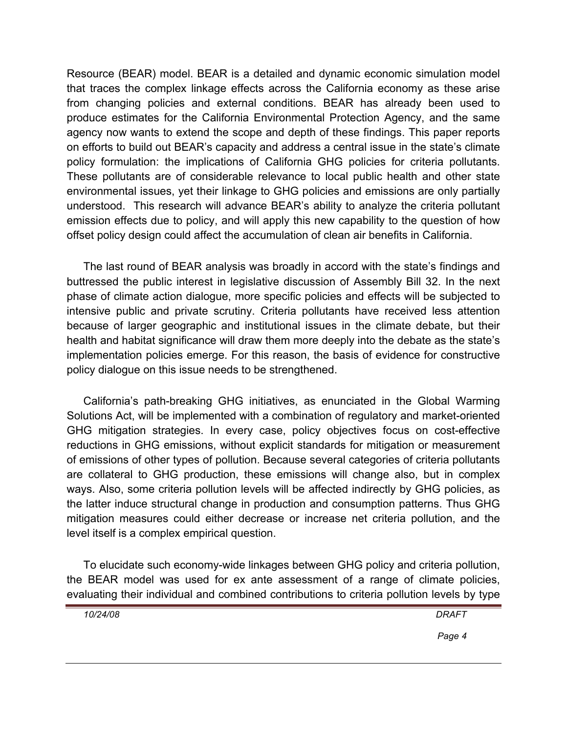Resource (BEAR) model. BEAR is a detailed and dynamic economic simulation model that traces the complex linkage effects across the California economy as these arise from changing policies and external conditions. BEAR has already been used to produce estimates for the California Environmental Protection Agency, and the same agency now wants to extend the scope and depth of these findings. This paper reports on efforts to build out BEAR's capacity and address a central issue in the state's climate policy formulation: the implications of California GHG policies for criteria pollutants. These pollutants are of considerable relevance to local public health and other state environmental issues, yet their linkage to GHG policies and emissions are only partially understood. This research will advance BEAR's ability to analyze the criteria pollutant emission effects due to policy, and will apply this new capability to the question of how offset policy design could affect the accumulation of clean air benefits in California.

The last round of BEAR analysis was broadly in accord with the state's findings and buttressed the public interest in legislative discussion of Assembly Bill 32. In the next phase of climate action dialogue, more specific policies and effects will be subjected to intensive public and private scrutiny. Criteria pollutants have received less attention because of larger geographic and institutional issues in the climate debate, but their health and habitat significance will draw them more deeply into the debate as the state's implementation policies emerge. For this reason, the basis of evidence for constructive policy dialogue on this issue needs to be strengthened.

California's path-breaking GHG initiatives, as enunciated in the Global Warming Solutions Act, will be implemented with a combination of regulatory and market-oriented GHG mitigation strategies. In every case, policy objectives focus on cost-effective reductions in GHG emissions, without explicit standards for mitigation or measurement of emissions of other types of pollution. Because several categories of criteria pollutants are collateral to GHG production, these emissions will change also, but in complex ways. Also, some criteria pollution levels will be affected indirectly by GHG policies, as the latter induce structural change in production and consumption patterns. Thus GHG mitigation measures could either decrease or increase net criteria pollution, and the level itself is a complex empirical question.

To elucidate such economy-wide linkages between GHG policy and criteria pollution, the BEAR model was used for ex ante assessment of a range of climate policies, evaluating their individual and combined contributions to criteria pollution levels by type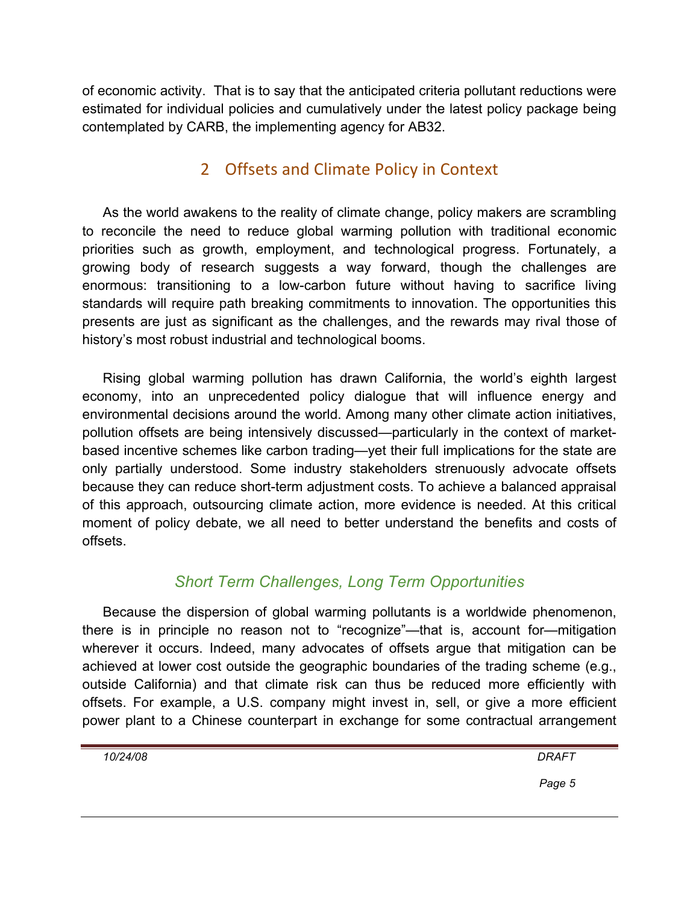of economic activity. That is to say that the anticipated criteria pollutant reductions were estimated for individual policies and cumulatively under the latest policy package being contemplated by CARB, the implementing agency for AB32.

## 2 Offsets and Climate Policy in Context

As the world awakens to the reality of climate change, policy makers are scrambling to reconcile the need to reduce global warming pollution with traditional economic priorities such as growth, employment, and technological progress. Fortunately, a growing body of research suggests a way forward, though the challenges are enormous: transitioning to a low-carbon future without having to sacrifice living standards will require path breaking commitments to innovation. The opportunities this presents are just as significant as the challenges, and the rewards may rival those of history's most robust industrial and technological booms.

Rising global warming pollution has drawn California, the world's eighth largest economy, into an unprecedented policy dialogue that will influence energy and environmental decisions around the world. Among many other climate action initiatives, pollution offsets are being intensively discussed—particularly in the context of market-based incentive schemes like carbon trading—yet their full implications for the state are only partially understood. Some industry stakeholders strenuously advocate offsets because they can reduce short-term adjustment costs. To achieve a balanced appraisal of this approach, outsourcing climate action, more evidence is needed. At this critical moment of policy debate, we all need to better understand the benefits and costs of offsets.

### *Short Term Challenges, Long Term Opportunities*

Because the dispersion of global warming pollutants is a worldwide phenomenon, there is in principle no reason not to "recognize"—that is, account for—mitigation wherever it occurs. Indeed, many advocates of offsets argue that mitigation can be achieved at lower cost outside the geographic boundaries of the trading scheme (e.g., outside California) and that climate risk can thus be reduced more efficiently with offsets. For example, a U.S. company might invest in, sell, or give a more efficient power plant to a Chinese counterpart in exchange for some contractual arrangement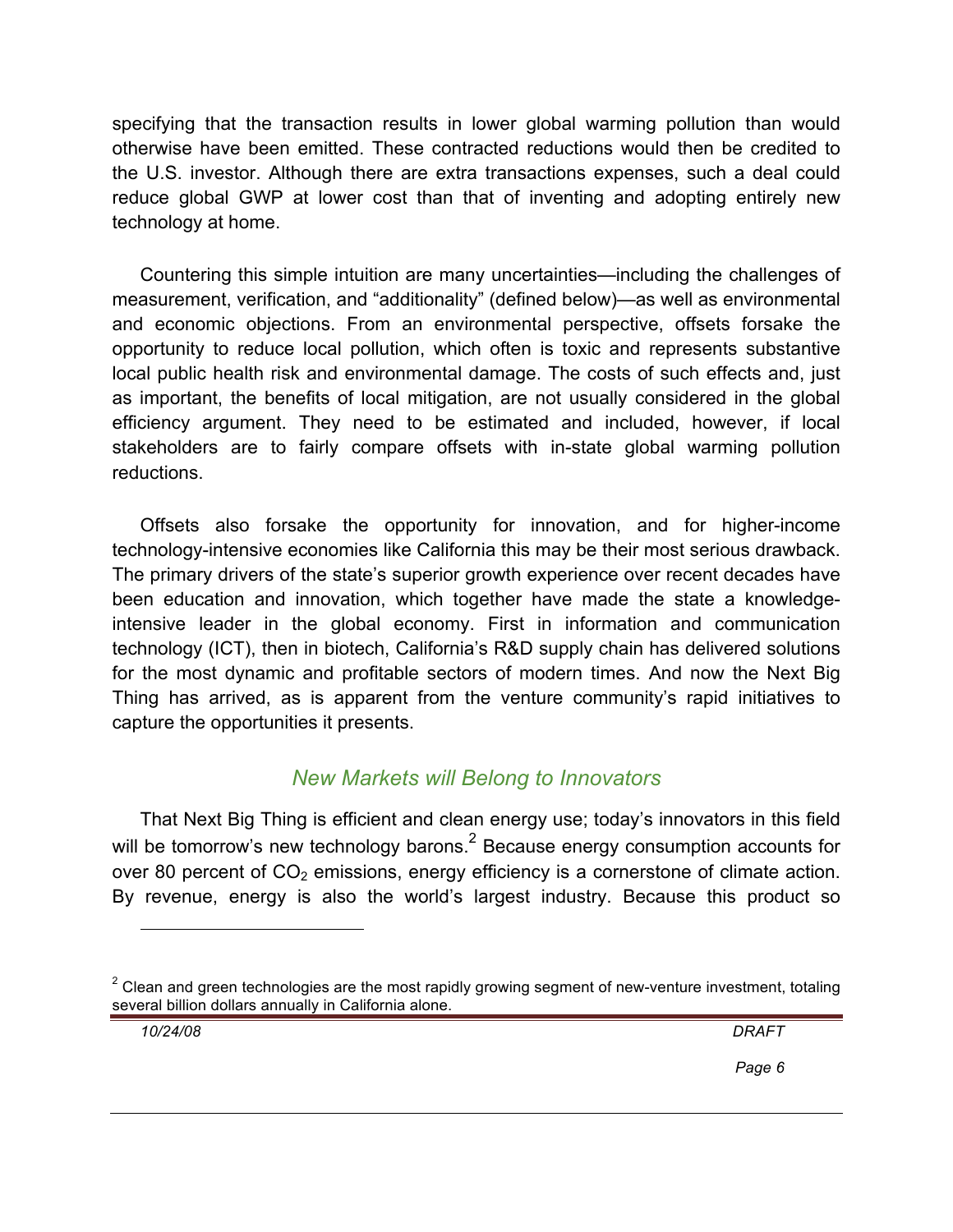specifying that the transaction results in lower global warming pollution than would otherwise have been emitted. These contracted reductions would then be credited to the U.S. investor. Although there are extra transactions expenses, such a deal could reduce global GWP at lower cost than that of inventing and adopting entirely new technology at home.

Countering this simple intuition are many uncertainties—including the challenges of measurement, verification, and "additionality" (defined below)—as well as environmental and economic objections. From an environmental perspective, offsets forsake the opportunity to reduce local pollution, which often is toxic and represents substantive local public health risk and environmental damage. The costs of such effects and, just as important, the benefits of local mitigation, are not usually considered in the global efficiency argument. They need to be estimated and included, however, if local stakeholders are to fairly compare offsets with in-state global warming pollution reductions.

Offsets also forsake the opportunity for innovation, and for higher-income technology-intensive economies like California this may be their most serious drawback. The primary drivers of the state's superior growth experience over recent decades have been education and innovation, which together have made the state a knowledge-intensive leader in the global economy. First in information and communication technology (ICT), then in biotech, California's R&D supply chain has delivered solutions for the most dynamic and profitable sectors of modern times. And now the Next Big Thing has arrived, as is apparent from the venture community's rapid initiatives to capture the opportunities it presents.

## *New Markets will Belong to Innovators*

That Next Big Thing is efficient and clean energy use; today's innovators in this field will be tomorrow's new technology barons.[2] Because energy consumption accounts for over 80 percent of $CO_2$ emissions, energy efficiency is a cornerstone of climate action. By revenue, energy is also the world's largest industry. Because this product so

---

[2] Clean and green technologies are the most rapidly growing segment of new-venture investment, totaling several billion dollars annually in California alone.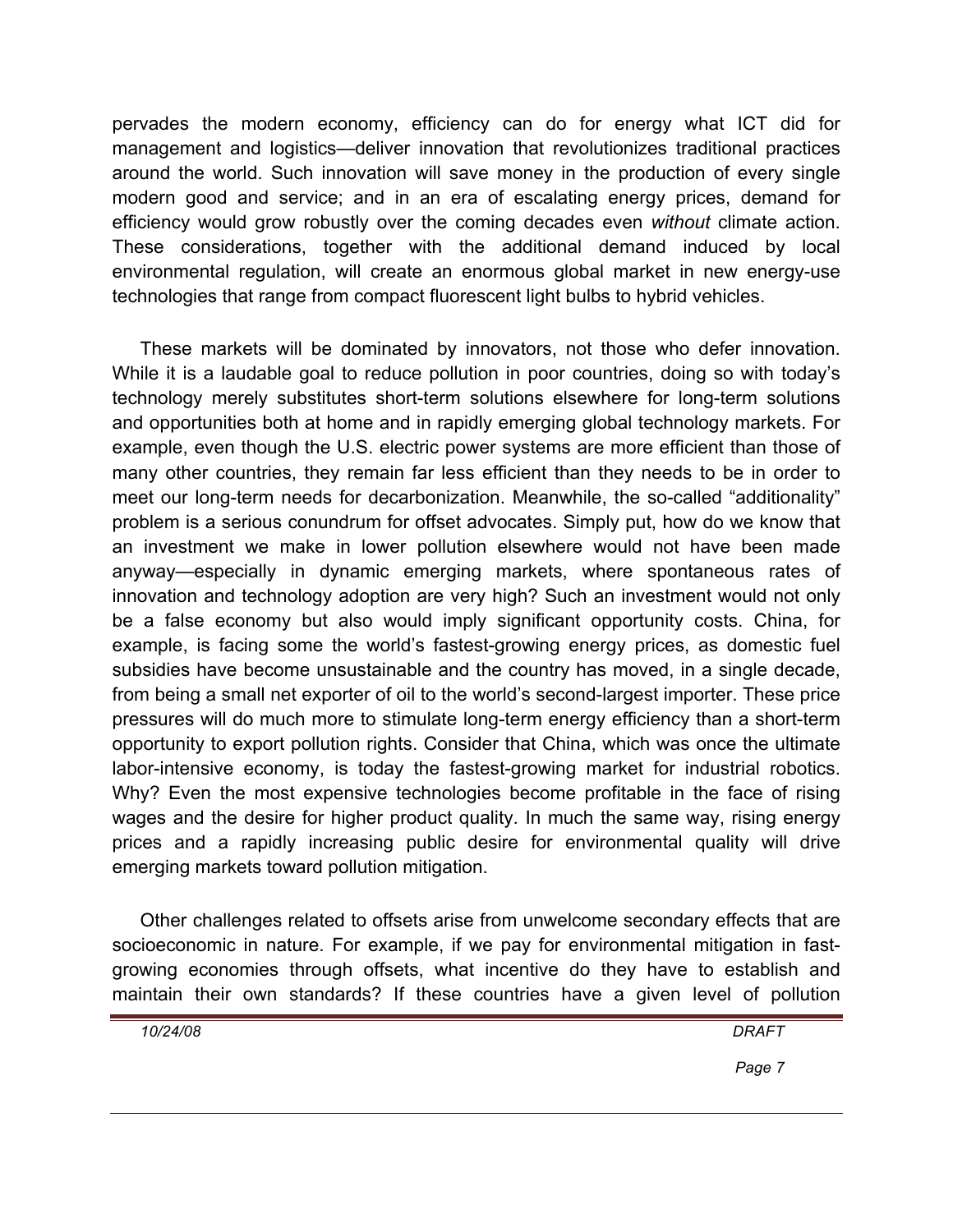pervades the modern economy, efficiency can do for energy what ICT did for management and logistics—deliver innovation that revolutionizes traditional practices around the world. Such innovation will save money in the production of every single modern good and service; and in an era of escalating energy prices, demand for efficiency would grow robustly over the coming decades even *without* climate action. These considerations, together with the additional demand induced by local environmental regulation, will create an enormous global market in new energy-use technologies that range from compact fluorescent light bulbs to hybrid vehicles.

These markets will be dominated by innovators, not those who defer innovation. While it is a laudable goal to reduce pollution in poor countries, doing so with today's technology merely substitutes short-term solutions elsewhere for long-term solutions and opportunities both at home and in rapidly emerging global technology markets. For example, even though the U.S. electric power systems are more efficient than those of many other countries, they remain far less efficient than they needs to be in order to meet our long-term needs for decarbonization. Meanwhile, the so-called "additionality" problem is a serious conundrum for offset advocates. Simply put, how do we know that an investment we make in lower pollution elsewhere would not have been made anyway—especially in dynamic emerging markets, where spontaneous rates of innovation and technology adoption are very high? Such an investment would not only be a false economy but also would imply significant opportunity costs. China, for example, is facing some the world's fastest-growing energy prices, as domestic fuel subsidies have become unsustainable and the country has moved, in a single decade, from being a small net exporter of oil to the world's second-largest importer. These price pressures will do much more to stimulate long-term energy efficiency than a short-term opportunity to export pollution rights. Consider that China, which was once the ultimate labor-intensive economy, is today the fastest-growing market for industrial robotics. Why? Even the most expensive technologies become profitable in the face of rising wages and the desire for higher product quality. In much the same way, rising energy prices and a rapidly increasing public desire for environmental quality will drive emerging markets toward pollution mitigation.

Other challenges related to offsets arise from unwelcome secondary effects that are socioeconomic in nature. For example, if we pay for environmental mitigation in fast-growing economies through offsets, what incentive do they have to establish and maintain their own standards? If these countries have a given level of pollution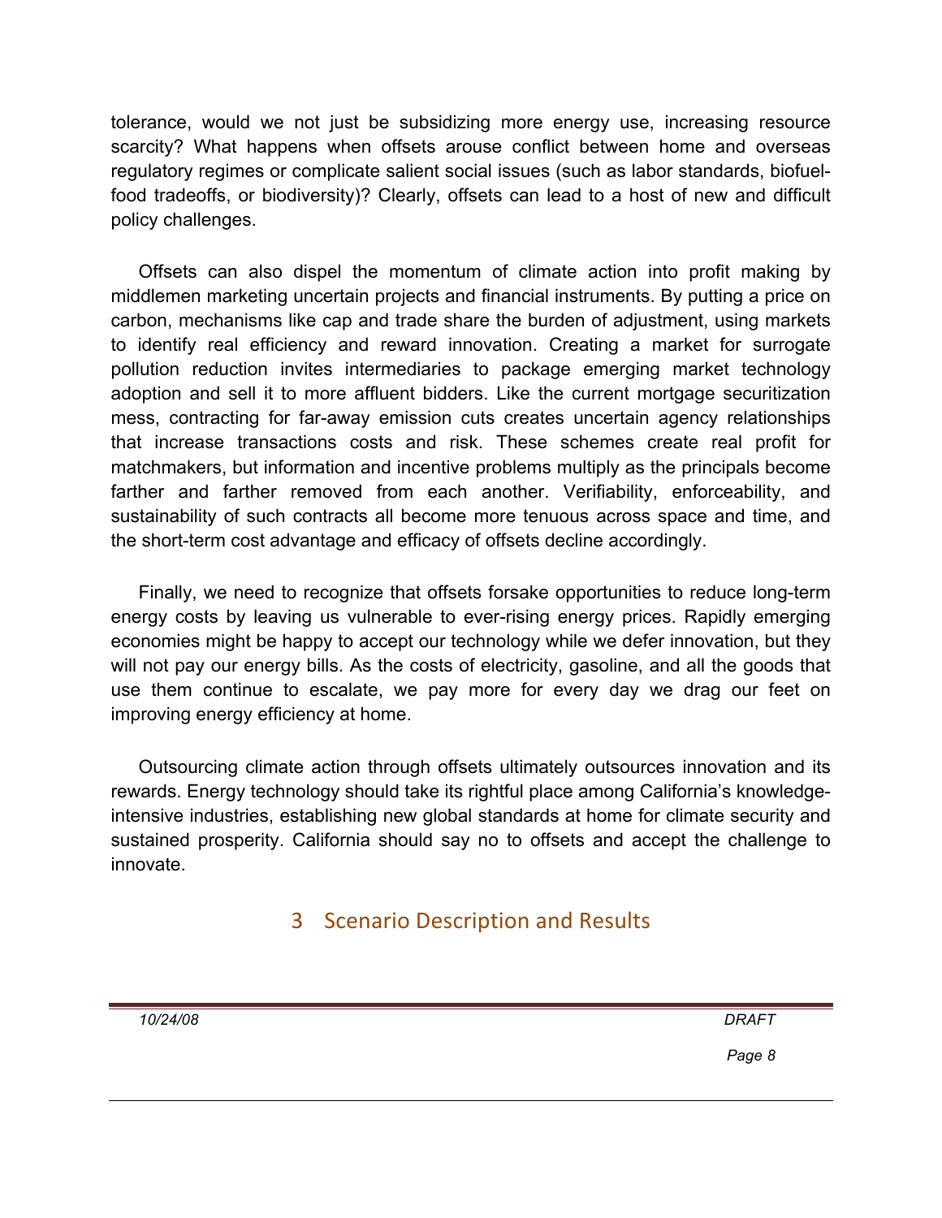tolerance, would we not just be subsidizing more energy use, increasing resource scarcity? What happens when offsets arouse conflict between home and overseas regulatory regimes or complicate salient social issues (such as labor standards, biofuel-food tradeoffs, or biodiversity)? Clearly, offsets can lead to a host of new and difficult policy challenges.

Offsets can also dispel the momentum of climate action into profit making by middlemen marketing uncertain projects and financial instruments. By putting a price on carbon, mechanisms like cap and trade share the burden of adjustment, using markets to identify real efficiency and reward innovation. Creating a market for surrogate pollution reduction invites intermediaries to package emerging market technology adoption and sell it to more affluent bidders. Like the current mortgage securitization mess, contracting for far-away emission cuts creates uncertain agency relationships that increase transactions costs and risk. These schemes create real profit for matchmakers, but information and incentive problems multiply as the principals become farther and farther removed from each another. Verifiability, enforceability, and sustainability of such contracts all become more tenuous across space and time, and the short-term cost advantage and efficacy of offsets decline accordingly.

Finally, we need to recognize that offsets forsake opportunities to reduce long-term energy costs by leaving us vulnerable to ever-rising energy prices. Rapidly emerging economies might be happy to accept our technology while we defer innovation, but they will not pay our energy bills. As the costs of electricity, gasoline, and all the goods that use them continue to escalate, we pay more for every day we drag our feet on improving energy efficiency at home.

Outsourcing climate action through offsets ultimately outsources innovation and its rewards. Energy technology should take its rightful place among California's knowledge-intensive industries, establishing new global standards at home for climate security and sustained prosperity. California should say no to offsets and accept the challenge to innovate.

# 3 Scenario Description and Results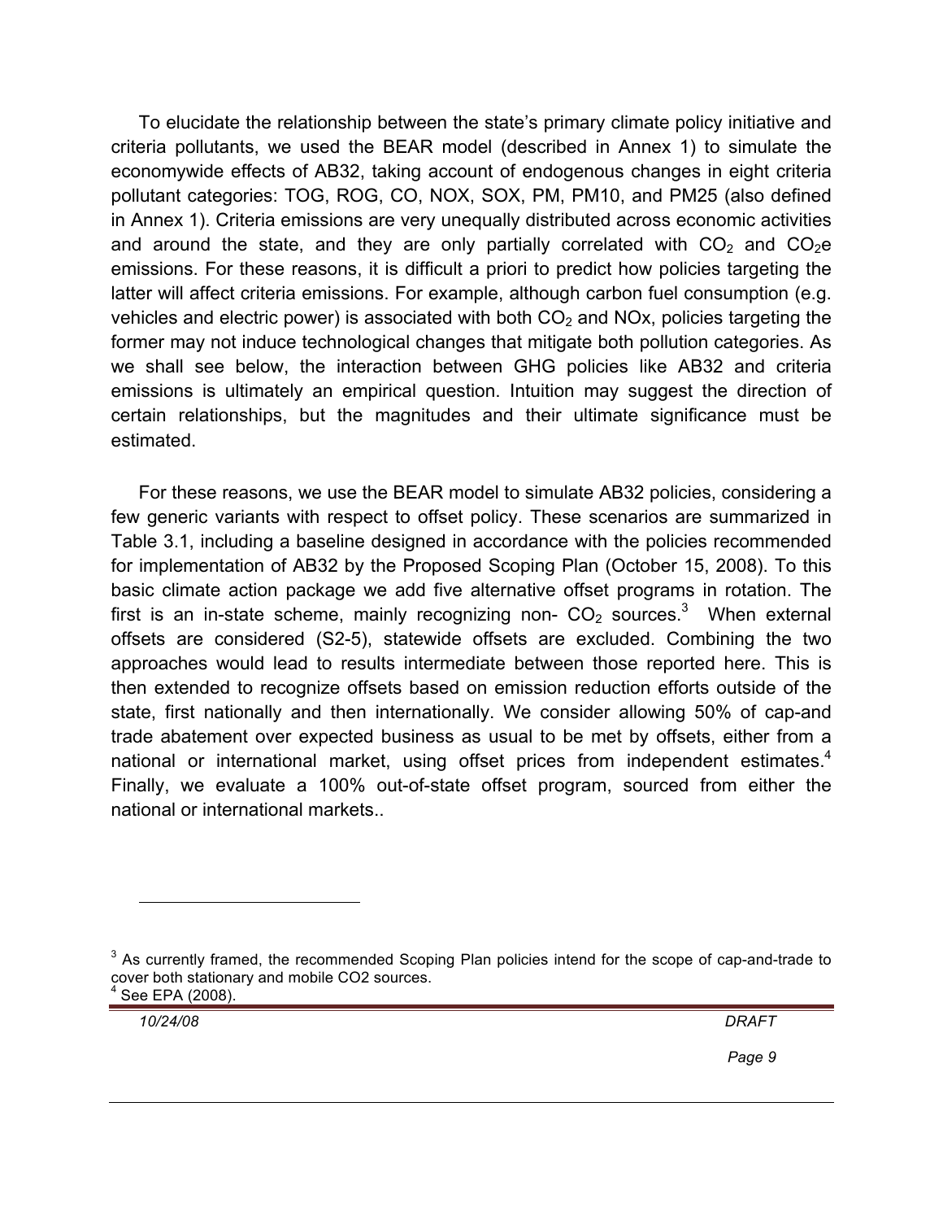To elucidate the relationship between the state's primary climate policy initiative and criteria pollutants, we used the BEAR model (described in Annex 1) to simulate the economywide effects of AB32, taking account of endogenous changes in eight criteria pollutant categories: TOG, ROG, CO, NOX, SOX, PM, PM10, and PM25 (also defined in Annex 1). Criteria emissions are very unequally distributed across economic activities and around the state, and they are only partially correlated with $CO_2$ and $CO_2e$ emissions. For these reasons, it is difficult a priori to predict how policies targeting the latter will affect criteria emissions. For example, although carbon fuel consumption (e.g. vehicles and electric power) is associated with both $CO_2$ and NOx, policies targeting the former may not induce technological changes that mitigate both pollution categories. As we shall see below, the interaction between GHG policies like AB32 and criteria emissions is ultimately an empirical question. Intuition may suggest the direction of certain relationships, but the magnitudes and their ultimate significance must be estimated.

For these reasons, we use the BEAR model to simulate AB32 policies, considering a few generic variants with respect to offset policy. These scenarios are summarized in Table 3.1, including a baseline designed in accordance with the policies recommended for implementation of AB32 by the Proposed Scoping Plan (October 15, 2008). To this basic climate action package we add five alternative offset programs in rotation. The first is an in-state scheme, mainly recognizing non- $CO_2$ sources.[3] When external offsets are considered (S2-5), statewide offsets are excluded. Combining the two approaches would lead to results intermediate between those reported here. This is then extended to recognize offsets based on emission reduction efforts outside of the state, first nationally and then internationally. We consider allowing 50% of cap-and trade abatement over expected business as usual to be met by offsets, either from a national or international market, using offset prices from independent estimates.[4] Finally, we evaluate a 100% out-of-state offset program, sourced from either the national or international markets..

---

[3] As currently framed, the recommended Scoping Plan policies intend for the scope of cap-and-trade to cover both stationary and mobile CO2 sources.

[4] See EPA (2008).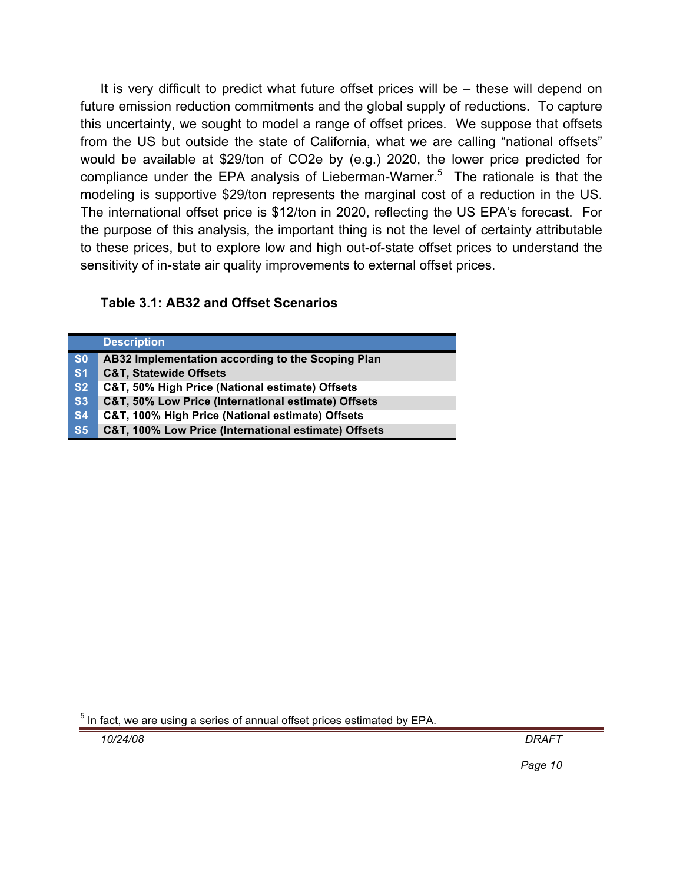It is very difficult to predict what future offset prices will be – these will depend on future emission reduction commitments and the global supply of reductions. To capture this uncertainty, we sought to model a range of offset prices. We suppose that offsets from the US but outside the state of California, what we are calling "national offsets" would be available at \$29/ton of CO2e by (e.g.) 2020, the lower price predicted for compliance under the EPA analysis of Lieberman-Warner.[5] The rationale is that the modeling is supportive \$29/ton represents the marginal cost of a reduction in the US. The international offset price is \$12/ton in 2020, reflecting the US EPA's forecast. For the purpose of this analysis, the important thing is not the level of certainty attributable to these prices, but to explore low and high out-of-state offset prices to understand the sensitivity of in-state air quality improvements to external offset prices.

**Table 3.1: AB32 and Offset Scenarios**

| | Description |
|---|---|
| **S0** | **AB32 Implementation according to the Scoping Plan** |
| **S1** | **C&T, Statewide Offsets** |
| **S2** | **C&T, 50% High Price (National estimate) Offsets** |
| **S3** | **C&T, 50% Low Price (International estimate) Offsets** |
| **S4** | **C&T, 100% High Price (National estimate) Offsets** |
| **S5** | **C&T, 100% Low Price (International estimate) Offsets** |

[5] In fact, we are using a series of annual offset prices estimated by EPA.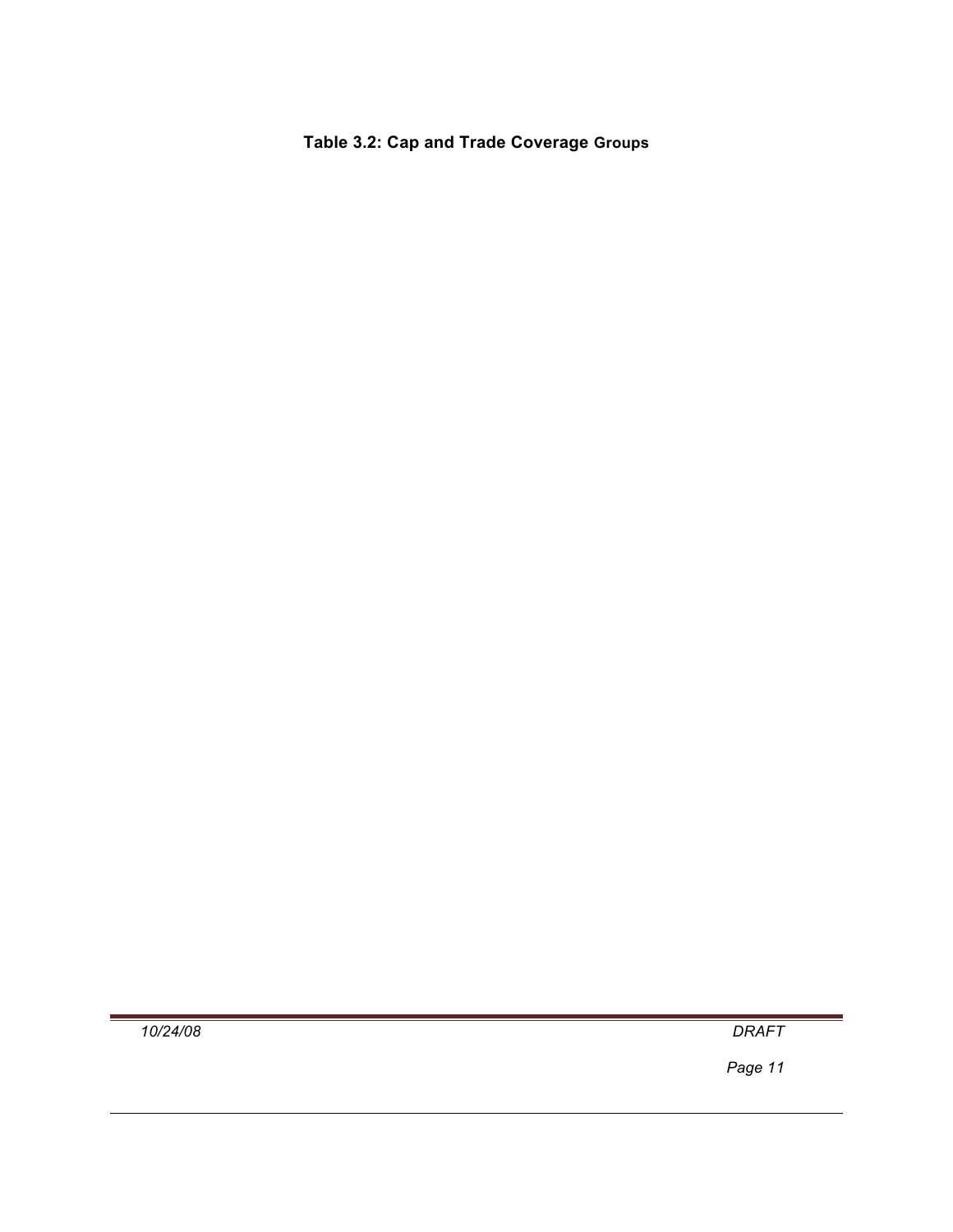**Table 3.2: Cap and Trade Coverage Groups**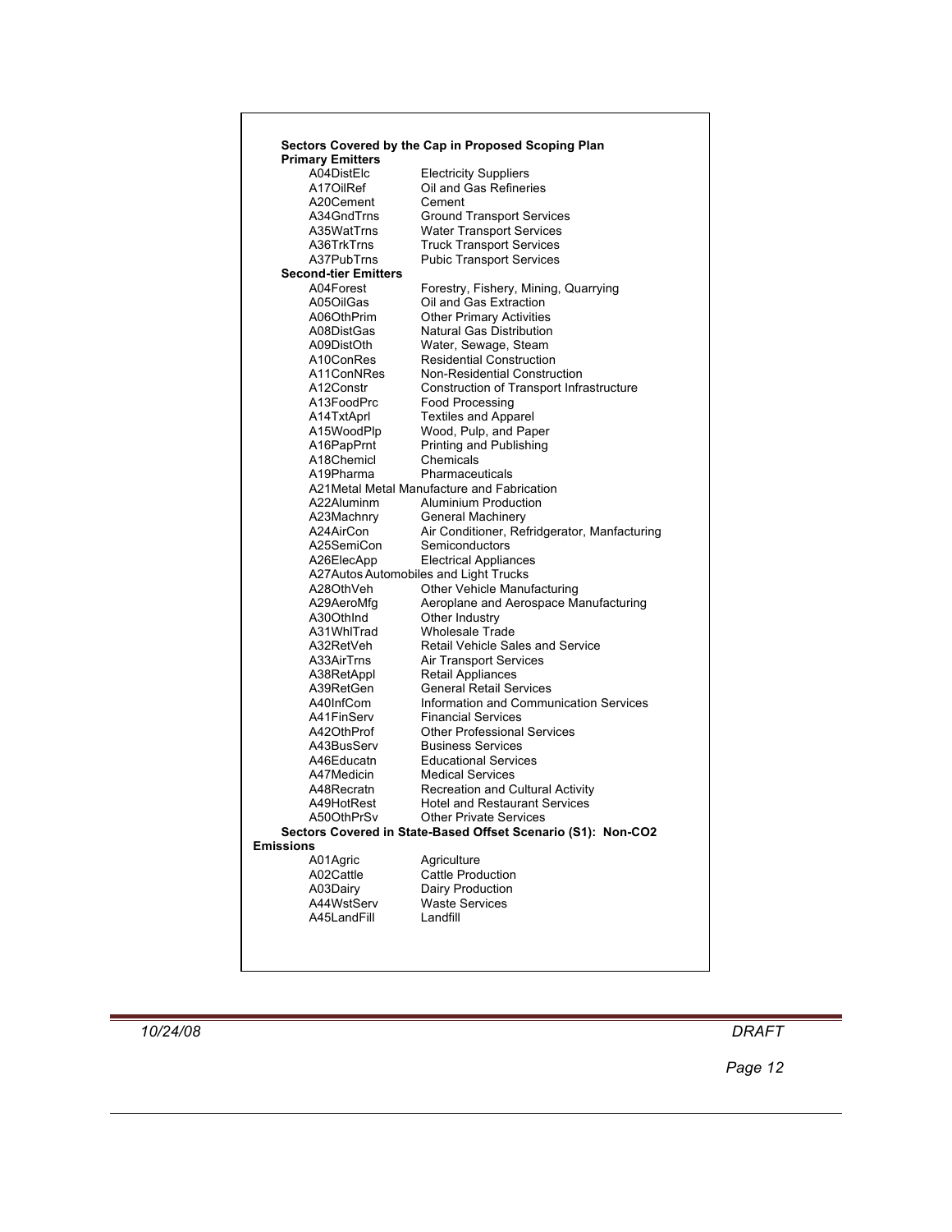**Sectors Covered by the Cap in Proposed Scoping Plan**

**Primary Emitters**

| Code | Sector |
|---|---|
| A04DistElc | Electricity Suppliers |
| A17OilRef | Oil and Gas Refineries |
| A20Cement | Cement |
| A34GndTrns | Ground Transport Services |
| A35WatTrns | Water Transport Services |
| A36TrkTrns | Truck Transport Services |
| A37PubTrns | Pubic Transport Services |

**Second-tier Emitters**

| Code | Sector |
|---|---|
| A04Forest | Forestry, Fishery, Mining, Quarrying |
| A05OilGas | Oil and Gas Extraction |
| A06OthPrim | Other Primary Activities |
| A08DistGas | Natural Gas Distribution |
| A09DistOth | Water, Sewage, Steam |
| A10ConRes | Residential Construction |
| A11ConNRes | Non-Residential Construction |
| A12Constr | Construction of Transport Infrastructure |
| A13FoodPrc | Food Processing |
| A14TxtAprl | Textiles and Apparel |
| A15WoodPlp | Wood, Pulp, and Paper |
| A16PapPrnt | Printing and Publishing |
| A18Chemicl | Chemicals |
| A19Pharma | Pharmaceuticals |
| A21Metal | Metal Manufacture and Fabrication |
| A22Aluminm | Aluminium Production |
| A23Machnry | General Machinery |
| A24AirCon | Air Conditioner, Refridgerator, Manfacturing |
| A25SemiCon | Semiconductors |
| A26ElecApp | Electrical Appliances |
| A27Autos | Automobiles and Light Trucks |
| A28OthVeh | Other Vehicle Manufacturing |
| A29AeroMfg | Aeroplane and Aerospace Manufacturing |
| A30OthInd | Other Industry |
| A31WhlTrad | Wholesale Trade |
| A32RetVeh | Retail Vehicle Sales and Service |
| A33AirTrns | Air Transport Services |
| A38RetAppl | Retail Appliances |
| A39RetGen | General Retail Services |
| A40InfCom | Information and Communication Services |
| A41FinServ | Financial Services |
| A42OthProf | Other Professional Services |
| A43BusServ | Business Services |
| A46Educatn | Educational Services |
| A47Medicin | Medical Services |
| A48Recratn | Recreation and Cultural Activity |
| A49HotRest | Hotel and Restaurant Services |
| A50OthPrSv | Other Private Services |

**Sectors Covered in State-Based Offset Scenario (S1): Non-CO2 Emissions**

| Code | Sector |
|---|---|
| A01Agric | Agriculture |
| A02Cattle | Cattle Production |
| A03Dairy | Dairy Production |
| A44WstServ | Waste Services |
| A45LandFill | Landfill |

*10/24/08* *DRAFT*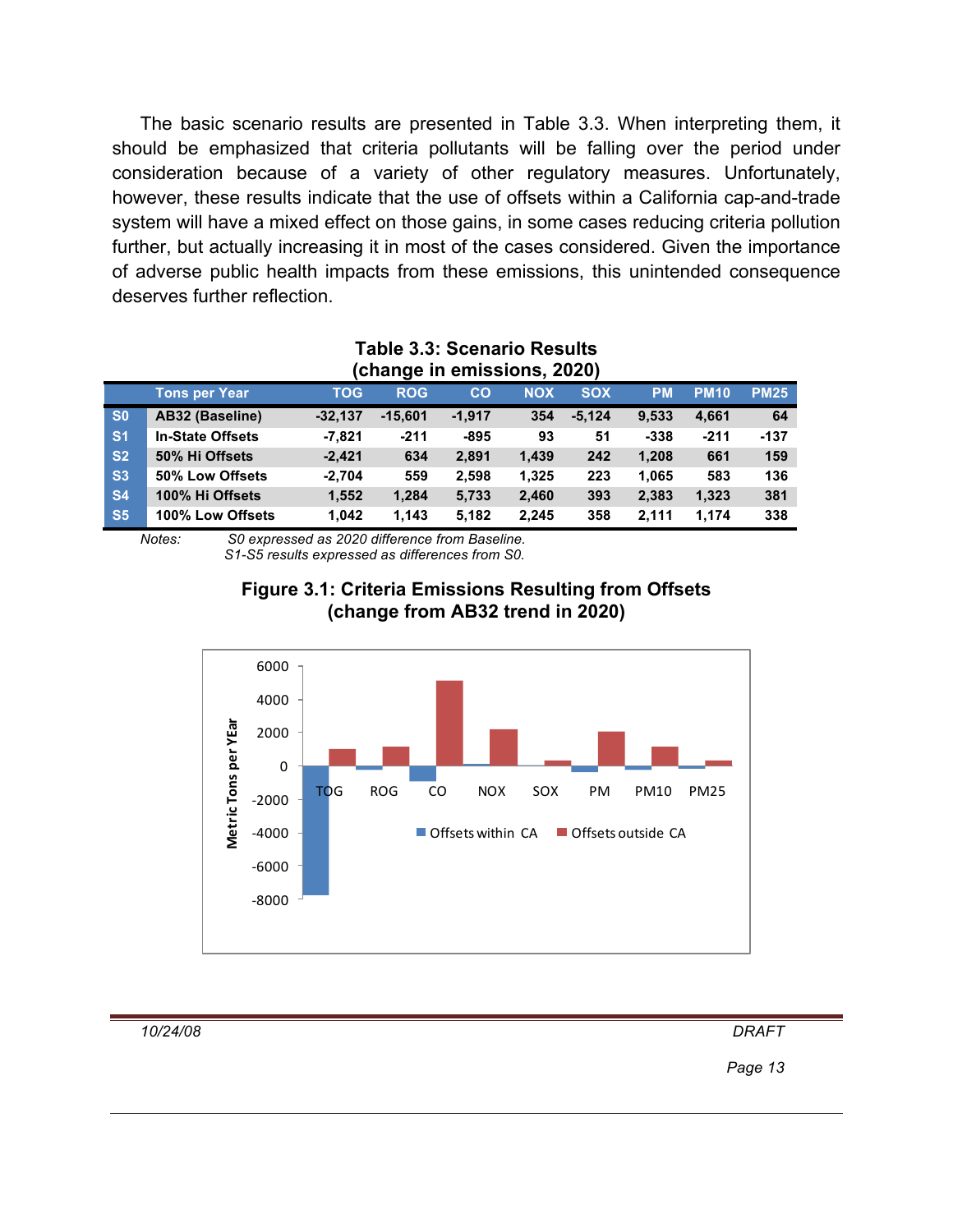The basic scenario results are presented in Table 3.3. When interpreting them, it should be emphasized that criteria pollutants will be falling over the period under consideration because of a variety of other regulatory measures. Unfortunately, however, these results indicate that the use of offsets within a California cap-and-trade system will have a mixed effect on those gains, in some cases reducing criteria pollution further, but actually increasing it in most of the cases considered. Given the importance of adverse public health impacts from these emissions, this unintended consequence deserves further reflection.

**Table 3.3: Scenario Results (change in emissions, 2020)**

| | Tons per Year | TOG | ROG | CO | NOX | SOX | PM | PM10 | PM25 |
|---|---|---|---|---|---|---|---|---|---|
| S0 | AB32 (Baseline) | -32,137 | -15,601 | -1,917 | 354 | -5,124 | 9,533 | 4,661 | 64 |
| S1 | In-State Offsets | -7,821 | -211 | -895 | 93 | 51 | -338 | -211 | -137 |
| S2 | 50% Hi Offsets | -2,421 | 634 | 2,891 | 1,439 | 242 | 1,208 | 661 | 159 |
| S3 | 50% Low Offsets | -2,704 | 559 | 2,598 | 1,325 | 223 | 1,065 | 583 | 136 |
| S4 | 100% Hi Offsets | 1,552 | 1,284 | 5,733 | 2,460 | 393 | 2,383 | 1,323 | 381 |
| S5 | 100% Low Offsets | 1,042 | 1,143 | 5,182 | 2,245 | 358 | 2,111 | 1,174 | 338 |

*Notes: S0 expressed as 2020 difference from Baseline.*
*S1-S5 results expressed as differences from S0.*

**Figure 3.1: Criteria Emissions Resulting from Offsets (change from AB32 trend in 2020)**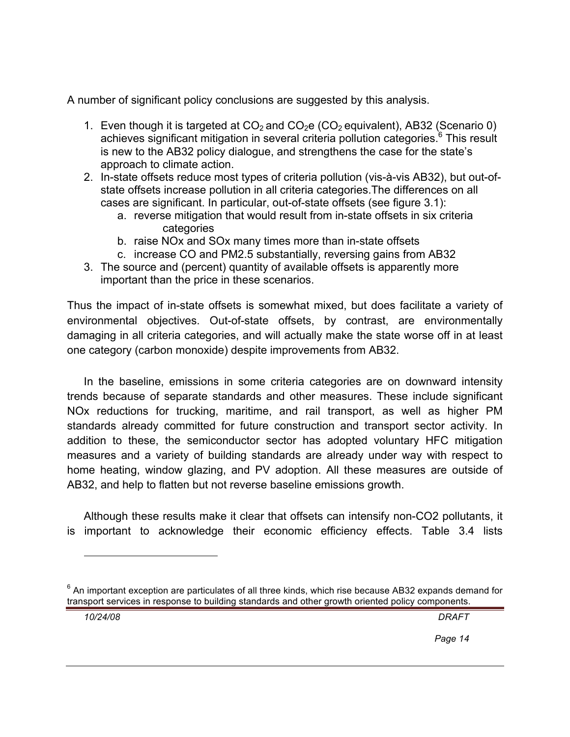A number of significant policy conclusions are suggested by this analysis.

1. Even though it is targeted at $CO_2$ and $CO_2e$ ($CO_2$ equivalent), AB32 (Scenario 0) achieves significant mitigation in several criteria pollution categories.[6] This result is new to the AB32 policy dialogue, and strengthens the case for the state's approach to climate action.
2. In-state offsets reduce most types of criteria pollution (vis-à-vis AB32), but out-of-state offsets increase pollution in all criteria categories.The differences on all cases are significant. In particular, out-of-state offsets (see figure 3.1):
   a. reverse mitigation that would result from in-state offsets in six criteria categories
   b. raise NOx and SOx many times more than in-state offsets
   c. increase CO and PM2.5 substantially, reversing gains from AB32
3. The source and (percent) quantity of available offsets is apparently more important than the price in these scenarios.

Thus the impact of in-state offsets is somewhat mixed, but does facilitate a variety of environmental objectives. Out-of-state offsets, by contrast, are environmentally damaging in all criteria categories, and will actually make the state worse off in at least one category (carbon monoxide) despite improvements from AB32.

In the baseline, emissions in some criteria categories are on downward intensity trends because of separate standards and other measures. These include significant NOx reductions for trucking, maritime, and rail transport, as well as higher PM standards already committed for future construction and transport sector activity. In addition to these, the semiconductor sector has adopted voluntary HFC mitigation measures and a variety of building standards are already under way with respect to home heating, window glazing, and PV adoption. All these measures are outside of AB32, and help to flatten but not reverse baseline emissions growth.

Although these results make it clear that offsets can intensify non-CO2 pollutants, it is important to acknowledge their economic efficiency effects. Table 3.4 lists

[6] An important exception are particulates of all three kinds, which rise because AB32 expands demand for transport services in response to building standards and other growth oriented policy components.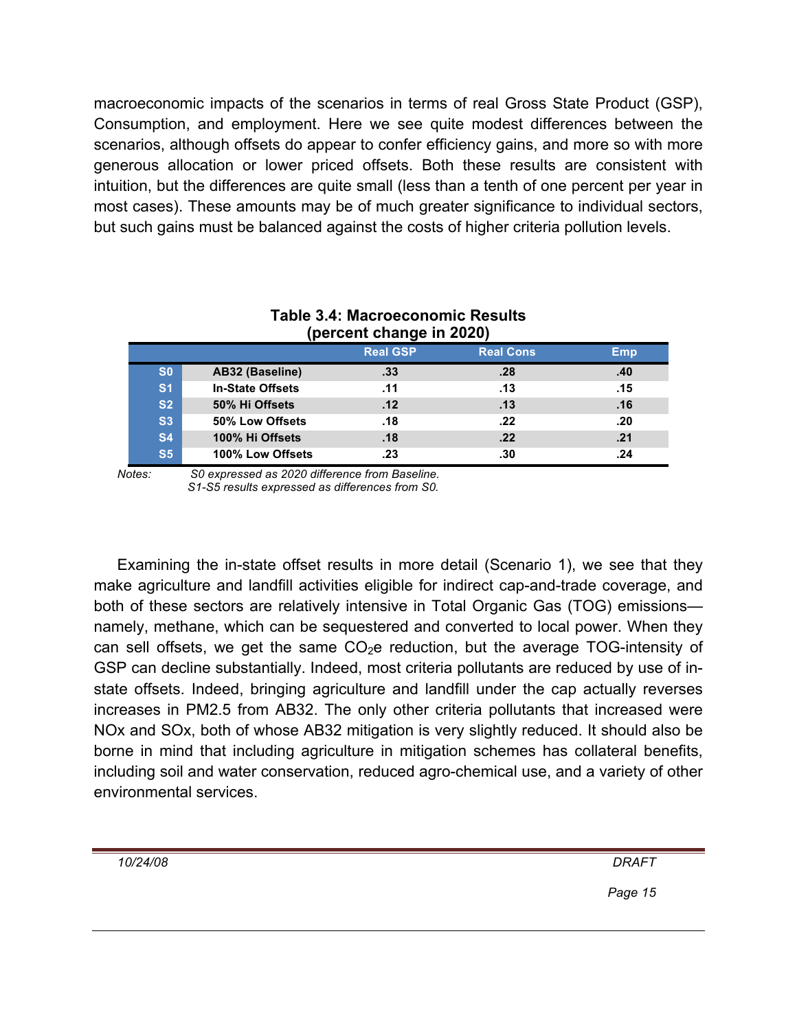macroeconomic impacts of the scenarios in terms of real Gross State Product (GSP), Consumption, and employment. Here we see quite modest differences between the scenarios, although offsets do appear to confer efficiency gains, and more so with more generous allocation or lower priced offsets. Both these results are consistent with intuition, but the differences are quite small (less than a tenth of one percent per year in most cases). These amounts may be of much greater significance to individual sectors, but such gains must be balanced against the costs of higher criteria pollution levels.

**Table 3.4: Macroeconomic Results (percent change in 2020)**

| | | Real GSP | Real Cons | Emp |
|---|---|---|---|---|
| **S0** | **AB32 (Baseline)** | .33 | .28 | .40 |
| **S1** | **In-State Offsets** | .11 | .13 | .15 |
| **S2** | **50% Hi Offsets** | .12 | .13 | .16 |
| **S3** | **50% Low Offsets** | .18 | .22 | .20 |
| **S4** | **100% Hi Offsets** | .18 | .22 | .21 |
| **S5** | **100% Low Offsets** | .23 | .30 | .24 |

*Notes: S0 expressed as 2020 difference from Baseline.*
*S1-S5 results expressed as differences from S0.*

Examining the in-state offset results in more detail (Scenario 1), we see that they make agriculture and landfill activities eligible for indirect cap-and-trade coverage, and both of these sectors are relatively intensive in Total Organic Gas (TOG) emissions—namely, methane, which can be sequestered and converted to local power. When they can sell offsets, we get the same $CO_2e$ reduction, but the average TOG-intensity of GSP can decline substantially. Indeed, most criteria pollutants are reduced by use of in-state offsets. Indeed, bringing agriculture and landfill under the cap actually reverses increases in PM2.5 from AB32. The only other criteria pollutants that increased were NOx and SOx, both of whose AB32 mitigation is very slightly reduced. It should also be borne in mind that including agriculture in mitigation schemes has collateral benefits, including soil and water conservation, reduced agro-chemical use, and a variety of other environmental services.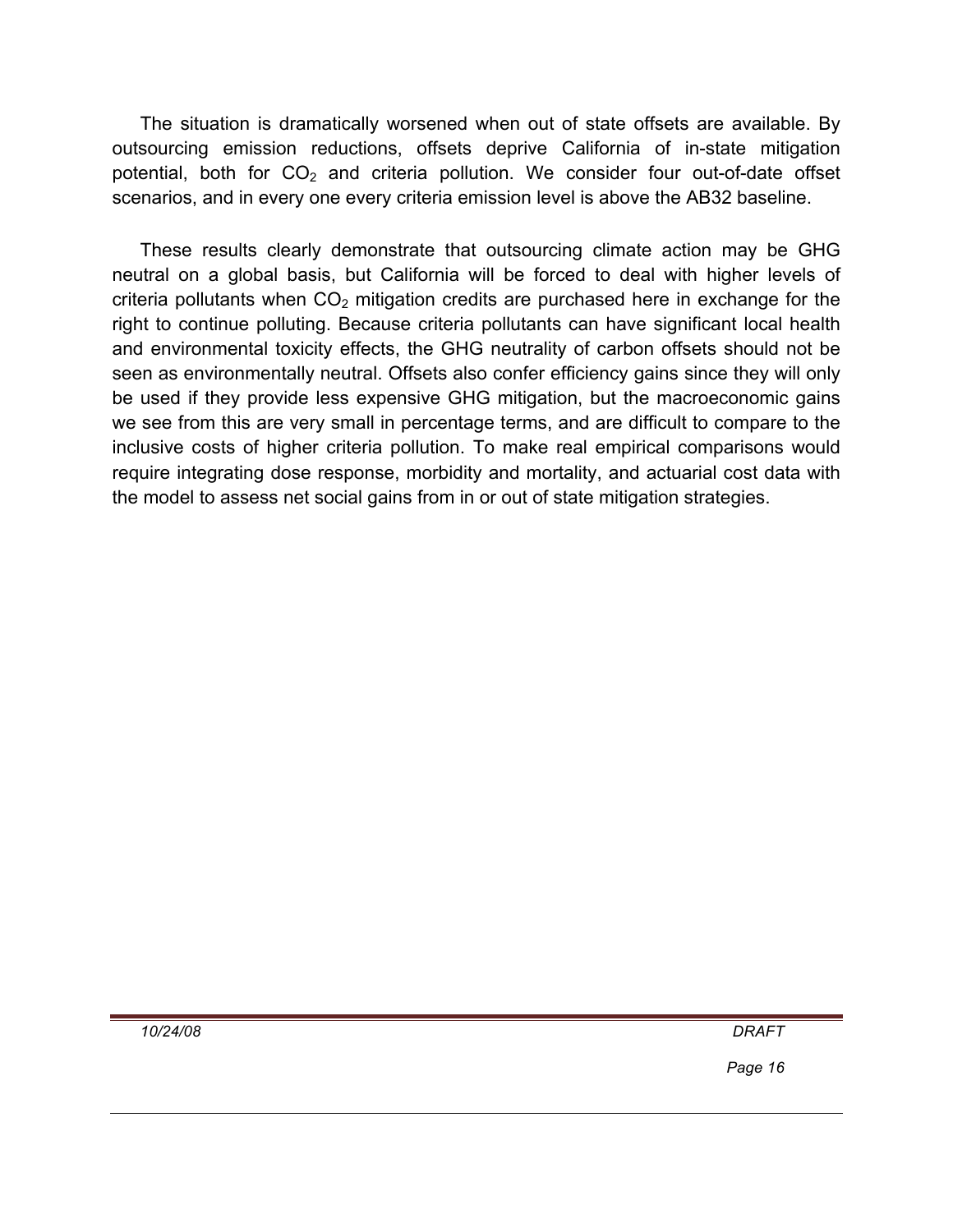The situation is dramatically worsened when out of state offsets are available. By outsourcing emission reductions, offsets deprive California of in-state mitigation potential, both for $CO_2$ and criteria pollution. We consider four out-of-date offset scenarios, and in every one every criteria emission level is above the AB32 baseline.

These results clearly demonstrate that outsourcing climate action may be GHG neutral on a global basis, but California will be forced to deal with higher levels of criteria pollutants when $CO_2$ mitigation credits are purchased here in exchange for the right to continue polluting. Because criteria pollutants can have significant local health and environmental toxicity effects, the GHG neutrality of carbon offsets should not be seen as environmentally neutral. Offsets also confer efficiency gains since they will only be used if they provide less expensive GHG mitigation, but the macroeconomic gains we see from this are very small in percentage terms, and are difficult to compare to the inclusive costs of higher criteria pollution. To make real empirical comparisons would require integrating dose response, morbidity and mortality, and actuarial cost data with the model to assess net social gains from in or out of state mitigation strategies.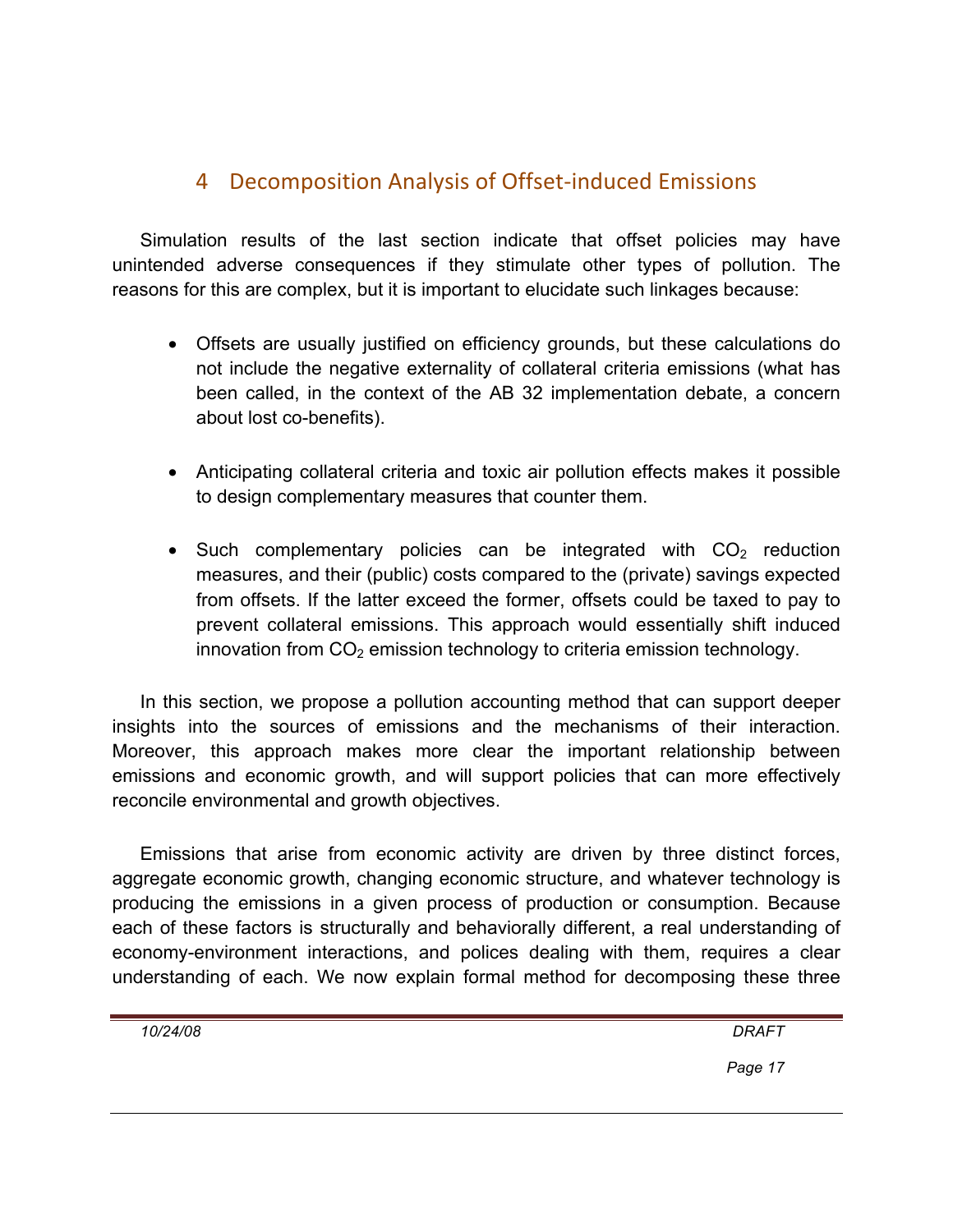## 4 Decomposition Analysis of Offset-induced Emissions

Simulation results of the last section indicate that offset policies may have unintended adverse consequences if they stimulate other types of pollution. The reasons for this are complex, but it is important to elucidate such linkages because:

- Offsets are usually justified on efficiency grounds, but these calculations do not include the negative externality of collateral criteria emissions (what has been called, in the context of the AB 32 implementation debate, a concern about lost co-benefits).

- Anticipating collateral criteria and toxic air pollution effects makes it possible to design complementary measures that counter them.

- Such complementary policies can be integrated with $CO_2$ reduction measures, and their (public) costs compared to the (private) savings expected from offsets. If the latter exceed the former, offsets could be taxed to pay to prevent collateral emissions. This approach would essentially shift induced innovation from $CO_2$ emission technology to criteria emission technology.

In this section, we propose a pollution accounting method that can support deeper insights into the sources of emissions and the mechanisms of their interaction. Moreover, this approach makes more clear the important relationship between emissions and economic growth, and will support policies that can more effectively reconcile environmental and growth objectives.

Emissions that arise from economic activity are driven by three distinct forces, aggregate economic growth, changing economic structure, and whatever technology is producing the emissions in a given process of production or consumption. Because each of these factors is structurally and behaviorally different, a real understanding of economy-environment interactions, and polices dealing with them, requires a clear understanding of each. We now explain formal method for decomposing these three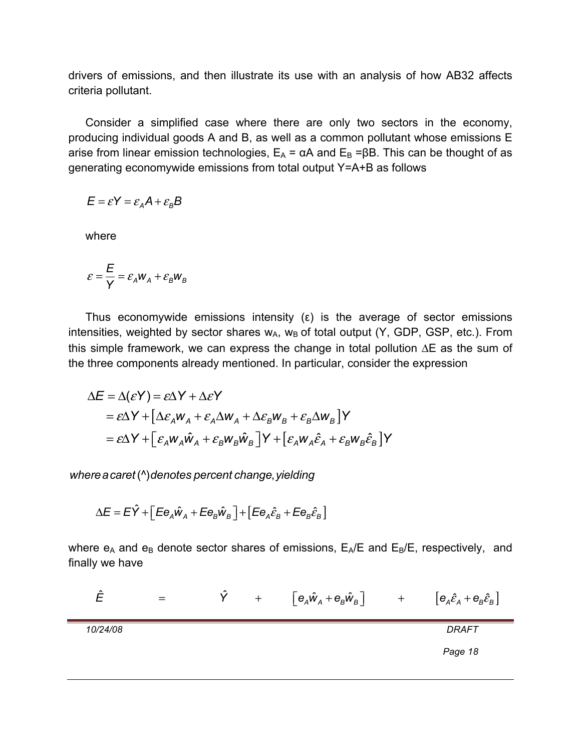drivers of emissions, and then illustrate its use with an analysis of how AB32 affects criteria pollutant.

Consider a simplified case where there are only two sectors in the economy, producing individual goods A and B, as well as a common pollutant whose emissions E arise from linear emission technologies, $E_A = \alpha A$ and $E_B = \beta B$. This can be thought of as generating economywide emissions from total output Y=A+B as follows

$$E = \varepsilon Y = \varepsilon_A A + \varepsilon_B B$$

where

$$\varepsilon = \frac{E}{Y} = \varepsilon_A w_A + \varepsilon_B w_B$$

Thus economywide emissions intensity (ε) is the average of sector emissions intensities, weighted by sector shares $w_A$, $w_B$ of total output (Y, GDP, GSP, etc.). From this simple framework, we can express the change in total pollution $\Delta E$ as the sum of the three components already mentioned. In particular, consider the expression

$$\begin{aligned}
\Delta E &= \Delta(\varepsilon Y) = \varepsilon \Delta Y + \Delta \varepsilon Y \\
&= \varepsilon \Delta Y + \left[ \Delta \varepsilon_A w_A + \varepsilon_A \Delta w_A + \Delta \varepsilon_B w_B + \varepsilon_B \Delta w_B \right] Y \\
&= \varepsilon \Delta Y + \left[ \varepsilon_A w_A \hat{w}_A + \varepsilon_B w_B \hat{w}_B \right] Y + \left[ \varepsilon_A w_A \hat{\varepsilon}_A + \varepsilon_B w_B \hat{\varepsilon}_B \right] Y
\end{aligned}$$

*where a caret (^) denotes percent change, yielding*

$$\Delta E = E\hat{Y} + \left[ E e_A \hat{w}_A + E e_B \hat{w}_B \right] + \left[ E e_A \hat{\varepsilon}_B + E e_B \hat{\varepsilon}_B \right]$$

where $e_A$ and $e_B$ denote sector shares of emissions, $E_A/E$ and $E_B/E$, respectively, and finally we have

$$\hat{E} = \hat{Y} + \left[ e_A \hat{w}_A + e_B \hat{w}_B \right] + \left[ e_A \hat{\varepsilon}_A + e_B \hat{\varepsilon}_B \right]$$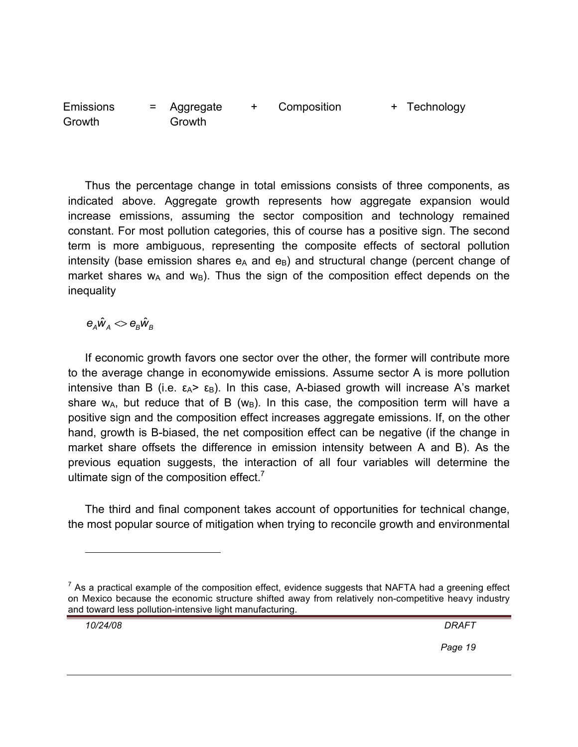| Emissions Growth | = | Aggregate Growth | + | Composition | + | Technology |
|---|---|---|---|---|---|---|

Thus the percentage change in total emissions consists of three components, as indicated above. Aggregate growth represents how aggregate expansion would increase emissions, assuming the sector composition and technology remained constant. For most pollution categories, this of course has a positive sign. The second term is more ambiguous, representing the composite effects of sectoral pollution intensity (base emission shares $e_A$ and $e_B$) and structural change (percent change of market shares $w_A$ and $w_B$). Thus the sign of the composition effect depends on the inequality

$$e_A \hat{w}_A <> e_B \hat{w}_B$$

If economic growth favors one sector over the other, the former will contribute more to the average change in economywide emissions. Assume sector A is more pollution intensive than B (i.e. $\varepsilon_A > \varepsilon_B$). In this case, A-biased growth will increase A's market share $w_A$, but reduce that of B ($w_B$). In this case, the composition term will have a positive sign and the composition effect increases aggregate emissions. If, on the other hand, growth is B-biased, the net composition effect can be negative (if the change in market share offsets the difference in emission intensity between A and B). As the previous equation suggests, the interaction of all four variables will determine the ultimate sign of the composition effect.[7]

The third and final component takes account of opportunities for technical change, the most popular source of mitigation when trying to reconcile growth and environmental

[7] As a practical example of the composition effect, evidence suggests that NAFTA had a greening effect on Mexico because the economic structure shifted away from relatively non-competitive heavy industry and toward less pollution-intensive light manufacturing.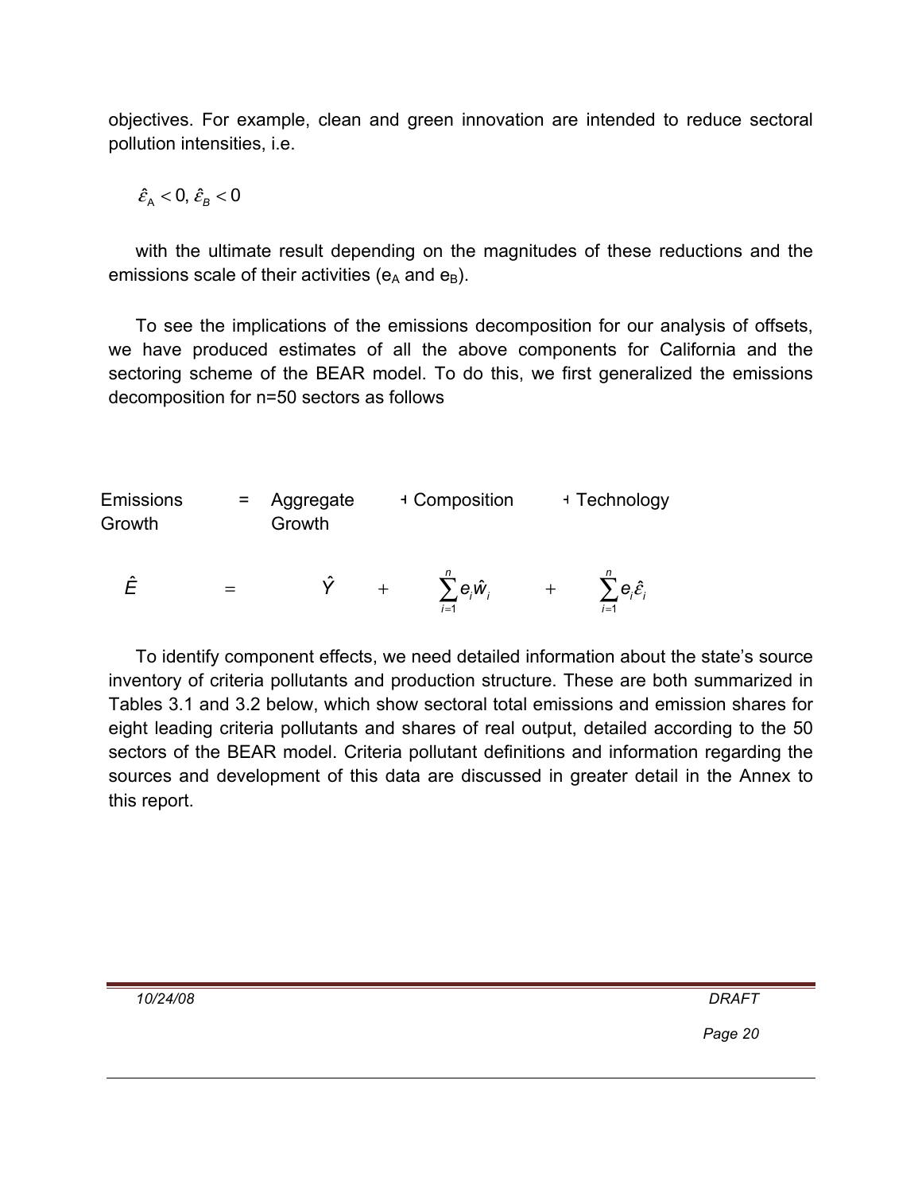objectives. For example, clean and green innovation are intended to reduce sectoral pollution intensities, i.e.

$$\hat{\varepsilon}_A < 0, \hat{\varepsilon}_B < 0$$

with the ultimate result depending on the magnitudes of these reductions and the emissions scale of their activities ($e_A$ and $e_B$).

To see the implications of the emissions decomposition for our analysis of offsets, we have produced estimates of all the above components for California and the sectoring scheme of the BEAR model. To do this, we first generalized the emissions decomposition for n=50 sectors as follows

| Emissions Growth | = | Aggregate Growth | + | Composition | + | Technology |
|---|---|---|---|---|---|---|
| $\hat{E}$ | $=$ | $\hat{Y}$ | $+$ | $\sum_{i=1}^{n} e_i \hat{w}_i$ | $+$ | $\sum_{i=1}^{n} e_i \hat{\varepsilon}_i$ |

To identify component effects, we need detailed information about the state's source inventory of criteria pollutants and production structure. These are both summarized in Tables 3.1 and 3.2 below, which show sectoral total emissions and emission shares for eight leading criteria pollutants and shares of real output, detailed according to the 50 sectors of the BEAR model. Criteria pollutant definitions and information regarding the sources and development of this data are discussed in greater detail in the Annex to this report.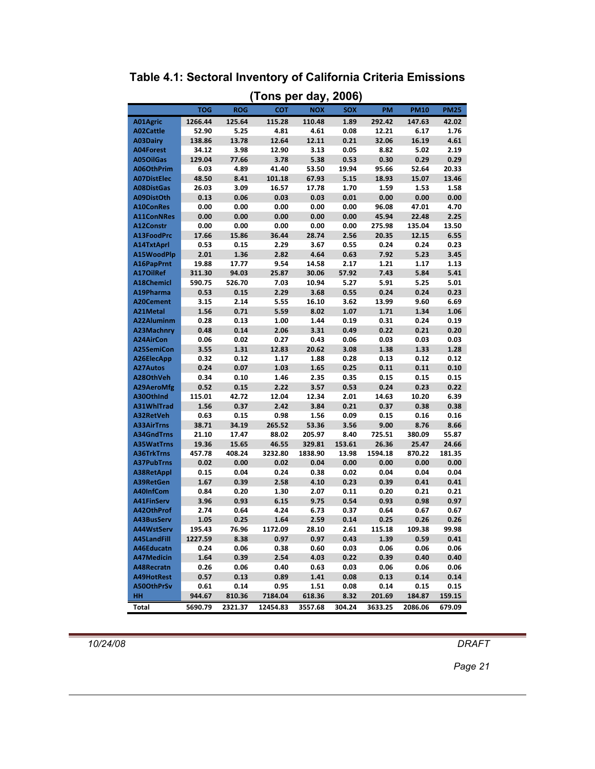## Table 4.1: Sectoral Inventory of California Criteria Emissions (Tons per day, 2006)

| | TOG | ROG | COT | NOX | SOX | PM | PM10 | PM25 |
|---|---|---|---|---|---|---|---|---|
| A01Agric | 1266.44 | 125.64 | 115.28 | 110.48 | 1.89 | 292.42 | 147.63 | 42.02 |
| A02Cattle | 52.90 | 5.25 | 4.81 | 4.61 | 0.08 | 12.21 | 6.17 | 1.76 |
| A03Dairy | 138.86 | 13.78 | 12.64 | 12.11 | 0.21 | 32.06 | 16.19 | 4.61 |
| A04Forest | 34.12 | 3.98 | 12.90 | 3.13 | 0.05 | 8.82 | 5.02 | 2.19 |
| A05OilGas | 129.04 | 77.66 | 3.78 | 5.38 | 0.53 | 0.30 | 0.29 | 0.29 |
| A06OthPrim | 6.03 | 4.89 | 41.40 | 53.50 | 19.94 | 95.66 | 52.64 | 20.33 |
| A07DistElec | 48.50 | 8.41 | 101.18 | 67.93 | 5.15 | 18.93 | 15.07 | 13.46 |
| A08DistGas | 26.03 | 3.09 | 16.57 | 17.78 | 1.70 | 1.59 | 1.53 | 1.58 |
| A09DistOth | 0.13 | 0.06 | 0.03 | 0.03 | 0.01 | 0.00 | 0.00 | 0.00 |
| A10ConRes | 0.00 | 0.00 | 0.00 | 0.00 | 0.00 | 96.08 | 47.01 | 4.70 |
| A11ConNRes | 0.00 | 0.00 | 0.00 | 0.00 | 0.00 | 45.94 | 22.48 | 2.25 |
| A12Constr | 0.00 | 0.00 | 0.00 | 0.00 | 0.00 | 275.98 | 135.04 | 13.50 |
| A13FoodPrc | 17.66 | 15.86 | 36.44 | 28.74 | 2.56 | 20.35 | 12.15 | 6.55 |
| A14TxtAprl | 0.53 | 0.15 | 2.29 | 3.67 | 0.55 | 0.24 | 0.24 | 0.23 |
| A15WoodPlp | 2.01 | 1.36 | 2.82 | 4.64 | 0.63 | 7.92 | 5.23 | 3.45 |
| A16PapPrnt | 19.88 | 17.77 | 9.54 | 14.58 | 2.17 | 1.21 | 1.17 | 1.13 |
| A17OilRef | 311.30 | 94.03 | 25.87 | 30.06 | 57.92 | 7.43 | 5.84 | 5.41 |
| A18Chemicl | 590.75 | 526.70 | 7.03 | 10.94 | 5.27 | 5.91 | 5.25 | 5.01 |
| A19Pharma | 0.53 | 0.15 | 2.29 | 3.68 | 0.55 | 0.24 | 0.24 | 0.23 |
| A20Cement | 3.15 | 2.14 | 5.55 | 16.10 | 3.62 | 13.99 | 9.60 | 6.69 |
| A21Metal | 1.56 | 0.71 | 5.59 | 8.02 | 1.07 | 1.71 | 1.34 | 1.06 |
| A22Aluminm | 0.28 | 0.13 | 1.00 | 1.44 | 0.19 | 0.31 | 0.24 | 0.19 |
| A23Machnry | 0.48 | 0.14 | 2.06 | 3.31 | 0.49 | 0.22 | 0.21 | 0.20 |
| A24AirCon | 0.06 | 0.02 | 0.27 | 0.43 | 0.06 | 0.03 | 0.03 | 0.03 |
| A25SemiCon | 3.55 | 1.31 | 12.83 | 20.62 | 3.08 | 1.38 | 1.33 | 1.28 |
| A26ElecApp | 0.32 | 0.12 | 1.17 | 1.88 | 0.28 | 0.13 | 0.12 | 0.12 |
| A27Autos | 0.24 | 0.07 | 1.03 | 1.65 | 0.25 | 0.11 | 0.11 | 0.10 |
| A28OthVeh | 0.34 | 0.10 | 1.46 | 2.35 | 0.35 | 0.15 | 0.15 | 0.15 |
| A29AeroMfg | 0.52 | 0.15 | 2.22 | 3.57 | 0.53 | 0.24 | 0.23 | 0.22 |
| A30OthInd | 115.01 | 42.72 | 12.04 | 12.34 | 2.01 | 14.63 | 10.20 | 6.39 |
| A31WhlTrad | 1.56 | 0.37 | 2.42 | 3.84 | 0.21 | 0.37 | 0.38 | 0.38 |
| A32RetVeh | 0.63 | 0.15 | 0.98 | 1.56 | 0.09 | 0.15 | 0.16 | 0.16 |
| A33AirTrns | 38.71 | 34.19 | 265.52 | 53.36 | 3.56 | 9.00 | 8.76 | 8.66 |
| A34GndTrns | 21.10 | 17.47 | 88.02 | 205.97 | 8.40 | 725.51 | 380.09 | 55.87 |
| A35WatTrns | 19.36 | 15.65 | 46.55 | 329.81 | 153.61 | 26.36 | 25.47 | 24.66 |
| A36TrkTrns | 457.78 | 408.24 | 3232.80 | 1838.90 | 13.98 | 1594.18 | 870.22 | 181.35 |
| A37PubTrns | 0.02 | 0.00 | 0.02 | 0.04 | 0.00 | 0.00 | 0.00 | 0.00 |
| A38RetAppl | 0.15 | 0.04 | 0.24 | 0.38 | 0.02 | 0.04 | 0.04 | 0.04 |
| A39RetGen | 1.67 | 0.39 | 2.58 | 4.10 | 0.23 | 0.39 | 0.41 | 0.41 |
| A40InfCom | 0.84 | 0.20 | 1.30 | 2.07 | 0.11 | 0.20 | 0.21 | 0.21 |
| A41FinServ | 3.96 | 0.93 | 6.15 | 9.75 | 0.54 | 0.93 | 0.98 | 0.97 |
| A42OthProf | 2.74 | 0.64 | 4.24 | 6.73 | 0.37 | 0.64 | 0.67 | 0.67 |
| A43BusServ | 1.05 | 0.25 | 1.64 | 2.59 | 0.14 | 0.25 | 0.26 | 0.26 |
| A44WstServ | 195.43 | 76.96 | 1172.09 | 28.10 | 2.61 | 115.18 | 109.38 | 99.98 |
| A45LandFill | 1227.59 | 8.38 | 0.97 | 0.97 | 0.43 | 1.39 | 0.59 | 0.41 |
| A46Educatn | 0.24 | 0.06 | 0.38 | 0.60 | 0.03 | 0.06 | 0.06 | 0.06 |
| A47Medicin | 1.64 | 0.39 | 2.54 | 4.03 | 0.22 | 0.39 | 0.40 | 0.40 |
| A48Recratn | 0.26 | 0.06 | 0.40 | 0.63 | 0.03 | 0.06 | 0.06 | 0.06 |
| A49HotRest | 0.57 | 0.13 | 0.89 | 1.41 | 0.08 | 0.13 | 0.14 | 0.14 |
| A50OthPrSv | 0.61 | 0.14 | 0.95 | 1.51 | 0.08 | 0.14 | 0.15 | 0.15 |
| HH | 944.67 | 810.36 | 7184.04 | 618.36 | 8.32 | 201.69 | 184.87 | 159.15 |
| Total | 5690.79 | 2321.37 | 12454.83 | 3557.68 | 304.24 | 3633.25 | 2086.06 | 679.09 |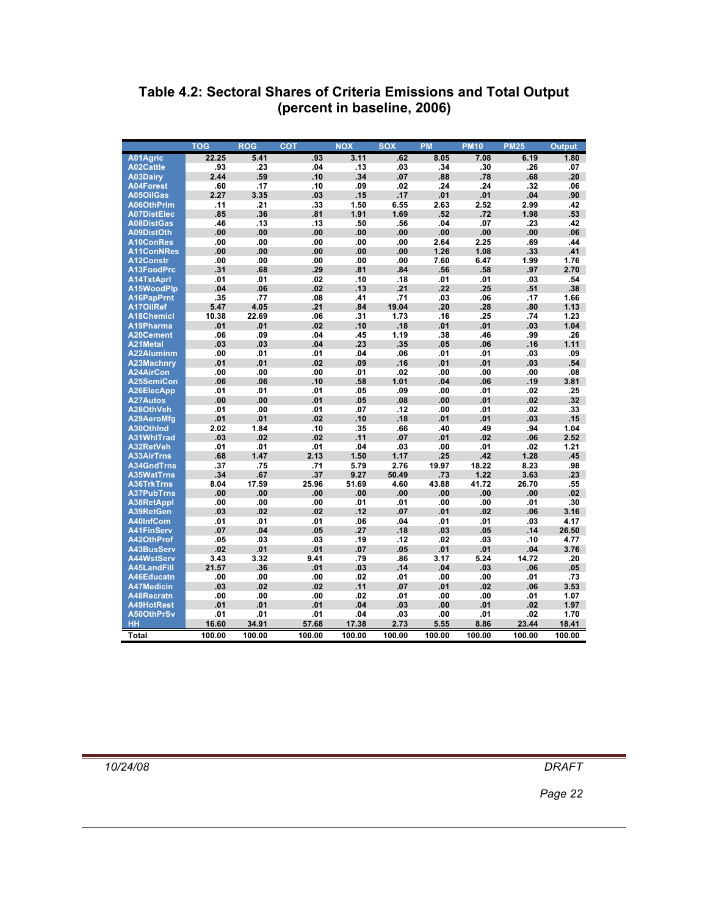# Table 4.2: Sectoral Shares of Criteria Emissions and Total Output (percent in baseline, 2006)

| | TOG | ROG | COT | NOX | SOX | PM | PM10 | PM25 | Output |
|---|---|---|---|---|---|---|---|---|---|
| A01Agric | 22.25 | 5.41 | .93 | 3.11 | .62 | 8.05 | 7.08 | 6.19 | 1.80 |
| A02Cattle | .93 | .23 | .04 | .13 | .03 | .34 | .30 | .26 | .07 |
| A03Dairy | 2.44 | .59 | .10 | .34 | .07 | .88 | .78 | .68 | .20 |
| A04Forest | .60 | .17 | .10 | .09 | .02 | .24 | .24 | .32 | .06 |
| A05OilGas | 2.27 | 3.35 | .03 | .15 | .17 | .01 | .01 | .04 | .90 |
| A06OthPrim | .11 | .21 | .33 | 1.50 | 6.55 | 2.63 | 2.52 | 2.99 | .42 |
| A07DistElec | .85 | .36 | .81 | 1.91 | 1.69 | .52 | .72 | 1.98 | .53 |
| A08DistGas | .46 | .13 | .13 | .50 | .56 | .04 | .07 | .23 | .42 |
| A09DistOth | .00 | .00 | .00 | .00 | .00 | .00 | .00 | .00 | .06 |
| A10ConRes | .00 | .00 | .00 | .00 | .00 | 2.64 | 2.25 | .69 | .44 |
| A11ConNRes | .00 | .00 | .00 | .00 | .00 | 1.26 | 1.08 | .33 | .41 |
| A12Constr | .00 | .00 | .00 | .00 | .00 | 7.60 | 6.47 | 1.99 | 1.76 |
| A13FoodPrc | .31 | .68 | .29 | .81 | .84 | .56 | .58 | .97 | 2.70 |
| A14TxtAprl | .01 | .01 | .02 | .10 | .18 | .01 | .01 | .03 | .54 |
| A15WoodPlp | .04 | .06 | .02 | .13 | .21 | .22 | .25 | .51 | .38 |
| A16PapPrnt | .35 | .77 | .08 | .41 | .71 | .03 | .06 | .17 | 1.66 |
| A17OilRef | 5.47 | 4.05 | .21 | .84 | 19.04 | .20 | .28 | .80 | 1.13 |
| A18Chemicl | 10.38 | 22.69 | .06 | .31 | 1.73 | .16 | .25 | .74 | 1.23 |
| A19Pharma | .01 | .01 | .02 | .10 | .18 | .01 | .01 | .03 | 1.04 |
| A20Cement | .06 | .09 | .04 | .45 | 1.19 | .38 | .46 | .99 | .26 |
| A21Metal | .03 | .03 | .04 | .23 | .35 | .05 | .06 | .16 | 1.11 |
| A22Aluminm | .00 | .01 | .01 | .04 | .06 | .01 | .01 | .03 | .09 |
| A23Machnry | .01 | .01 | .02 | .09 | .16 | .01 | .01 | .03 | .54 |
| A24AirCon | .00 | .00 | .00 | .01 | .02 | .00 | .00 | .00 | .08 |
| A25SemiCon | .06 | .06 | .10 | .58 | 1.01 | .04 | .06 | .19 | 3.81 |
| A26ElecApp | .01 | .01 | .01 | .05 | .09 | .00 | .01 | .02 | .25 |
| A27Autos | .00 | .00 | .01 | .05 | .08 | .00 | .01 | .02 | .32 |
| A28OthVeh | .01 | .00 | .01 | .07 | .12 | .00 | .01 | .02 | .33 |
| A29AeroMfg | .01 | .01 | .02 | .10 | .18 | .01 | .01 | .03 | .15 |
| A30OthInd | 2.02 | 1.84 | .10 | .35 | .66 | .40 | .49 | .94 | 1.04 |
| A31WhlTrad | .03 | .02 | .02 | .11 | .07 | .01 | .02 | .06 | 2.52 |
| A32RetVeh | .01 | .01 | .01 | .04 | .03 | .00 | .01 | .02 | 1.21 |
| A33AirTrns | .68 | 1.47 | 2.13 | 1.50 | 1.17 | .25 | .42 | 1.28 | .45 |
| A34GndTrns | .37 | .75 | .71 | 5.79 | 2.76 | 19.97 | 18.22 | 8.23 | .98 |
| A35WatTrns | .34 | .67 | .37 | 9.27 | 50.49 | .73 | 1.22 | 3.63 | .23 |
| A36TrkTrns | 8.04 | 17.59 | 25.96 | 51.69 | 4.60 | 43.88 | 41.72 | 26.70 | .55 |
| A37PubTrns | .00 | .00 | .00 | .00 | .00 | .00 | .00 | .00 | .02 |
| A38RetAppl | .00 | .00 | .00 | .01 | .01 | .00 | .00 | .01 | .30 |
| A39RetGen | .03 | .02 | .02 | .12 | .07 | .01 | .02 | .06 | 3.16 |
| A40InfCom | .01 | .01 | .01 | .06 | .04 | .01 | .01 | .03 | 4.17 |
| A41FinServ | .07 | .04 | .05 | .27 | .18 | .03 | .05 | .14 | 26.50 |
| A42OthProf | .05 | .03 | .03 | .19 | .12 | .02 | .03 | .10 | 4.77 |
| A43BusServ | .02 | .01 | .01 | .07 | .05 | .01 | .01 | .04 | 3.76 |
| A44WstServ | 3.43 | 3.32 | 9.41 | .79 | .86 | 3.17 | 5.24 | 14.72 | .20 |
| A45LandFill | 21.57 | .36 | .01 | .03 | .14 | .04 | .03 | .06 | .05 |
| A46Educatn | .00 | .00 | .00 | .02 | .01 | .00 | .00 | .01 | .73 |
| A47Medicin | .03 | .02 | .02 | .11 | .07 | .01 | .02 | .06 | 3.53 |
| A48Recratn | .00 | .00 | .00 | .02 | .01 | .00 | .00 | .01 | 1.07 |
| A49HotRest | .01 | .01 | .01 | .04 | .03 | .00 | .01 | .02 | 1.97 |
| A50OthPrSv | .01 | .01 | .01 | .04 | .03 | .00 | .01 | .02 | 1.70 |
| HH | 16.60 | 34.91 | 57.68 | 17.38 | 2.73 | 5.55 | 8.86 | 23.44 | 18.41 |
| Total | 100.00 | 100.00 | 100.00 | 100.00 | 100.00 | 100.00 | 100.00 | 100.00 | 100.00 |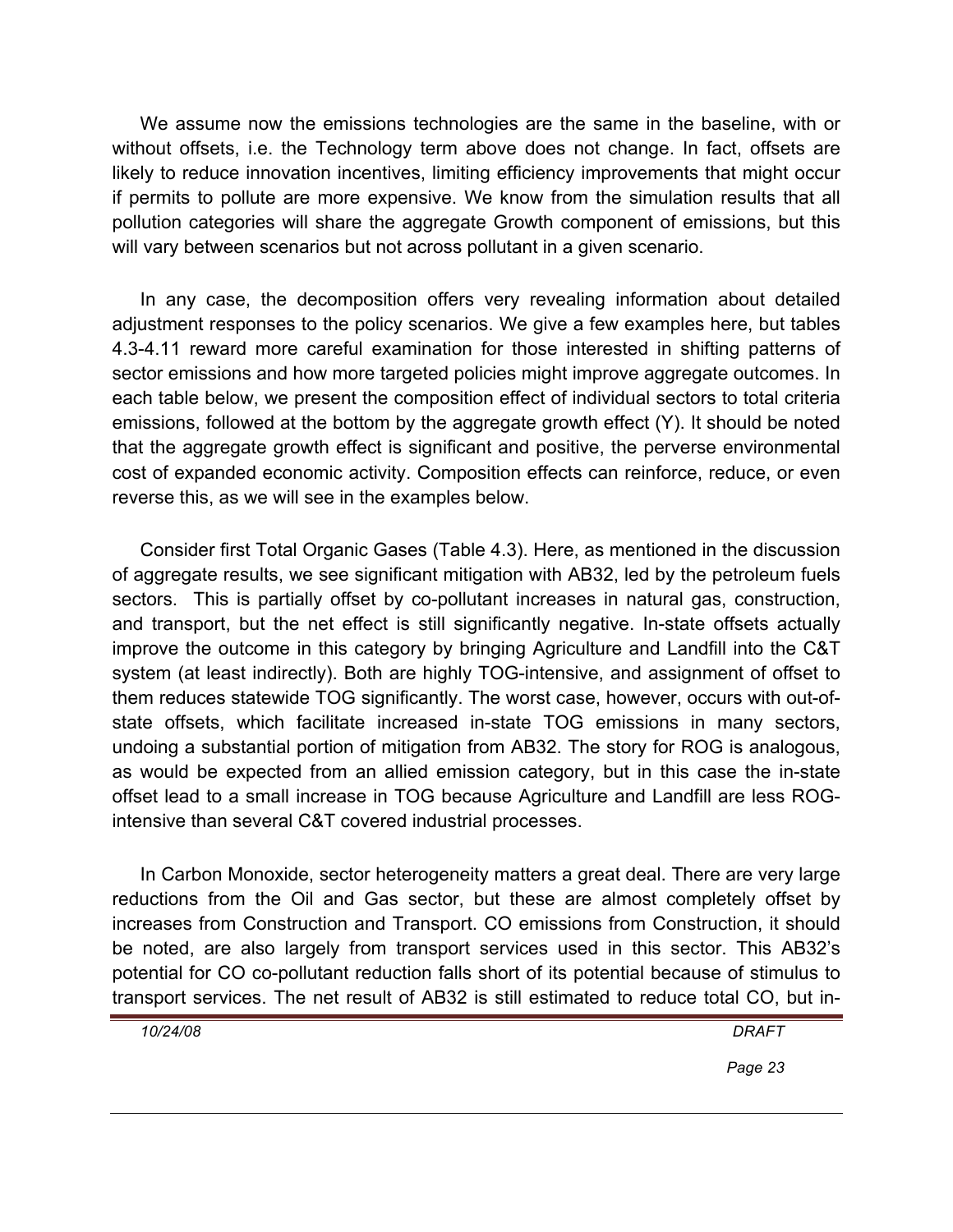We assume now the emissions technologies are the same in the baseline, with or without offsets, i.e. the Technology term above does not change. In fact, offsets are likely to reduce innovation incentives, limiting efficiency improvements that might occur if permits to pollute are more expensive. We know from the simulation results that all pollution categories will share the aggregate Growth component of emissions, but this will vary between scenarios but not across pollutant in a given scenario.

In any case, the decomposition offers very revealing information about detailed adjustment responses to the policy scenarios. We give a few examples here, but tables 4.3-4.11 reward more careful examination for those interested in shifting patterns of sector emissions and how more targeted policies might improve aggregate outcomes. In each table below, we present the composition effect of individual sectors to total criteria emissions, followed at the bottom by the aggregate growth effect (Y). It should be noted that the aggregate growth effect is significant and positive, the perverse environmental cost of expanded economic activity. Composition effects can reinforce, reduce, or even reverse this, as we will see in the examples below.

Consider first Total Organic Gases (Table 4.3). Here, as mentioned in the discussion of aggregate results, we see significant mitigation with AB32, led by the petroleum fuels sectors. This is partially offset by co-pollutant increases in natural gas, construction, and transport, but the net effect is still significantly negative. In-state offsets actually improve the outcome in this category by bringing Agriculture and Landfill into the C&T system (at least indirectly). Both are highly TOG-intensive, and assignment of offset to them reduces statewide TOG significantly. The worst case, however, occurs with out-of-state offsets, which facilitate increased in-state TOG emissions in many sectors, undoing a substantial portion of mitigation from AB32. The story for ROG is analogous, as would be expected from an allied emission category, but in this case the in-state offset lead to a small increase in TOG because Agriculture and Landfill are less ROG-intensive than several C&T covered industrial processes.

In Carbon Monoxide, sector heterogeneity matters a great deal. There are very large reductions from the Oil and Gas sector, but these are almost completely offset by increases from Construction and Transport. CO emissions from Construction, it should be noted, are also largely from transport services used in this sector. This AB32's potential for CO co-pollutant reduction falls short of its potential because of stimulus to transport services. The net result of AB32 is still estimated to reduce total CO, but in-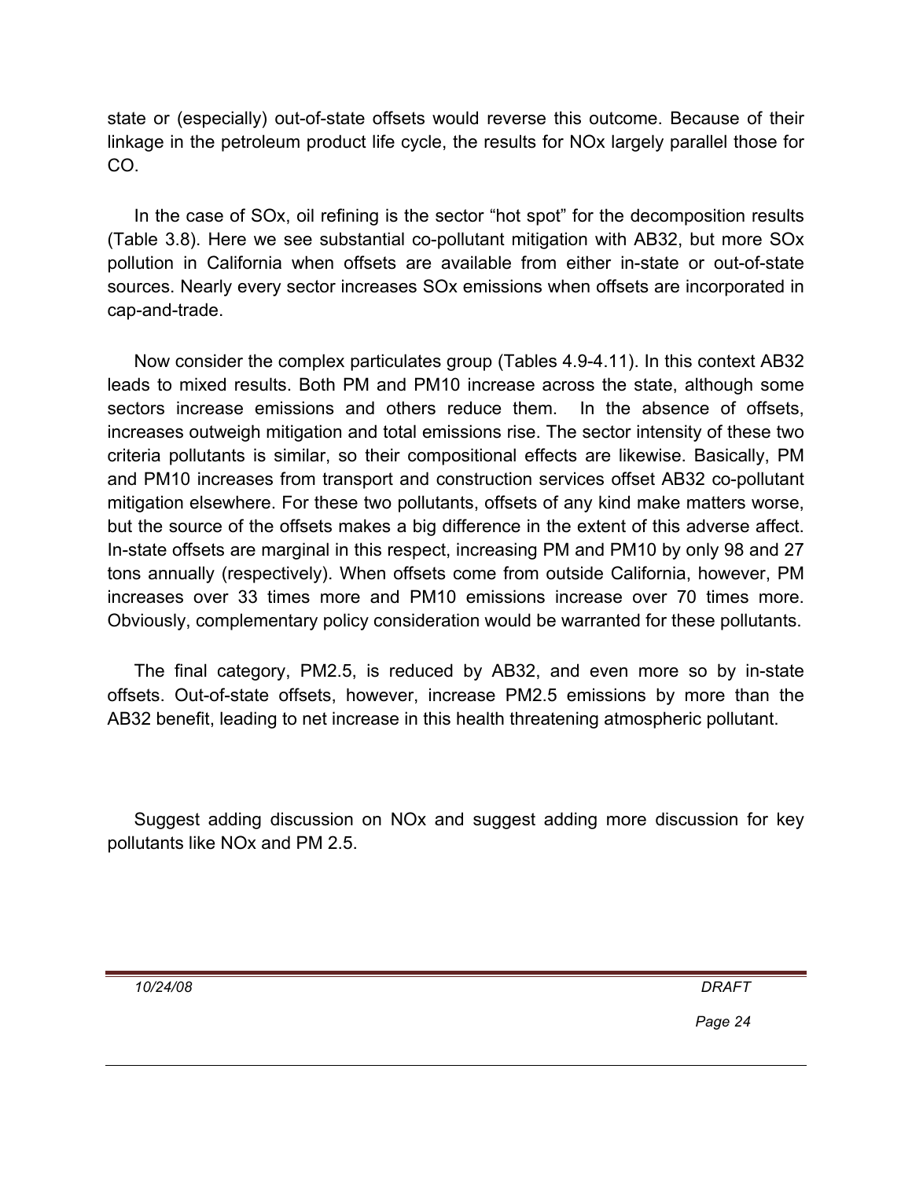state or (especially) out-of-state offsets would reverse this outcome. Because of their linkage in the petroleum product life cycle, the results for NOx largely parallel those for CO.

In the case of SOx, oil refining is the sector "hot spot" for the decomposition results (Table 3.8). Here we see substantial co-pollutant mitigation with AB32, but more SOx pollution in California when offsets are available from either in-state or out-of-state sources. Nearly every sector increases SOx emissions when offsets are incorporated in cap-and-trade.

Now consider the complex particulates group (Tables 4.9-4.11). In this context AB32 leads to mixed results. Both PM and PM10 increase across the state, although some sectors increase emissions and others reduce them. In the absence of offsets, increases outweigh mitigation and total emissions rise. The sector intensity of these two criteria pollutants is similar, so their compositional effects are likewise. Basically, PM and PM10 increases from transport and construction services offset AB32 co-pollutant mitigation elsewhere. For these two pollutants, offsets of any kind make matters worse, but the source of the offsets makes a big difference in the extent of this adverse affect. In-state offsets are marginal in this respect, increasing PM and PM10 by only 98 and 27 tons annually (respectively). When offsets come from outside California, however, PM increases over 33 times more and PM10 emissions increase over 70 times more. Obviously, complementary policy consideration would be warranted for these pollutants.

The final category, PM2.5, is reduced by AB32, and even more so by in-state offsets. Out-of-state offsets, however, increase PM2.5 emissions by more than the AB32 benefit, leading to net increase in this health threatening atmospheric pollutant.

Suggest adding discussion on NOx and suggest adding more discussion for key pollutants like NOx and PM 2.5.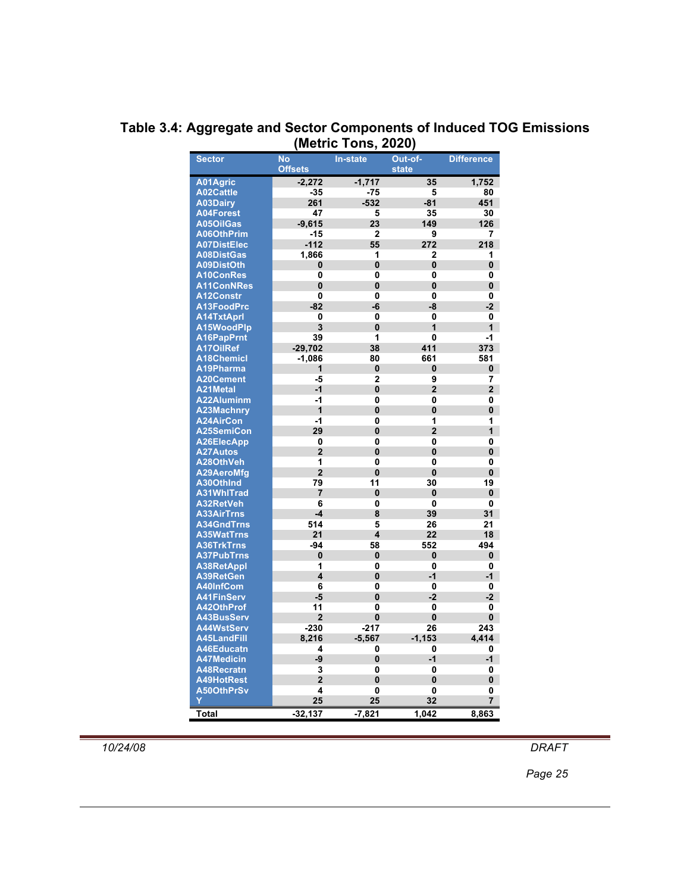## Table 3.4: Aggregate and Sector Components of Induced TOG Emissions (Metric Tons, 2020)

| Sector | No Offsets | In-state | Out-of-state | Difference |
|---|---|---|---|---|
| A01Agric | -2,272 | -1,717 | 35 | 1,752 |
| A02Cattle | -35 | -75 | 5 | 80 |
| A03Dairy | 261 | -532 | -81 | 451 |
| A04Forest | 47 | 5 | 35 | 30 |
| A05OilGas | -9,615 | 23 | 149 | 126 |
| A06OthPrim | -15 | 2 | 9 | 7 |
| A07DistElec | -112 | 55 | 272 | 218 |
| A08DistGas | 1,866 | 1 | 2 | 1 |
| A09DistOth | 0 | 0 | 0 | 0 |
| A10ConRes | 0 | 0 | 0 | 0 |
| A11ConNRes | 0 | 0 | 0 | 0 |
| A12Constr | 0 | 0 | 0 | 0 |
| A13FoodPrc | -82 | -6 | -8 | -2 |
| A14TxtAprl | 0 | 0 | 0 | 0 |
| A15WoodPlp | 3 | 0 | 1 | 1 |
| A16PapPrnt | 39 | 1 | 0 | -1 |
| A17OilRef | -29,702 | 38 | 411 | 373 |
| A18Chemicl | -1,086 | 80 | 661 | 581 |
| A19Pharma | 1 | 0 | 0 | 0 |
| A20Cement | -5 | 2 | 9 | 7 |
| A21Metal | -1 | 0 | 2 | 2 |
| A22Aluminm | -1 | 0 | 0 | 0 |
| A23Machnry | 1 | 0 | 0 | 0 |
| A24AirCon | -1 | 0 | 1 | 1 |
| A25SemiCon | 29 | 0 | 2 | 1 |
| A26ElecApp | 0 | 0 | 0 | 0 |
| A27Autos | 2 | 0 | 0 | 0 |
| A28OthVeh | 1 | 0 | 0 | 0 |
| A29AeroMfg | 2 | 0 | 0 | 0 |
| A30OthInd | 79 | 11 | 30 | 19 |
| A31WhlTrad | 7 | 0 | 0 | 0 |
| A32RetVeh | 6 | 0 | 0 | 0 |
| A33AirTrns | -4 | 8 | 39 | 31 |
| A34GndTrns | 514 | 5 | 26 | 21 |
| A35WatTrns | 21 | 4 | 22 | 18 |
| A36TrkTrns | -94 | 58 | 552 | 494 |
| A37PubTrns | 0 | 0 | 0 | 0 |
| A38RetAppl | 1 | 0 | 0 | 0 |
| A39RetGen | 4 | 0 | -1 | -1 |
| A40InfCom | 6 | 0 | 0 | 0 |
| A41FinServ | -5 | 0 | -2 | -2 |
| A42OthProf | 11 | 0 | 0 | 0 |
| A43BusServ | 2 | 0 | 0 | 0 |
| A44WstServ | -230 | -217 | 26 | 243 |
| A45LandFill | 8,216 | -5,567 | -1,153 | 4,414 |
| A46Educatn | 4 | 0 | 0 | 0 |
| A47Medicin | -9 | 0 | -1 | -1 |
| A48Recratn | 3 | 0 | 0 | 0 |
| A49HotRest | 2 | 0 | 0 | 0 |
| A50OthPrSv | 4 | 0 | 0 | 0 |
| Y | 25 | 25 | 32 | 7 |
| **Total** | **-32,137** | **-7,821** | **1,042** | **8,863** |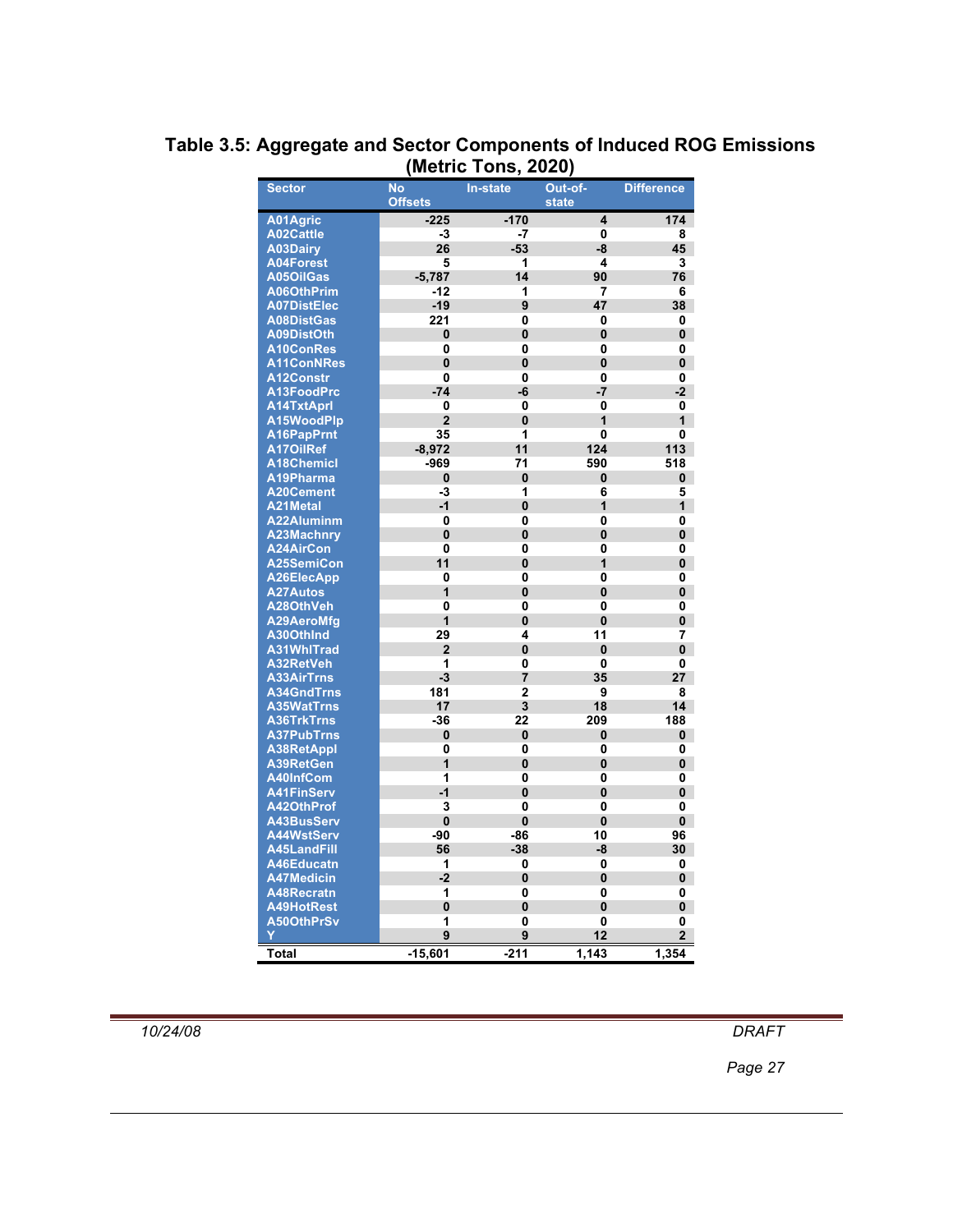**Table 3.5: Aggregate and Sector Components of Induced ROG Emissions (Metric Tons, 2020)**

| Sector | No Offsets | In-state | Out-of-state | Difference |
|---|---|---|---|---|
| A01Agric | -225 | -170 | 4 | 174 |
| A02Cattle | -3 | -7 | 0 | 8 |
| A03Dairy | 26 | -53 | -8 | 45 |
| A04Forest | 5 | 1 | 4 | 3 |
| A05OilGas | -5,787 | 14 | 90 | 76 |
| A06OthPrim | -12 | 1 | 7 | 6 |
| A07DistElec | -19 | 9 | 47 | 38 |
| A08DistGas | 221 | 0 | 0 | 0 |
| A09DistOth | 0 | 0 | 0 | 0 |
| A10ConRes | 0 | 0 | 0 | 0 |
| A11ConNRes | 0 | 0 | 0 | 0 |
| A12Constr | 0 | 0 | 0 | 0 |
| A13FoodPrc | -74 | -6 | -7 | -2 |
| A14TxtAprl | 0 | 0 | 0 | 0 |
| A15WoodPlp | 2 | 0 | 1 | 1 |
| A16PapPrnt | 35 | 1 | 0 | 0 |
| A17OilRef | -8,972 | 11 | 124 | 113 |
| A18Chemicl | -969 | 71 | 590 | 518 |
| A19Pharma | 0 | 0 | 0 | 0 |
| A20Cement | -3 | 1 | 6 | 5 |
| A21Metal | -1 | 0 | 1 | 1 |
| A22Aluminm | 0 | 0 | 0 | 0 |
| A23Machnry | 0 | 0 | 0 | 0 |
| A24AirCon | 0 | 0 | 0 | 0 |
| A25SemiCon | 11 | 0 | 1 | 0 |
| A26ElecApp | 0 | 0 | 0 | 0 |
| A27Autos | 1 | 0 | 0 | 0 |
| A28OthVeh | 0 | 0 | 0 | 0 |
| A29AeroMfg | 1 | 0 | 0 | 0 |
| A30OthInd | 29 | 4 | 11 | 7 |
| A31WhlTrad | 2 | 0 | 0 | 0 |
| A32RetVeh | 1 | 0 | 0 | 0 |
| A33AirTrns | -3 | 7 | 35 | 27 |
| A34GndTrns | 181 | 2 | 9 | 8 |
| A35WatTrns | 17 | 3 | 18 | 14 |
| A36TrkTrns | -36 | 22 | 209 | 188 |
| A37PubTrns | 0 | 0 | 0 | 0 |
| A38RetAppl | 0 | 0 | 0 | 0 |
| A39RetGen | 1 | 0 | 0 | 0 |
| A40InfCom | 1 | 0 | 0 | 0 |
| A41FinServ | -1 | 0 | 0 | 0 |
| A42OthProf | 3 | 0 | 0 | 0 |
| A43BusServ | 0 | 0 | 0 | 0 |
| A44WstServ | -90 | -86 | 10 | 96 |
| A45LandFill | 56 | -38 | -8 | 30 |
| A46Educatn | 1 | 0 | 0 | 0 |
| A47Medicin | -2 | 0 | 0 | 0 |
| A48Recratn | 1 | 0 | 0 | 0 |
| A49HotRest | 0 | 0 | 0 | 0 |
| A50OthPrSv | 1 | 0 | 0 | 0 |
| Y | 9 | 9 | 12 | 2 |
| **Total** | **-15,601** | **-211** | **1,143** | **1,354** |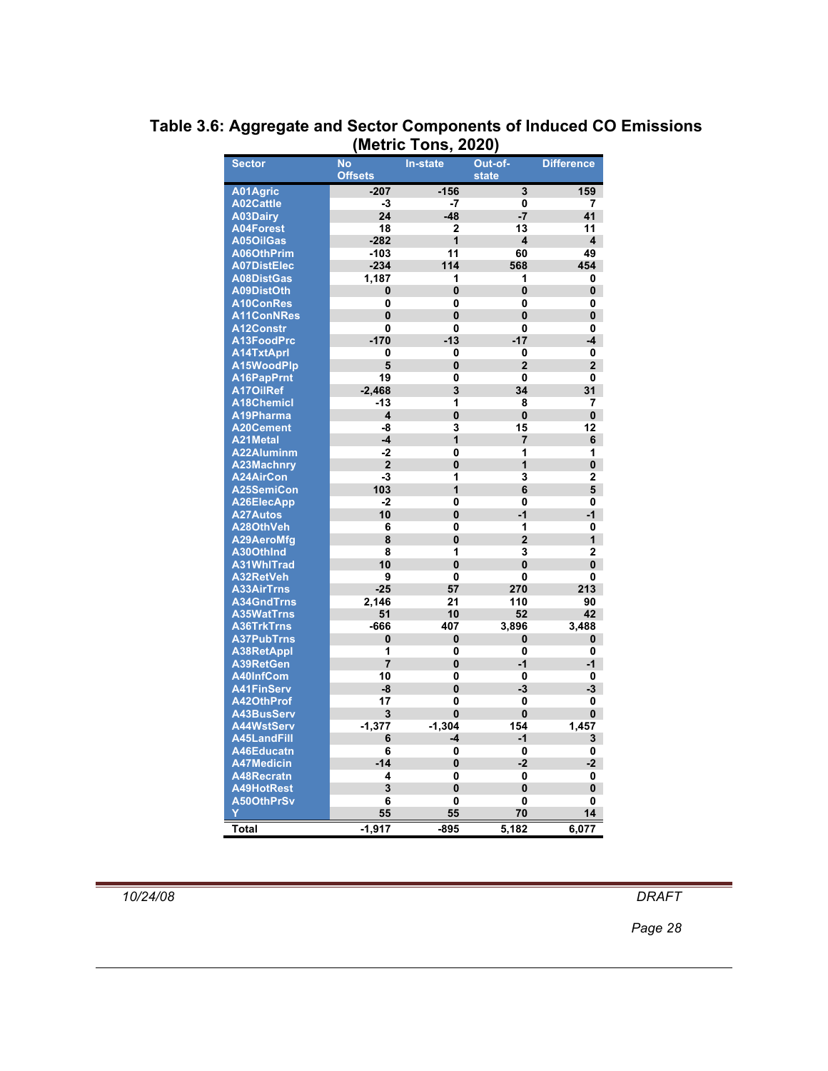**Table 3.6: Aggregate and Sector Components of Induced CO Emissions (Metric Tons, 2020)**

| Sector | No Offsets | In-state | Out-of-state | Difference |
|---|---|---|---|---|
| A01Agric | -207 | -156 | 3 | 159 |
| A02Cattle | -3 | -7 | 0 | 7 |
| A03Dairy | 24 | -48 | -7 | 41 |
| A04Forest | 18 | 2 | 13 | 11 |
| A05OilGas | -282 | 1 | 4 | 4 |
| A06OthPrim | -103 | 11 | 60 | 49 |
| A07DistElec | -234 | 114 | 568 | 454 |
| A08DistGas | 1,187 | 1 | 1 | 0 |
| A09DistOth | 0 | 0 | 0 | 0 |
| A10ConRes | 0 | 0 | 0 | 0 |
| A11ConNRes | 0 | 0 | 0 | 0 |
| A12Constr | 0 | 0 | 0 | 0 |
| A13FoodPrc | -170 | -13 | -17 | -4 |
| A14TxtAprl | 0 | 0 | 0 | 0 |
| A15WoodPlp | 5 | 0 | 2 | 2 |
| A16PapPrnt | 19 | 0 | 0 | 0 |
| A17OilRef | -2,468 | 3 | 34 | 31 |
| A18Chemicl | -13 | 1 | 8 | 7 |
| A19Pharma | 4 | 0 | 0 | 0 |
| A20Cement | -8 | 3 | 15 | 12 |
| A21Metal | -4 | 1 | 7 | 6 |
| A22Aluminm | -2 | 0 | 1 | 1 |
| A23Machnry | 2 | 0 | 1 | 0 |
| A24AirCon | -3 | 1 | 3 | 2 |
| A25SemiCon | 103 | 1 | 6 | 5 |
| A26ElecApp | -2 | 0 | 0 | 0 |
| A27Autos | 10 | 0 | -1 | -1 |
| A28OthVeh | 6 | 0 | 1 | 0 |
| A29AeroMfg | 8 | 0 | 2 | 1 |
| A30OthInd | 8 | 1 | 3 | 2 |
| A31WhlTrad | 10 | 0 | 0 | 0 |
| A32RetVeh | 9 | 0 | 0 | 0 |
| A33AirTrns | -25 | 57 | 270 | 213 |
| A34GndTrns | 2,146 | 21 | 110 | 90 |
| A35WatTrns | 51 | 10 | 52 | 42 |
| A36TrkTrns | -666 | 407 | 3,896 | 3,488 |
| A37PubTrns | 0 | 0 | 0 | 0 |
| A38RetAppl | 1 | 0 | 0 | 0 |
| A39RetGen | 7 | 0 | -1 | -1 |
| A40InfCom | 10 | 0 | 0 | 0 |
| A41FinServ | -8 | 0 | -3 | -3 |
| A42OthProf | 17 | 0 | 0 | 0 |
| A43BusServ | 3 | 0 | 0 | 0 |
| A44WstServ | -1,377 | -1,304 | 154 | 1,457 |
| A45LandFill | 6 | -4 | -1 | 3 |
| A46Educatn | 6 | 0 | 0 | 0 |
| A47Medicin | -14 | 0 | -2 | -2 |
| A48Recratn | 4 | 0 | 0 | 0 |
| A49HotRest | 3 | 0 | 0 | 0 |
| A50OthPrSv | 6 | 0 | 0 | 0 |
| Y | 55 | 55 | 70 | 14 |
| **Total** | **-1,917** | **-895** | **5,182** | **6,077** |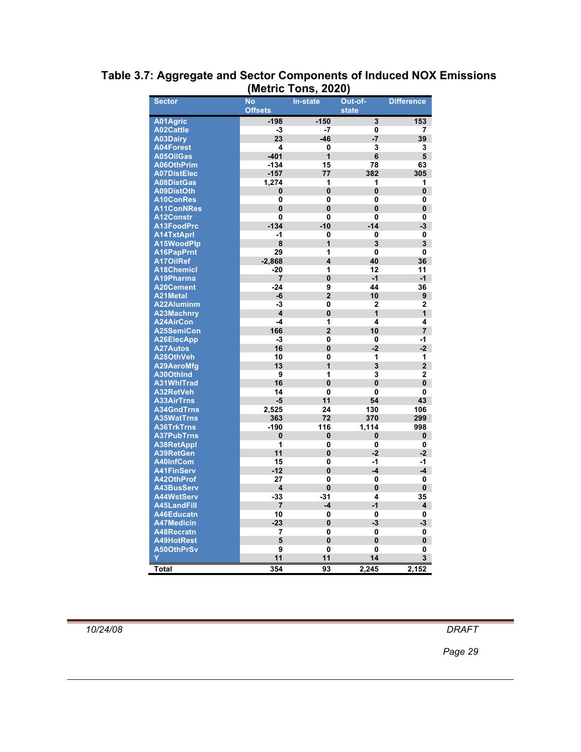## Table 3.7: Aggregate and Sector Components of Induced NOX Emissions (Metric Tons, 2020)

| Sector | No Offsets | In-state | Out-of-state | Difference |
|---|---|---|---|---|
| A01Agric | -198 | -150 | 3 | 153 |
| A02Cattle | -3 | -7 | 0 | 7 |
| A03Dairy | 23 | -46 | -7 | 39 |
| A04Forest | 4 | 0 | 3 | 3 |
| A05OilGas | -401 | 1 | 6 | 5 |
| A06OthPrim | -134 | 15 | 78 | 63 |
| A07DistElec | -157 | 77 | 382 | 305 |
| A08DistGas | 1,274 | 1 | 1 | 1 |
| A09DistOth | 0 | 0 | 0 | 0 |
| A10ConRes | 0 | 0 | 0 | 0 |
| A11ConNRes | 0 | 0 | 0 | 0 |
| A12Constr | 0 | 0 | 0 | 0 |
| A13FoodPrc | -134 | -10 | -14 | -3 |
| A14TxtAprl | -1 | 0 | 0 | 0 |
| A15WoodPlp | 8 | 1 | 3 | 3 |
| A16PapPrnt | 29 | 1 | 0 | 0 |
| A17OilRef | -2,868 | 4 | 40 | 36 |
| A18Chemicl | -20 | 1 | 12 | 11 |
| A19Pharma | 7 | 0 | -1 | -1 |
| A20Cement | -24 | 9 | 44 | 36 |
| A21Metal | -6 | 2 | 10 | 9 |
| A22Aluminm | -3 | 0 | 2 | 2 |
| A23Machnry | 4 | 0 | 1 | 1 |
| A24AirCon | -4 | 1 | 4 | 4 |
| A25SemiCon | 166 | 2 | 10 | 7 |
| A26ElecApp | -3 | 0 | 0 | -1 |
| A27Autos | 16 | 0 | -2 | -2 |
| A28OthVeh | 10 | 0 | 1 | 1 |
| A29AeroMfg | 13 | 1 | 3 | 2 |
| A30OthInd | 9 | 1 | 3 | 2 |
| A31WhlTrad | 16 | 0 | 0 | 0 |
| A32RetVeh | 14 | 0 | 0 | 0 |
| A33AirTrns | -5 | 11 | 54 | 43 |
| A34GndTrns | 2,525 | 24 | 130 | 106 |
| A35WatTrns | 363 | 72 | 370 | 299 |
| A36TrkTrns | -190 | 116 | 1,114 | 998 |
| A37PubTrns | 0 | 0 | 0 | 0 |
| A38RetAppl | 1 | 0 | 0 | 0 |
| A39RetGen | 11 | 0 | -2 | -2 |
| A40InfCom | 15 | 0 | -1 | -1 |
| A41FinServ | -12 | 0 | -4 | -4 |
| A42OthProf | 27 | 0 | 0 | 0 |
| A43BusServ | 4 | 0 | 0 | 0 |
| A44WstServ | -33 | -31 | 4 | 35 |
| A45LandFill | 7 | -4 | -1 | 4 |
| A46Educatn | 10 | 0 | 0 | 0 |
| A47Medicin | -23 | 0 | -3 | -3 |
| A48Recratn | 7 | 0 | 0 | 0 |
| A49HotRest | 5 | 0 | 0 | 0 |
| A50OthPrSv | 9 | 0 | 0 | 0 |
| Y | 11 | 11 | 14 | 3 |
| **Total** | **354** | **93** | **2,245** | **2,152** |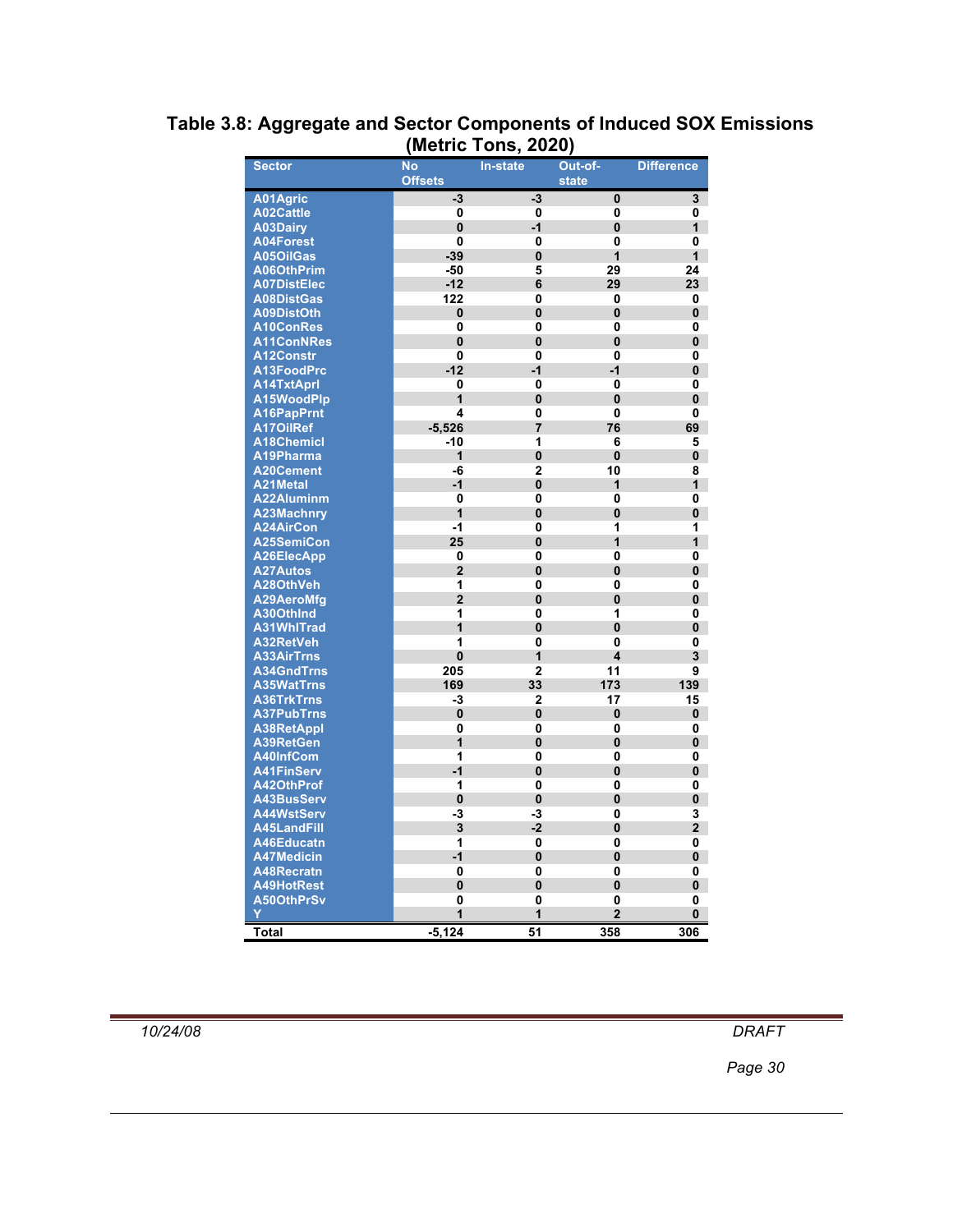**Table 3.8: Aggregate and Sector Components of Induced SOX Emissions (Metric Tons, 2020)**

| Sector | No Offsets | In-state | Out-of-state | Difference |
|---|---|---|---|---|
| A01Agric | -3 | -3 | 0 | 3 |
| A02Cattle | 0 | 0 | 0 | 0 |
| A03Dairy | 0 | -1 | 0 | 1 |
| A04Forest | 0 | 0 | 0 | 0 |
| A05OilGas | -39 | 0 | 1 | 1 |
| A06OthPrim | -50 | 5 | 29 | 24 |
| A07DistElec | -12 | 6 | 29 | 23 |
| A08DistGas | 122 | 0 | 0 | 0 |
| A09DistOth | 0 | 0 | 0 | 0 |
| A10ConRes | 0 | 0 | 0 | 0 |
| A11ConNRes | 0 | 0 | 0 | 0 |
| A12Constr | 0 | 0 | 0 | 0 |
| A13FoodPrc | -12 | -1 | -1 | 0 |
| A14TxtAprl | 0 | 0 | 0 | 0 |
| A15WoodPlp | 1 | 0 | 0 | 0 |
| A16PapPrnt | 4 | 0 | 0 | 0 |
| A17OilRef | -5,526 | 7 | 76 | 69 |
| A18Chemicl | -10 | 1 | 6 | 5 |
| A19Pharma | 1 | 0 | 0 | 0 |
| A20Cement | -6 | 2 | 10 | 8 |
| A21Metal | -1 | 0 | 1 | 1 |
| A22Aluminm | 0 | 0 | 0 | 0 |
| A23Machnry | 1 | 0 | 0 | 0 |
| A24AirCon | -1 | 0 | 1 | 1 |
| A25SemiCon | 25 | 0 | 1 | 1 |
| A26ElecApp | 0 | 0 | 0 | 0 |
| A27Autos | 2 | 0 | 0 | 0 |
| A28OthVeh | 1 | 0 | 0 | 0 |
| A29AeroMfg | 2 | 0 | 0 | 0 |
| A30OthInd | 1 | 0 | 1 | 0 |
| A31WhlTrad | 1 | 0 | 0 | 0 |
| A32RetVeh | 1 | 0 | 0 | 0 |
| A33AirTrns | 0 | 1 | 4 | 3 |
| A34GndTrns | 205 | 2 | 11 | 9 |
| A35WatTrns | 169 | 33 | 173 | 139 |
| A36TrkTrns | -3 | 2 | 17 | 15 |
| A37PubTrns | 0 | 0 | 0 | 0 |
| A38RetAppl | 0 | 0 | 0 | 0 |
| A39RetGen | 1 | 0 | 0 | 0 |
| A40InfCom | 1 | 0 | 0 | 0 |
| A41FinServ | -1 | 0 | 0 | 0 |
| A42OthProf | 1 | 0 | 0 | 0 |
| A43BusServ | 0 | 0 | 0 | 0 |
| A44WstServ | -3 | -3 | 0 | 3 |
| A45LandFill | 3 | -2 | 0 | 2 |
| A46Educatn | 1 | 0 | 0 | 0 |
| A47Medicin | -1 | 0 | 0 | 0 |
| A48Recratn | 0 | 0 | 0 | 0 |
| A49HotRest | 0 | 0 | 0 | 0 |
| A50OthPrSv | 0 | 0 | 0 | 0 |
| Y | 1 | 1 | 2 | 0 |
| Total | -5,124 | 51 | 358 | 306 |

*10/24/08* *DRAFT*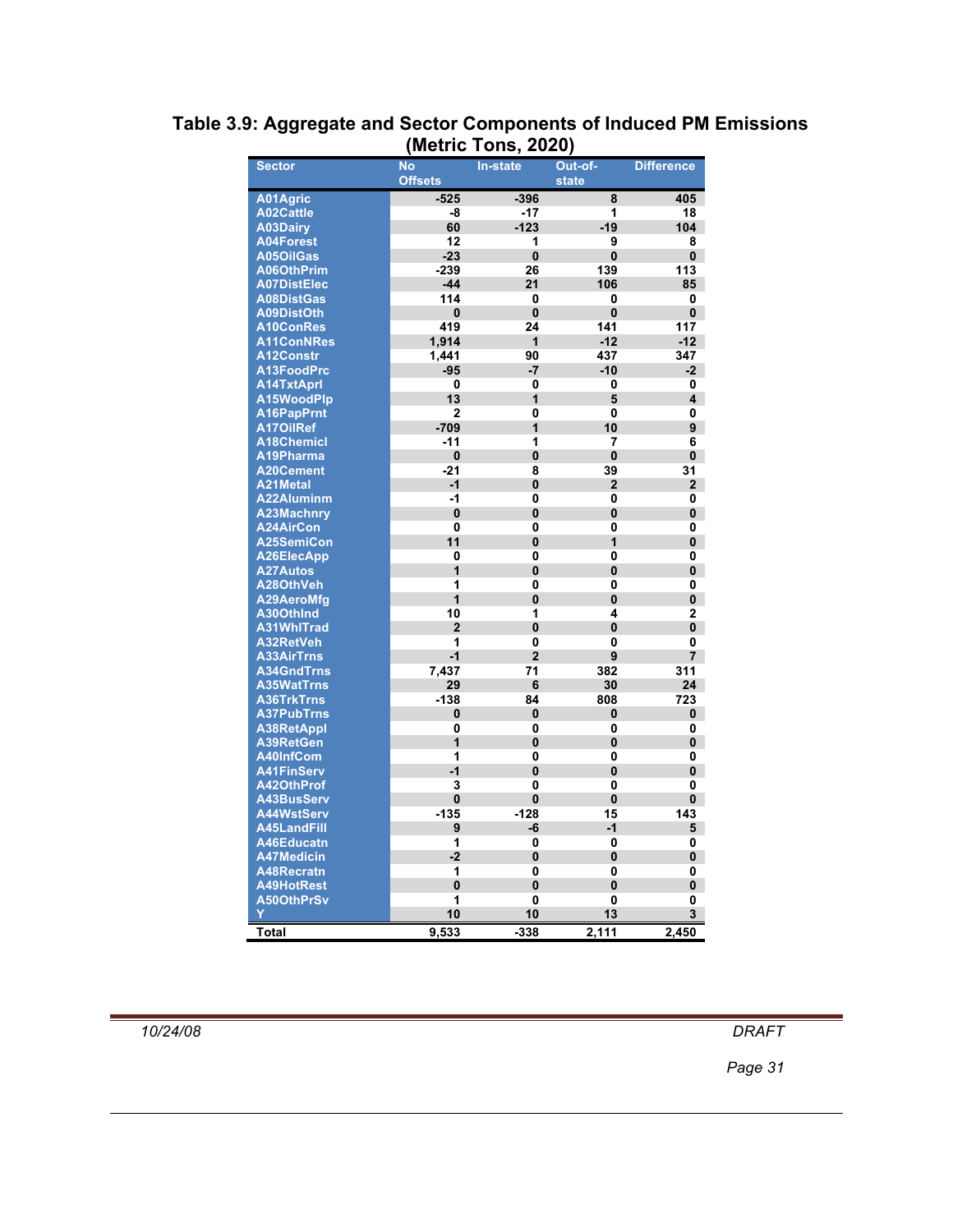**Table 3.9: Aggregate and Sector Components of Induced PM Emissions (Metric Tons, 2020)**

| Sector | No Offsets | In-state | Out-of-state | Difference |
|---|---|---|---|---|
| A01Agric | -525 | -396 | 8 | 405 |
| A02Cattle | -8 | -17 | 1 | 18 |
| A03Dairy | 60 | -123 | -19 | 104 |
| A04Forest | 12 | 1 | 9 | 8 |
| A05OilGas | -23 | 0 | 0 | 0 |
| A06OthPrim | -239 | 26 | 139 | 113 |
| A07DistElec | -44 | 21 | 106 | 85 |
| A08DistGas | 114 | 0 | 0 | 0 |
| A09DistOth | 0 | 0 | 0 | 0 |
| A10ConRes | 419 | 24 | 141 | 117 |
| A11ConNRes | 1,914 | 1 | -12 | -12 |
| A12Constr | 1,441 | 90 | 437 | 347 |
| A13FoodPrc | -95 | -7 | -10 | -2 |
| A14TxtAprl | 0 | 0 | 0 | 0 |
| A15WoodPlp | 13 | 1 | 5 | 4 |
| A16PapPrnt | 2 | 0 | 0 | 0 |
| A17OilRef | -709 | 1 | 10 | 9 |
| A18Chemicl | -11 | 1 | 7 | 6 |
| A19Pharma | 0 | 0 | 0 | 0 |
| A20Cement | -21 | 8 | 39 | 31 |
| A21Metal | -1 | 0 | 2 | 2 |
| A22Aluminm | -1 | 0 | 0 | 0 |
| A23Machnry | 0 | 0 | 0 | 0 |
| A24AirCon | 0 | 0 | 0 | 0 |
| A25SemiCon | 11 | 0 | 1 | 0 |
| A26ElecApp | 0 | 0 | 0 | 0 |
| A27Autos | 1 | 0 | 0 | 0 |
| A28OthVeh | 1 | 0 | 0 | 0 |
| A29AeroMfg | 1 | 0 | 0 | 0 |
| A30OthInd | 10 | 1 | 4 | 2 |
| A31WhlTrad | 2 | 0 | 0 | 0 |
| A32RetVeh | 1 | 0 | 0 | 0 |
| A33AirTrns | -1 | 2 | 9 | 7 |
| A34GndTrns | 7,437 | 71 | 382 | 311 |
| A35WatTrns | 29 | 6 | 30 | 24 |
| A36TrkTrns | -138 | 84 | 808 | 723 |
| A37PubTrns | 0 | 0 | 0 | 0 |
| A38RetAppl | 0 | 0 | 0 | 0 |
| A39RetGen | 1 | 0 | 0 | 0 |
| A40InfCom | 1 | 0 | 0 | 0 |
| A41FinServ | -1 | 0 | 0 | 0 |
| A42OthProf | 3 | 0 | 0 | 0 |
| A43BusServ | 0 | 0 | 0 | 0 |
| A44WstServ | -135 | -128 | 15 | 143 |
| A45LandFill | 9 | -6 | -1 | 5 |
| A46Educatn | 1 | 0 | 0 | 0 |
| A47Medicin | -2 | 0 | 0 | 0 |
| A48Recratn | 1 | 0 | 0 | 0 |
| A49HotRest | 0 | 0 | 0 | 0 |
| A50OthPrSv | 1 | 0 | 0 | 0 |
| Y | 10 | 10 | 13 | 3 |
| **Total** | **9,533** | **-338** | **2,111** | **2,450** |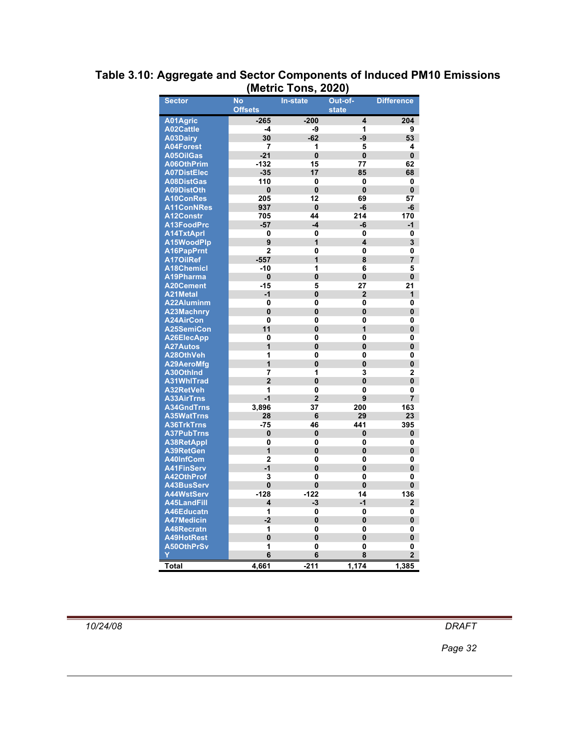# Table 3.10: Aggregate and Sector Components of Induced PM10 Emissions (Metric Tons, 2020)

| Sector | No Offsets | In-state | Out-of-state | Difference |
|---|---|---|---|---|
| A01Agric | -265 | -200 | 4 | 204 |
| A02Cattle | -4 | -9 | 1 | 9 |
| A03Dairy | 30 | -62 | -9 | 53 |
| A04Forest | 7 | 1 | 5 | 4 |
| A05OilGas | -21 | 0 | 0 | 0 |
| A06OthPrim | -132 | 15 | 77 | 62 |
| A07DistElec | -35 | 17 | 85 | 68 |
| A08DistGas | 110 | 0 | 0 | 0 |
| A09DistOth | 0 | 0 | 0 | 0 |
| A10ConRes | 205 | 12 | 69 | 57 |
| A11ConNRes | 937 | 0 | -6 | -6 |
| A12Constr | 705 | 44 | 214 | 170 |
| A13FoodPrc | -57 | -4 | -6 | -1 |
| A14TxtAprl | 0 | 0 | 0 | 0 |
| A15WoodPlp | 9 | 1 | 4 | 3 |
| A16PapPrnt | 2 | 0 | 0 | 0 |
| A17OilRef | -557 | 1 | 8 | 7 |
| A18Chemicl | -10 | 1 | 6 | 5 |
| A19Pharma | 0 | 0 | 0 | 0 |
| A20Cement | -15 | 5 | 27 | 21 |
| A21Metal | -1 | 0 | 2 | 1 |
| A22Aluminm | 0 | 0 | 0 | 0 |
| A23Machnry | 0 | 0 | 0 | 0 |
| A24AirCon | 0 | 0 | 0 | 0 |
| A25SemiCon | 11 | 0 | 1 | 0 |
| A26ElecApp | 0 | 0 | 0 | 0 |
| A27Autos | 1 | 0 | 0 | 0 |
| A28OthVeh | 1 | 0 | 0 | 0 |
| A29AeroMfg | 1 | 0 | 0 | 0 |
| A30OthInd | 7 | 1 | 3 | 2 |
| A31WhlTrad | 2 | 0 | 0 | 0 |
| A32RetVeh | 1 | 0 | 0 | 0 |
| A33AirTrns | -1 | 2 | 9 | 7 |
| A34GndTrns | 3,896 | 37 | 200 | 163 |
| A35WatTrns | 28 | 6 | 29 | 23 |
| A36TrkTrns | -75 | 46 | 441 | 395 |
| A37PubTrns | 0 | 0 | 0 | 0 |
| A38RetAppl | 0 | 0 | 0 | 0 |
| A39RetGen | 1 | 0 | 0 | 0 |
| A40InfCom | 2 | 0 | 0 | 0 |
| A41FinServ | -1 | 0 | 0 | 0 |
| A42OthProf | 3 | 0 | 0 | 0 |
| A43BusServ | 0 | 0 | 0 | 0 |
| A44WstServ | -128 | -122 | 14 | 136 |
| A45LandFill | 4 | -3 | -1 | 2 |
| A46Educatn | 1 | 0 | 0 | 0 |
| A47Medicin | -2 | 0 | 0 | 0 |
| A48Recratn | 1 | 0 | 0 | 0 |
| A49HotRest | 0 | 0 | 0 | 0 |
| A50OthPrSv | 1 | 0 | 0 | 0 |
| Y | 6 | 6 | 8 | 2 |
| Total | 4,661 | -211 | 1,174 | 1,385 |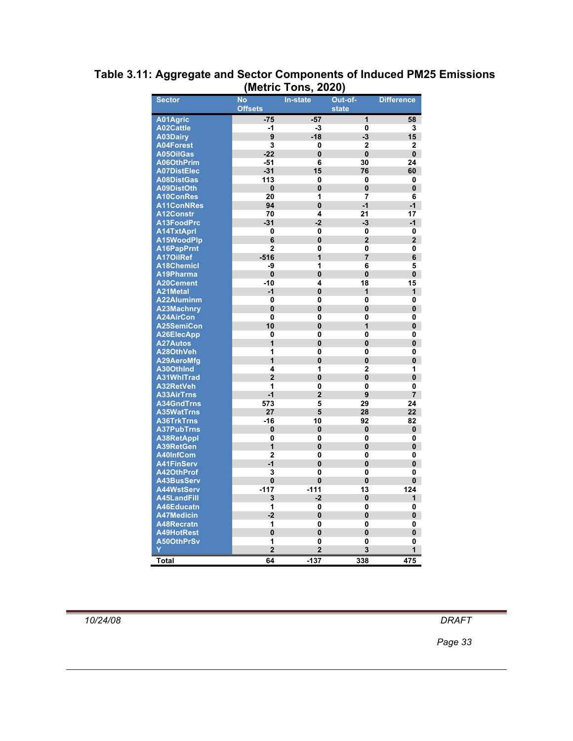**Table 3.11: Aggregate and Sector Components of Induced PM25 Emissions (Metric Tons, 2020)**

| Sector | No Offsets | In-state | Out-of-state | Difference |
|---|---|---|---|---|
| A01Agric | -75 | -57 | 1 | 58 |
| A02Cattle | -1 | -3 | 0 | 3 |
| A03Dairy | 9 | -18 | -3 | 15 |
| A04Forest | 3 | 0 | 2 | 2 |
| A05OilGas | -22 | 0 | 0 | 0 |
| A06OthPrim | -51 | 6 | 30 | 24 |
| A07DistElec | -31 | 15 | 76 | 60 |
| A08DistGas | 113 | 0 | 0 | 0 |
| A09DistOth | 0 | 0 | 0 | 0 |
| A10ConRes | 20 | 1 | 7 | 6 |
| A11ConNRes | 94 | 0 | -1 | -1 |
| A12Constr | 70 | 4 | 21 | 17 |
| A13FoodPrc | -31 | -2 | -3 | -1 |
| A14TxtAprl | 0 | 0 | 0 | 0 |
| A15WoodPlp | 6 | 0 | 2 | 2 |
| A16PapPrnt | 2 | 0 | 0 | 0 |
| A17OilRef | -516 | 1 | 7 | 6 |
| A18Chemicl | -9 | 1 | 6 | 5 |
| A19Pharma | 0 | 0 | 0 | 0 |
| A20Cement | -10 | 4 | 18 | 15 |
| A21Metal | -1 | 0 | 1 | 1 |
| A22Aluminm | 0 | 0 | 0 | 0 |
| A23Machnry | 0 | 0 | 0 | 0 |
| A24AirCon | 0 | 0 | 0 | 0 |
| A25SemiCon | 10 | 0 | 1 | 0 |
| A26ElecApp | 0 | 0 | 0 | 0 |
| A27Autos | 1 | 0 | 0 | 0 |
| A28OthVeh | 1 | 0 | 0 | 0 |
| A29AeroMfg | 1 | 0 | 0 | 0 |
| A30OthInd | 4 | 1 | 2 | 1 |
| A31WhlTrad | 2 | 0 | 0 | 0 |
| A32RetVeh | 1 | 0 | 0 | 0 |
| A33AirTrns | -1 | 2 | 9 | 7 |
| A34GndTrns | 573 | 5 | 29 | 24 |
| A35WatTrns | 27 | 5 | 28 | 22 |
| A36TrkTrns | -16 | 10 | 92 | 82 |
| A37PubTrns | 0 | 0 | 0 | 0 |
| A38RetAppl | 0 | 0 | 0 | 0 |
| A39RetGen | 1 | 0 | 0 | 0 |
| A40InfCom | 2 | 0 | 0 | 0 |
| A41FinServ | -1 | 0 | 0 | 0 |
| A42OthProf | 3 | 0 | 0 | 0 |
| A43BusServ | 0 | 0 | 0 | 0 |
| A44WstServ | -117 | -111 | 13 | 124 |
| A45LandFill | 3 | -2 | 0 | 1 |
| A46Educatn | 1 | 0 | 0 | 0 |
| A47Medicin | -2 | 0 | 0 | 0 |
| A48Recratn | 1 | 0 | 0 | 0 |
| A49HotRest | 0 | 0 | 0 | 0 |
| A50OthPrSv | 1 | 0 | 0 | 0 |
| Y | 2 | 2 | 3 | 1 |
| **Total** | **64** | **-137** | **338** | **475** |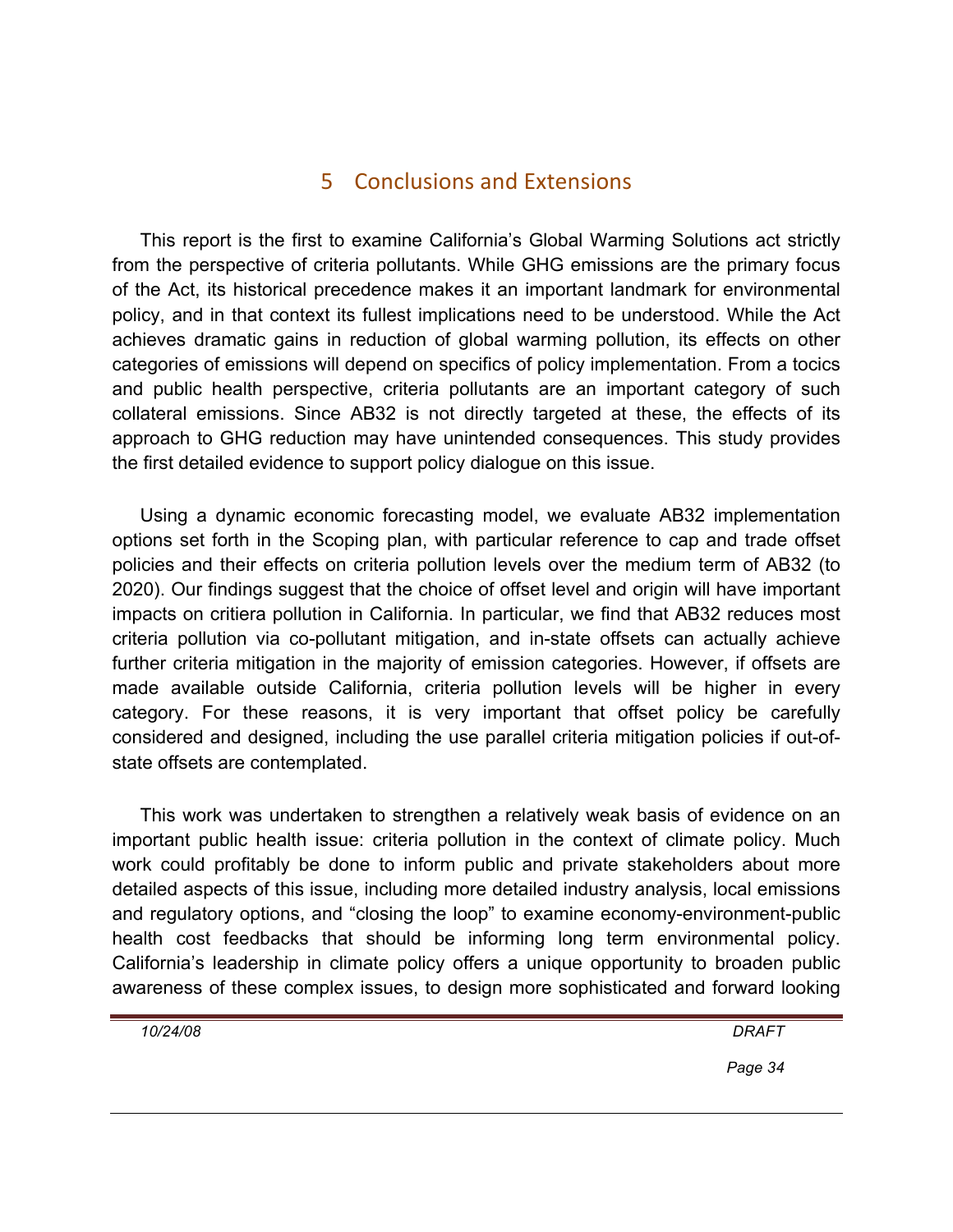# 5 Conclusions and Extensions

This report is the first to examine California's Global Warming Solutions act strictly from the perspective of criteria pollutants. While GHG emissions are the primary focus of the Act, its historical precedence makes it an important landmark for environmental policy, and in that context its fullest implications need to be understood. While the Act achieves dramatic gains in reduction of global warming pollution, its effects on other categories of emissions will depend on specifics of policy implementation. From a tocics and public health perspective, criteria pollutants are an important category of such collateral emissions. Since AB32 is not directly targeted at these, the effects of its approach to GHG reduction may have unintended consequences. This study provides the first detailed evidence to support policy dialogue on this issue.

Using a dynamic economic forecasting model, we evaluate AB32 implementation options set forth in the Scoping plan, with particular reference to cap and trade offset policies and their effects on criteria pollution levels over the medium term of AB32 (to 2020). Our findings suggest that the choice of offset level and origin will have important impacts on critiera pollution in California. In particular, we find that AB32 reduces most criteria pollution via co-pollutant mitigation, and in-state offsets can actually achieve further criteria mitigation in the majority of emission categories. However, if offsets are made available outside California, criteria pollution levels will be higher in every category. For these reasons, it is very important that offset policy be carefully considered and designed, including the use parallel criteria mitigation policies if out-of-state offsets are contemplated.

This work was undertaken to strengthen a relatively weak basis of evidence on an important public health issue: criteria pollution in the context of climate policy. Much work could profitably be done to inform public and private stakeholders about more detailed aspects of this issue, including more detailed industry analysis, local emissions and regulatory options, and "closing the loop" to examine economy-environment-public health cost feedbacks that should be informing long term environmental policy. California's leadership in climate policy offers a unique opportunity to broaden public awareness of these complex issues, to design more sophisticated and forward looking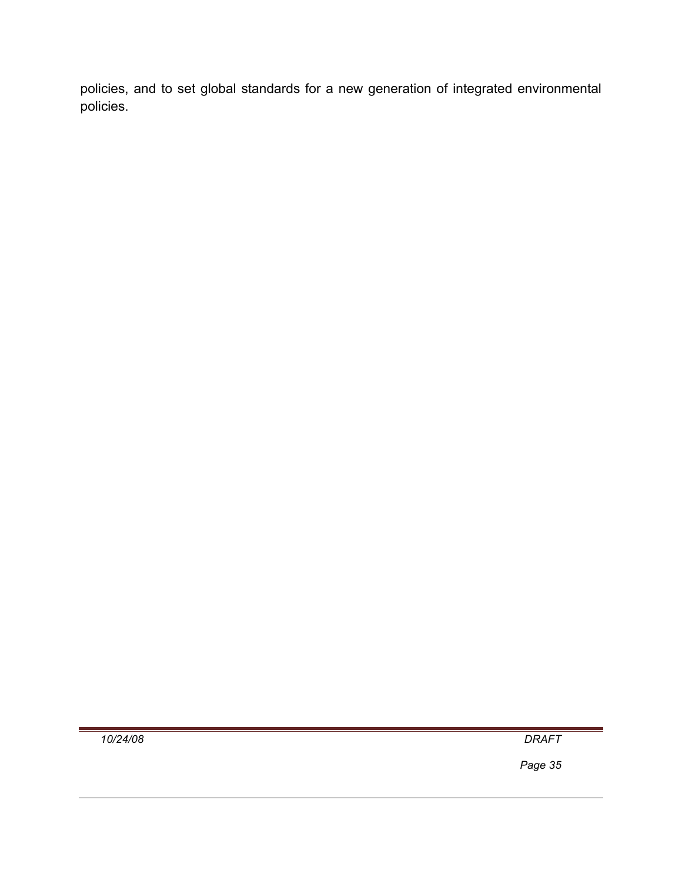policies, and to set global standards for a new generation of integrated environmental policies.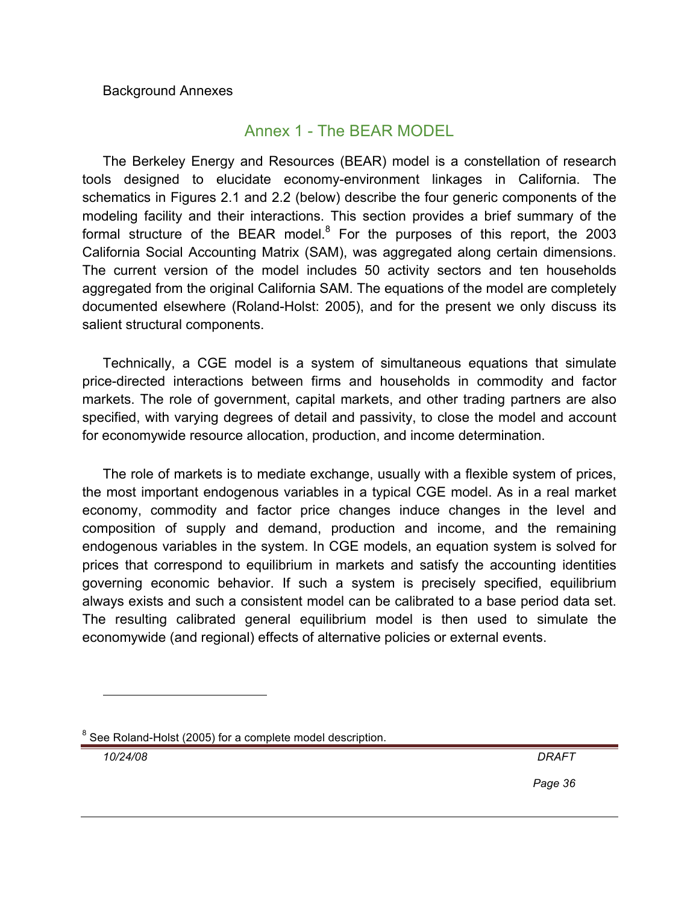Background Annexes

## Annex 1 - The BEAR MODEL

The Berkeley Energy and Resources (BEAR) model is a constellation of research tools designed to elucidate economy-environment linkages in California. The schematics in Figures 2.1 and 2.2 (below) describe the four generic components of the modeling facility and their interactions. This section provides a brief summary of the formal structure of the BEAR model.[8] For the purposes of this report, the 2003 California Social Accounting Matrix (SAM), was aggregated along certain dimensions. The current version of the model includes 50 activity sectors and ten households aggregated from the original California SAM. The equations of the model are completely documented elsewhere (Roland-Holst: 2005), and for the present we only discuss its salient structural components.

Technically, a CGE model is a system of simultaneous equations that simulate price-directed interactions between firms and households in commodity and factor markets. The role of government, capital markets, and other trading partners are also specified, with varying degrees of detail and passivity, to close the model and account for economywide resource allocation, production, and income determination.

The role of markets is to mediate exchange, usually with a flexible system of prices, the most important endogenous variables in a typical CGE model. As in a real market economy, commodity and factor price changes induce changes in the level and composition of supply and demand, production and income, and the remaining endogenous variables in the system. In CGE models, an equation system is solved for prices that correspond to equilibrium in markets and satisfy the accounting identities governing economic behavior. If such a system is precisely specified, equilibrium always exists and such a consistent model can be calibrated to a base period data set. The resulting calibrated general equilibrium model is then used to simulate the economywide (and regional) effects of alternative policies or external events.

---

[8] See Roland-Holst (2005) for a complete model description.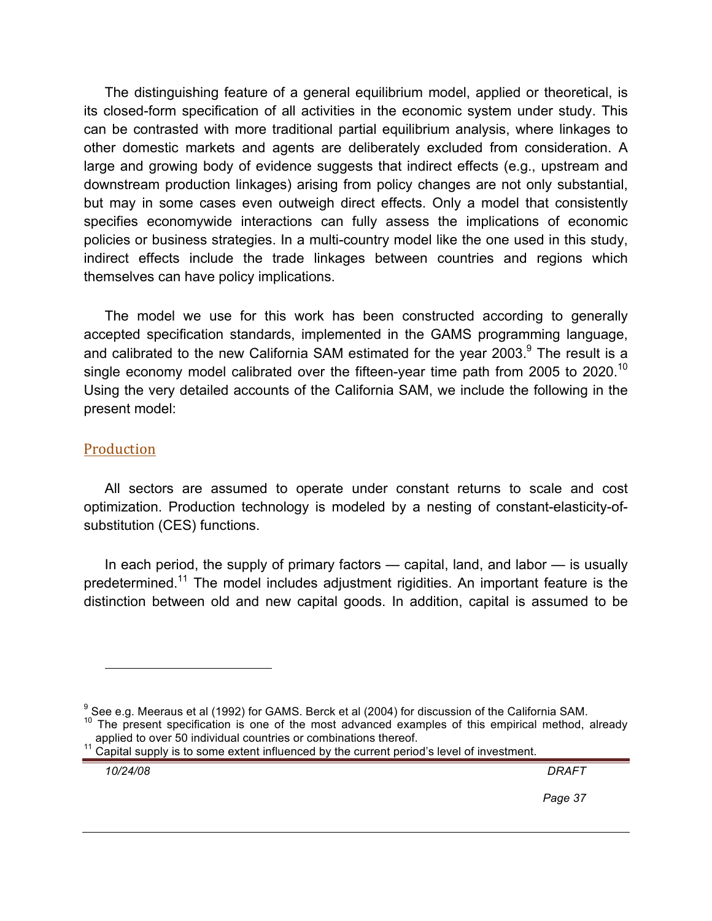The distinguishing feature of a general equilibrium model, applied or theoretical, is its closed-form specification of all activities in the economic system under study. This can be contrasted with more traditional partial equilibrium analysis, where linkages to other domestic markets and agents are deliberately excluded from consideration. A large and growing body of evidence suggests that indirect effects (e.g., upstream and downstream production linkages) arising from policy changes are not only substantial, but may in some cases even outweigh direct effects. Only a model that consistently specifies economywide interactions can fully assess the implications of economic policies or business strategies. In a multi-country model like the one used in this study, indirect effects include the trade linkages between countries and regions which themselves can have policy implications.

The model we use for this work has been constructed according to generally accepted specification standards, implemented in the GAMS programming language, and calibrated to the new California SAM estimated for the year 2003.[9] The result is a single economy model calibrated over the fifteen-year time path from 2005 to 2020.[10] Using the very detailed accounts of the California SAM, we include the following in the present model:

## Production

All sectors are assumed to operate under constant returns to scale and cost optimization. Production technology is modeled by a nesting of constant-elasticity-of-substitution (CES) functions.

In each period, the supply of primary factors — capital, land, and labor — is usually predetermined.[11] The model includes adjustment rigidities. An important feature is the distinction between old and new capital goods. In addition, capital is assumed to be

---

[9] See e.g. Meeraus et al (1992) for GAMS. Berck et al (2004) for discussion of the California SAM.

[10] The present specification is one of the most advanced examples of this empirical method, already applied to over 50 individual countries or combinations thereof.

[11] Capital supply is to some extent influenced by the current period's level of investment.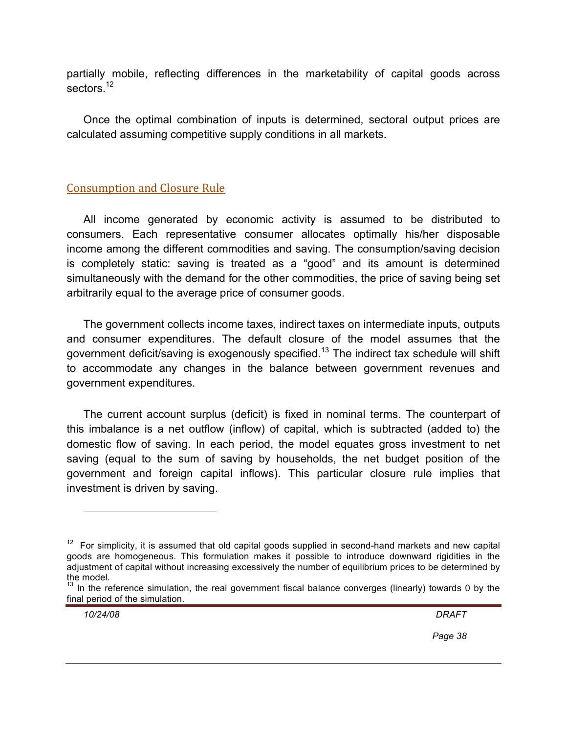partially mobile, reflecting differences in the marketability of capital goods across sectors.[12]

Once the optimal combination of inputs is determined, sectoral output prices are calculated assuming competitive supply conditions in all markets.

## Consumption and Closure Rule

All income generated by economic activity is assumed to be distributed to consumers. Each representative consumer allocates optimally his/her disposable income among the different commodities and saving. The consumption/saving decision is completely static: saving is treated as a "good" and its amount is determined simultaneously with the demand for the other commodities, the price of saving being set arbitrarily equal to the average price of consumer goods.

The government collects income taxes, indirect taxes on intermediate inputs, outputs and consumer expenditures. The default closure of the model assumes that the government deficit/saving is exogenously specified.[13] The indirect tax schedule will shift to accommodate any changes in the balance between government revenues and government expenditures.

The current account surplus (deficit) is fixed in nominal terms. The counterpart of this imbalance is a net outflow (inflow) of capital, which is subtracted (added to) the domestic flow of saving. In each period, the model equates gross investment to net saving (equal to the sum of saving by households, the net budget position of the government and foreign capital inflows). This particular closure rule implies that investment is driven by saving.

---

[12] For simplicity, it is assumed that old capital goods supplied in second-hand markets and new capital goods are homogeneous. This formulation makes it possible to introduce downward rigidities in the adjustment of capital without increasing excessively the number of equilibrium prices to be determined by the model.

[13] In the reference simulation, the real government fiscal balance converges (linearly) towards 0 by the final period of the simulation.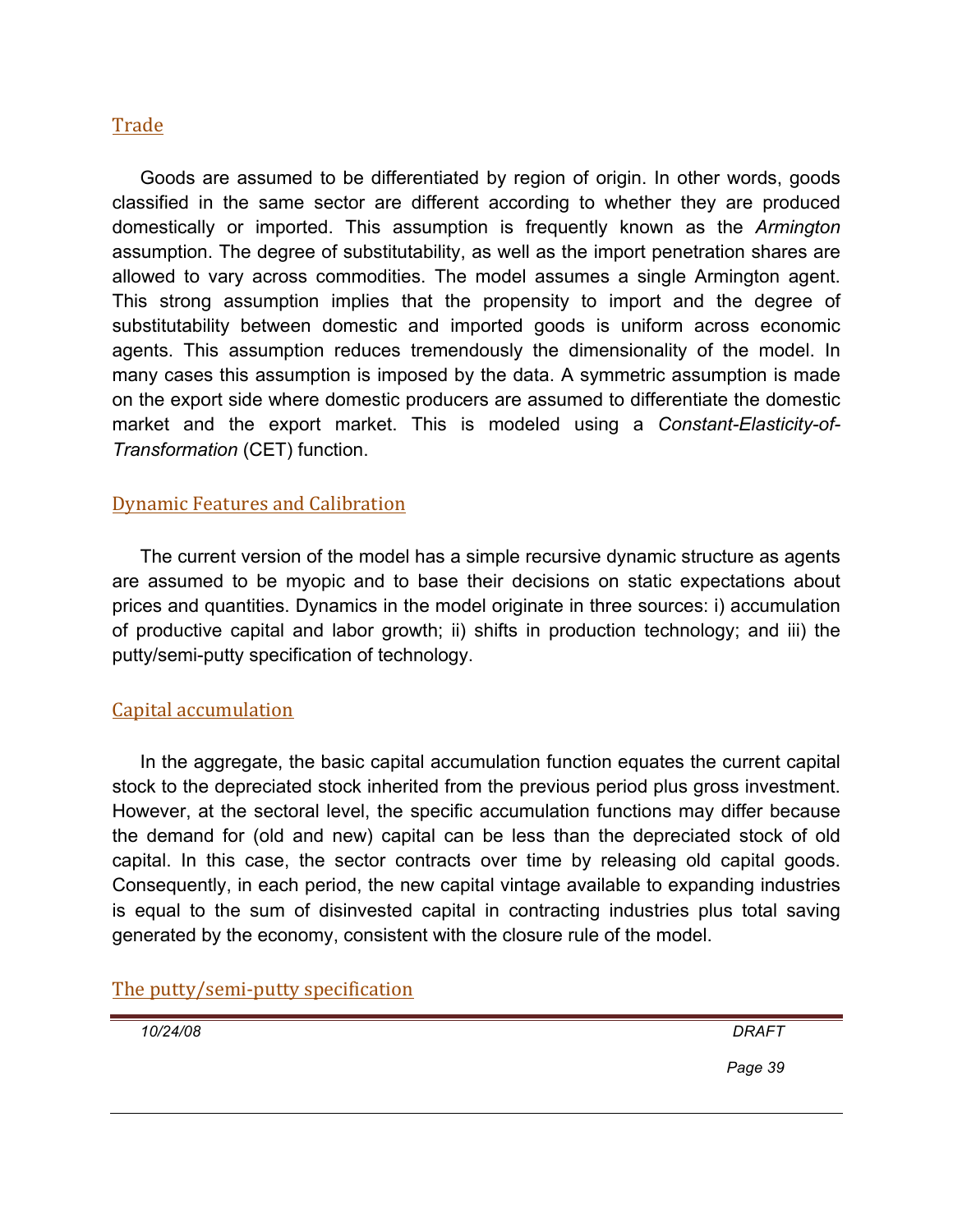## Trade

Goods are assumed to be differentiated by region of origin. In other words, goods classified in the same sector are different according to whether they are produced domestically or imported. This assumption is frequently known as the *Armington* assumption. The degree of substitutability, as well as the import penetration shares are allowed to vary across commodities. The model assumes a single Armington agent. This strong assumption implies that the propensity to import and the degree of substitutability between domestic and imported goods is uniform across economic agents. This assumption reduces tremendously the dimensionality of the model. In many cases this assumption is imposed by the data. A symmetric assumption is made on the export side where domestic producers are assumed to differentiate the domestic market and the export market. This is modeled using a *Constant-Elasticity-of-Transformation* (CET) function.

## Dynamic Features and Calibration

The current version of the model has a simple recursive dynamic structure as agents are assumed to be myopic and to base their decisions on static expectations about prices and quantities. Dynamics in the model originate in three sources: i) accumulation of productive capital and labor growth; ii) shifts in production technology; and iii) the putty/semi-putty specification of technology.

## Capital accumulation

In the aggregate, the basic capital accumulation function equates the current capital stock to the depreciated stock inherited from the previous period plus gross investment. However, at the sectoral level, the specific accumulation functions may differ because the demand for (old and new) capital can be less than the depreciated stock of old capital. In this case, the sector contracts over time by releasing old capital goods. Consequently, in each period, the new capital vintage available to expanding industries is equal to the sum of disinvested capital in contracting industries plus total saving generated by the economy, consistent with the closure rule of the model.

## The putty/semi-putty specification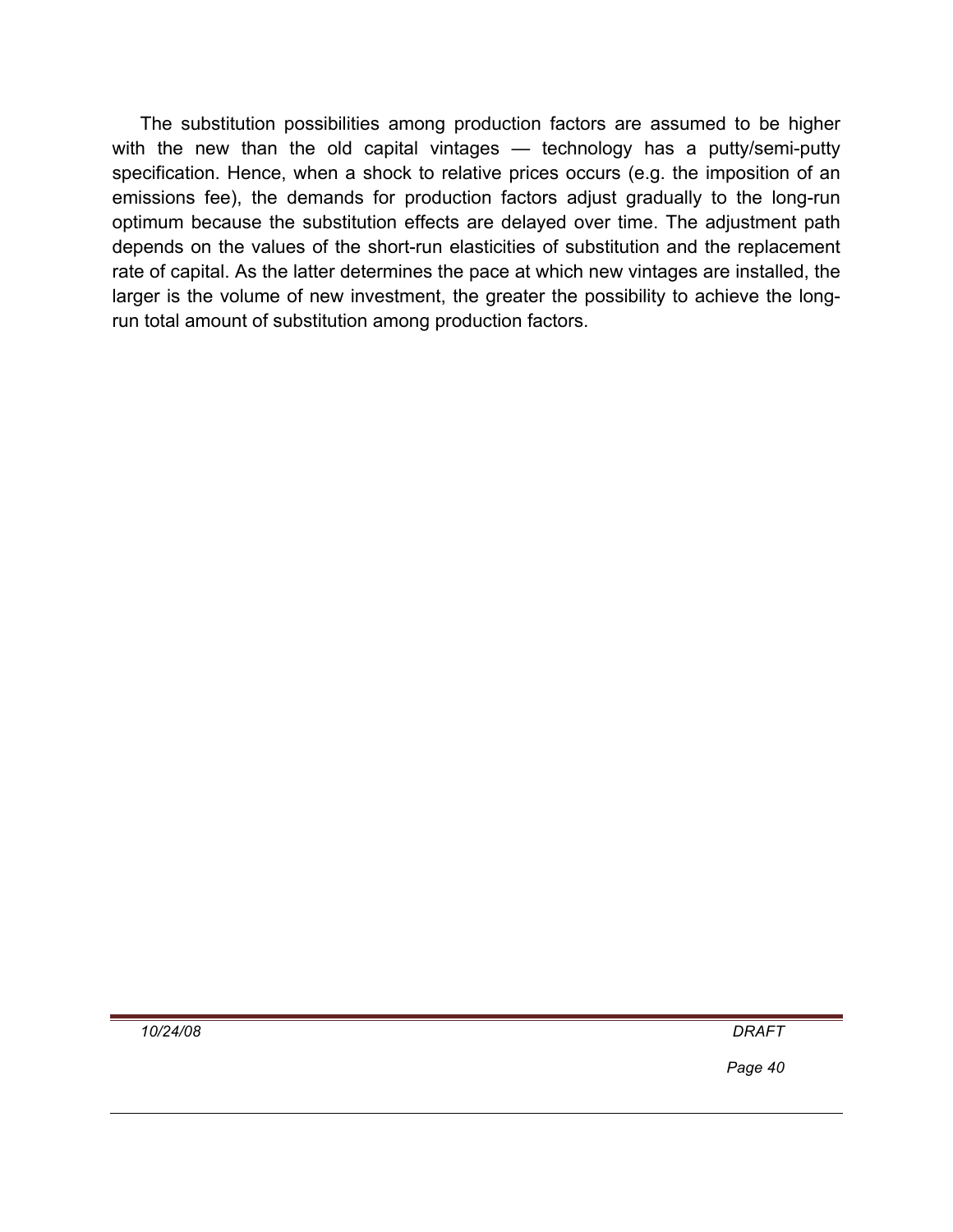The substitution possibilities among production factors are assumed to be higher with the new than the old capital vintages — technology has a putty/semi-putty specification. Hence, when a shock to relative prices occurs (e.g. the imposition of an emissions fee), the demands for production factors adjust gradually to the long-run optimum because the substitution effects are delayed over time. The adjustment path depends on the values of the short-run elasticities of substitution and the replacement rate of capital. As the latter determines the pace at which new vintages are installed, the larger is the volume of new investment, the greater the possibility to achieve the long-run total amount of substitution among production factors.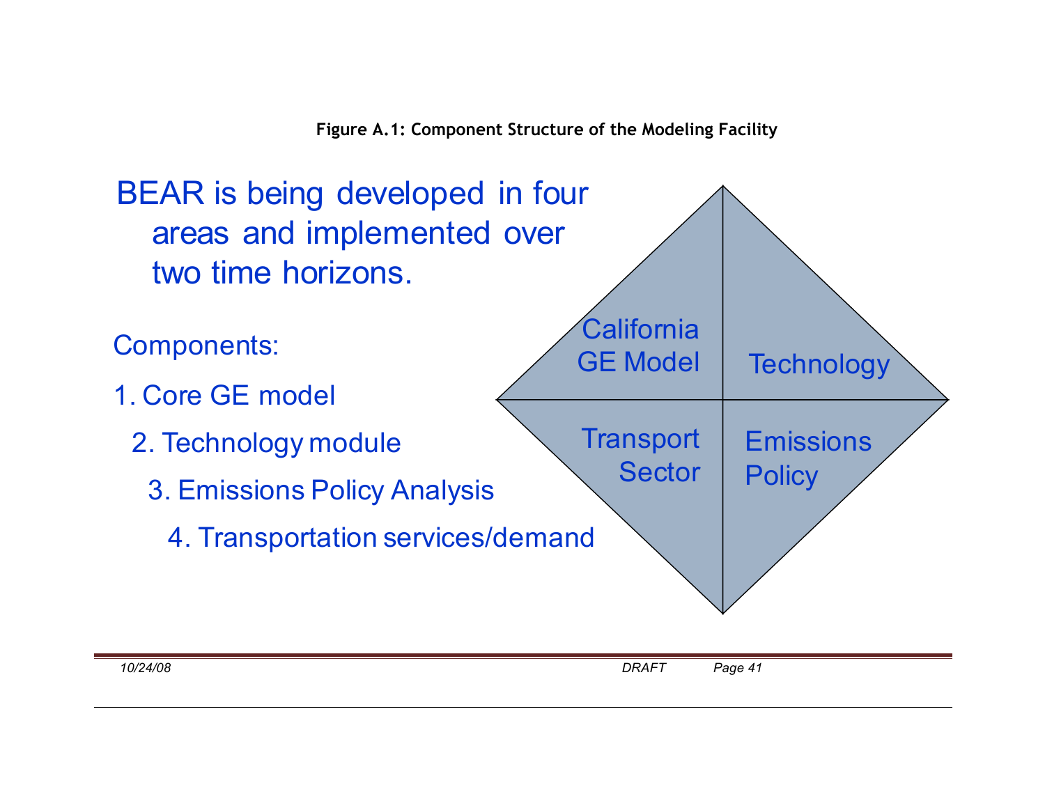**Figure A.1: Component Structure of the Modeling Facility**

BEAR is being developed in four areas and implemented over two time horizons.

Components:

1. Core GE model
2. Technology module
3. Emissions Policy Analysis
4. Transportation services/demand

| California GE Model | Technology |
| --- | --- |
| Transport Sector | Emissions Policy |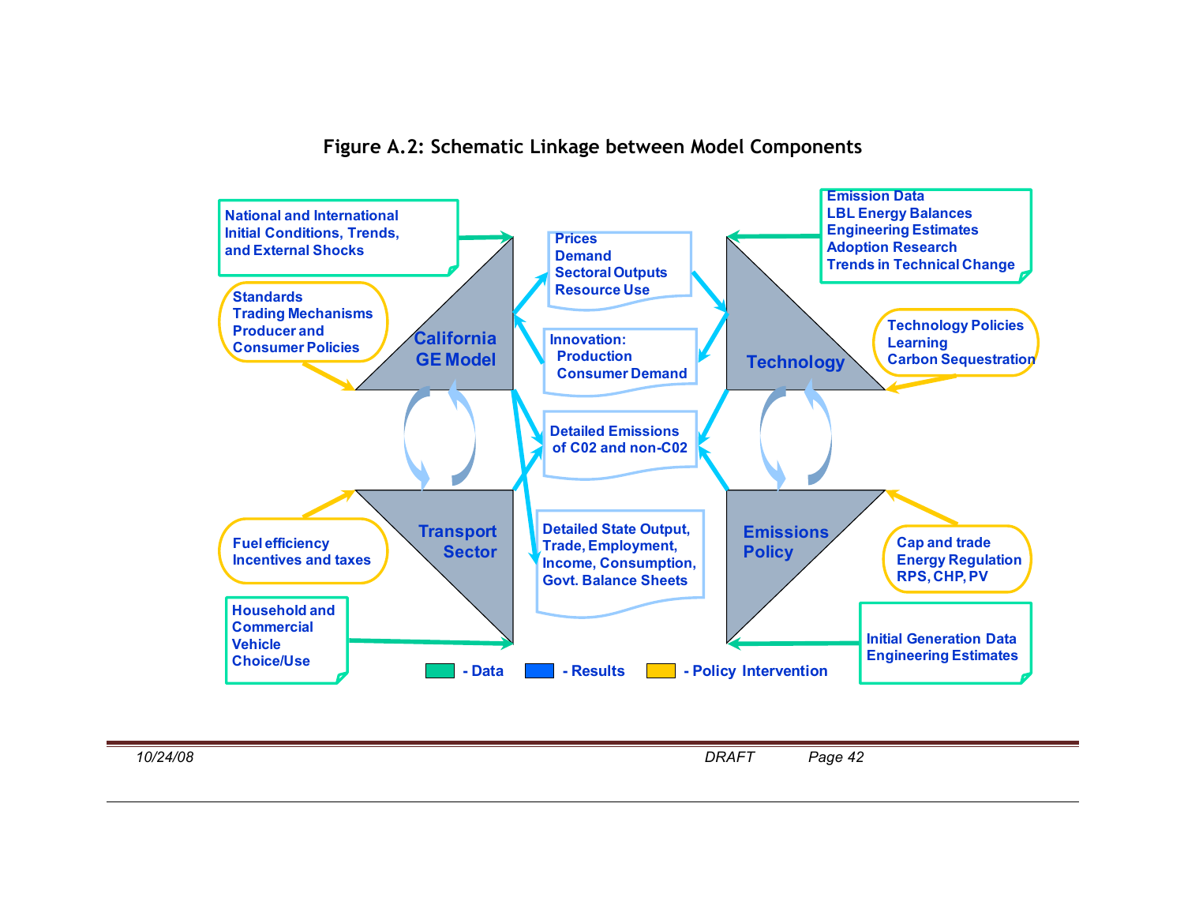**Figure A.2: Schematic Linkage between Model Components**

National and International Initial Conditions, Trends, and External Shocks

Standards
Trading Mechanisms
Producer and Consumer Policies

California GE Model

Prices
Demand
Sectoral Outputs
Resource Use

Innovation:
Production
Consumer Demand

Emission Data
LBL Energy Balances
Engineering Estimates
Adoption Research
Trends in Technical Change

Technology Policies
Learning
Carbon Sequestration

Technology

Detailed Emissions of C02 and non-C02

Transport Sector

Fuel efficiency
Incentives and taxes

Household and Commercial Vehicle Choice/Use

Detailed State Output, Trade, Employment, Income, Consumption, Govt. Balance Sheets

Emissions Policy

Cap and trade
Energy Regulation
RPS, CHP, PV

Initial Generation Data
Engineering Estimates

- Data - Results - Policy Intervention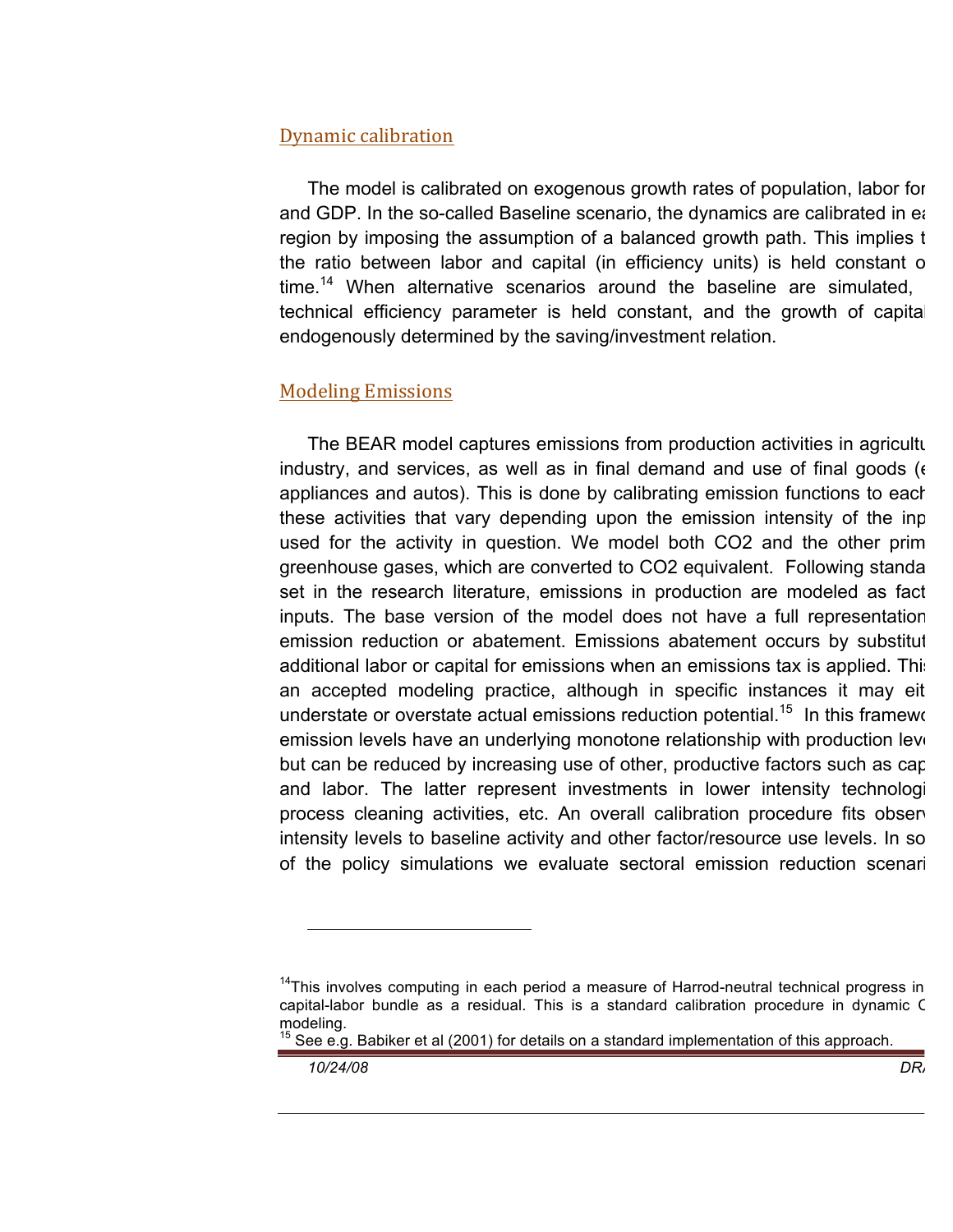## Dynamic calibration

The model is calibrated on exogenous growth rates of population, labor for and GDP. In the so-called Baseline scenario, the dynamics are calibrated in ea region by imposing the assumption of a balanced growth path. This implies t the ratio between labor and capital (in efficiency units) is held constant o time.[14] When alternative scenarios around the baseline are simulated, technical efficiency parameter is held constant, and the growth of capital endogenously determined by the saving/investment relation.

## Modeling Emissions

The BEAR model captures emissions from production activities in agricultu industry, and services, as well as in final demand and use of final goods (e appliances and autos). This is done by calibrating emission functions to each these activities that vary depending upon the emission intensity of the inp used for the activity in question. We model both CO2 and the other prim greenhouse gases, which are converted to CO2 equivalent. Following standa set in the research literature, emissions in production are modeled as fact inputs. The base version of the model does not have a full representation emission reduction or abatement. Emissions abatement occurs by substitut additional labor or capital for emissions when an emissions tax is applied. This an accepted modeling practice, although in specific instances it may eit understate or overstate actual emissions reduction potential.[15] In this framewo emission levels have an underlying monotone relationship with production leve but can be reduced by increasing use of other, productive factors such as cap and labor. The latter represent investments in lower intensity technologi process cleaning activities, etc. An overall calibration procedure fits observ intensity levels to baseline activity and other factor/resource use levels. In so of the policy simulations we evaluate sectoral emission reduction scenari

---

[14] This involves computing in each period a measure of Harrod-neutral technical progress in capital-labor bundle as a residual. This is a standard calibration procedure in dynamic C modeling.

[15] See e.g. Babiker et al (2001) for details on a standard implementation of this approach.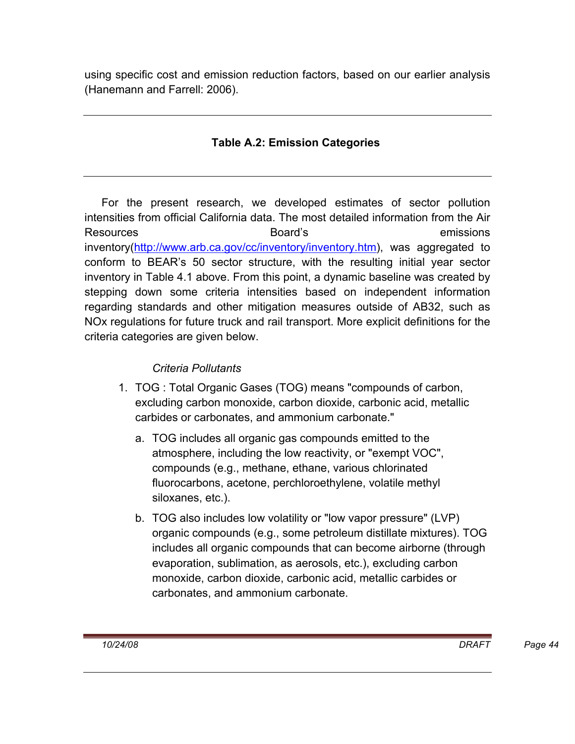using specific cost and emission reduction factors, based on our earlier analysis (Hanemann and Farrell: 2006).

---

**Table A.2: Emission Categories**

---

For the present research, we developed estimates of sector pollution intensities from official California data. The most detailed information from the Air Resources Board's emissions inventory(http://www.arb.ca.gov/cc/inventory/inventory.htm), was aggregated to conform to BEAR's 50 sector structure, with the resulting initial year sector inventory in Table 4.1 above. From this point, a dynamic baseline was created by stepping down some criteria intensities based on independent information regarding standards and other mitigation measures outside of AB32, such as NOx regulations for future truck and rail transport. More explicit definitions for the criteria categories are given below.

*Criteria Pollutants*

1. TOG : Total Organic Gases (TOG) means "compounds of carbon, excluding carbon monoxide, carbon dioxide, carbonic acid, metallic carbides or carbonates, and ammonium carbonate."
   a. TOG includes all organic gas compounds emitted to the atmosphere, including the low reactivity, or "exempt VOC", compounds (e.g., methane, ethane, various chlorinated fluorocarbons, acetone, perchloroethylene, volatile methyl siloxanes, etc.).
   b. TOG also includes low volatility or "low vapor pressure" (LVP) organic compounds (e.g., some petroleum distillate mixtures). TOG includes all organic compounds that can become airborne (through evaporation, sublimation, as aerosols, etc.), excluding carbon monoxide, carbon dioxide, carbonic acid, metallic carbides or carbonates, and ammonium carbonate.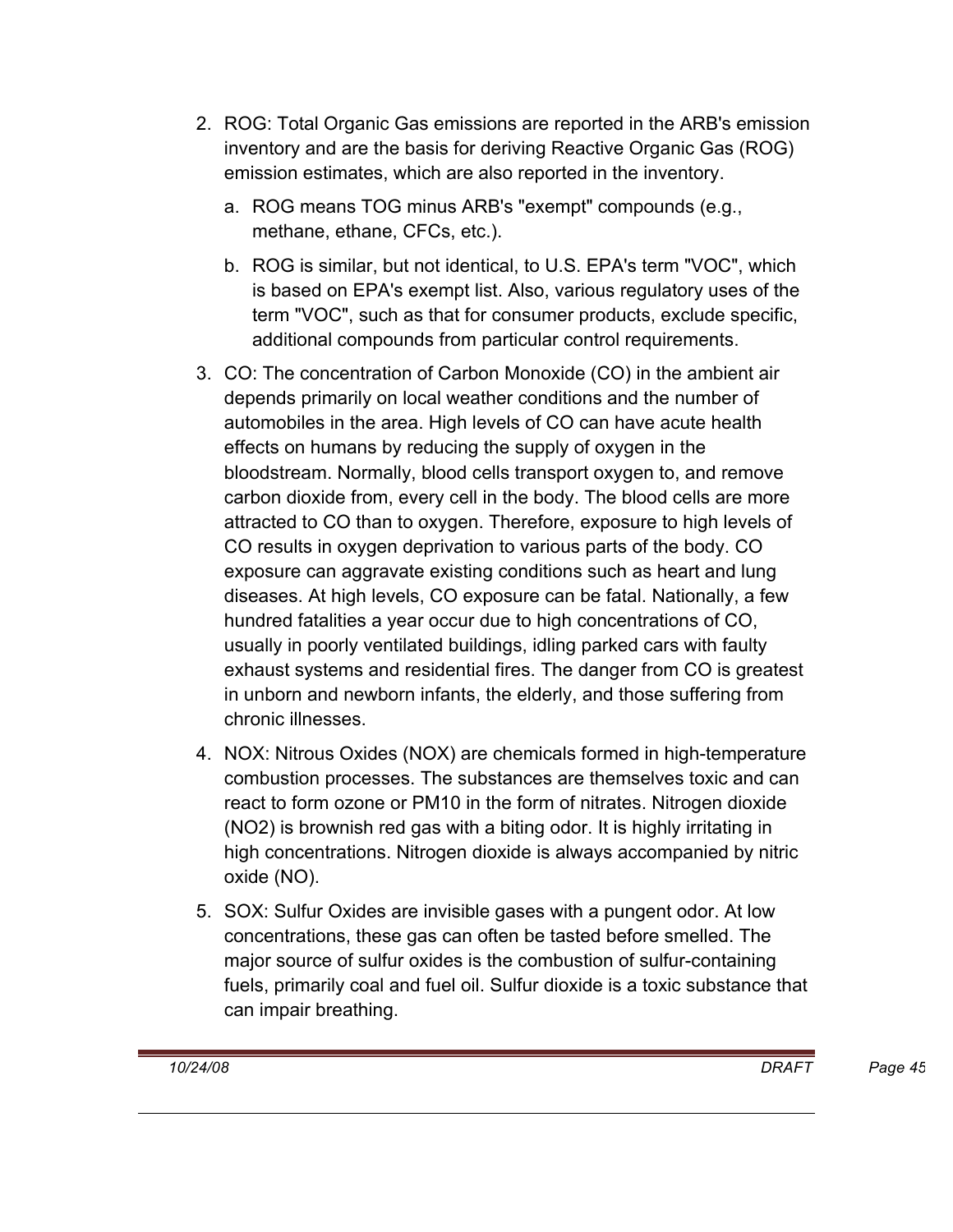2. ROG: Total Organic Gas emissions are reported in the ARB's emission inventory and are the basis for deriving Reactive Organic Gas (ROG) emission estimates, which are also reported in the inventory.

   a. ROG means TOG minus ARB's "exempt" compounds (e.g., methane, ethane, CFCs, etc.).

   b. ROG is similar, but not identical, to U.S. EPA's term "VOC", which is based on EPA's exempt list. Also, various regulatory uses of the term "VOC", such as that for consumer products, exclude specific, additional compounds from particular control requirements.

3. CO: The concentration of Carbon Monoxide (CO) in the ambient air depends primarily on local weather conditions and the number of automobiles in the area. High levels of CO can have acute health effects on humans by reducing the supply of oxygen in the bloodstream. Normally, blood cells transport oxygen to, and remove carbon dioxide from, every cell in the body. The blood cells are more attracted to CO than to oxygen. Therefore, exposure to high levels of CO results in oxygen deprivation to various parts of the body. CO exposure can aggravate existing conditions such as heart and lung diseases. At high levels, CO exposure can be fatal. Nationally, a few hundred fatalities a year occur due to high concentrations of CO, usually in poorly ventilated buildings, idling parked cars with faulty exhaust systems and residential fires. The danger from CO is greatest in unborn and newborn infants, the elderly, and those suffering from chronic illnesses.

4. NOX: Nitrous Oxides (NOX) are chemicals formed in high-temperature combustion processes. The substances are themselves toxic and can react to form ozone or PM10 in the form of nitrates. Nitrogen dioxide ($NO_2$) is brownish red gas with a biting odor. It is highly irritating in high concentrations. Nitrogen dioxide is always accompanied by nitric oxide (NO).

5. SOX: Sulfur Oxides are invisible gases with a pungent odor. At low concentrations, these gas can often be tasted before smelled. The major source of sulfur oxides is the combustion of sulfur-containing fuels, primarily coal and fuel oil. Sulfur dioxide is a toxic substance that can impair breathing.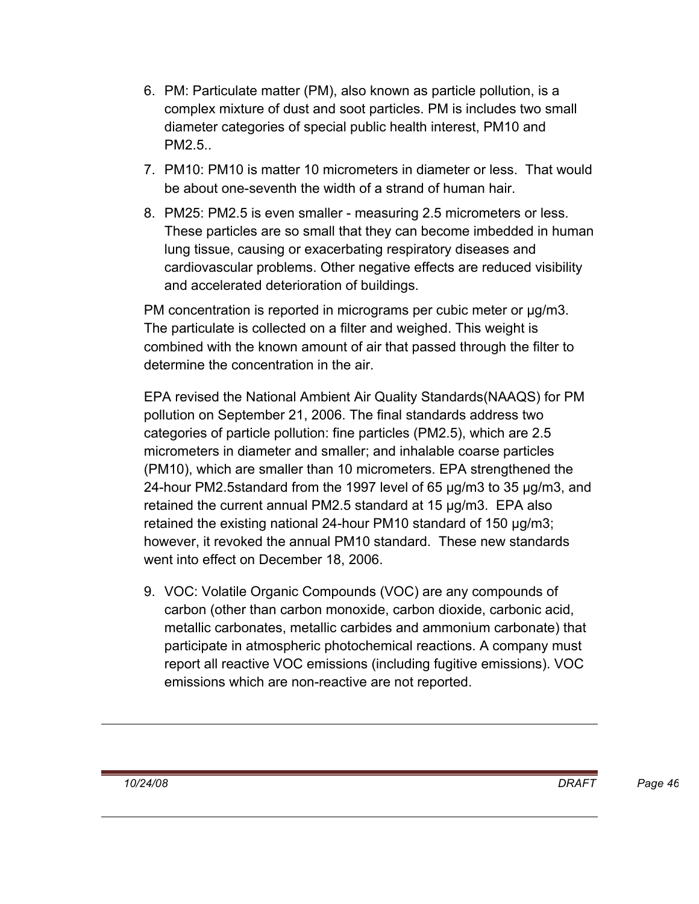6. PM: Particulate matter (PM), also known as particle pollution, is a complex mixture of dust and soot particles. PM is includes two small diameter categories of special public health interest, PM10 and PM2.5..

7. PM10: PM10 is matter 10 micrometers in diameter or less. That would be about one-seventh the width of a strand of human hair.

8. PM25: PM2.5 is even smaller - measuring 2.5 micrometers or less. These particles are so small that they can become imbedded in human lung tissue, causing or exacerbating respiratory diseases and cardiovascular problems. Other negative effects are reduced visibility and accelerated deterioration of buildings.

PM concentration is reported in micrograms per cubic meter or µg/m3. The particulate is collected on a filter and weighed. This weight is combined with the known amount of air that passed through the filter to determine the concentration in the air.

EPA revised the National Ambient Air Quality Standards(NAAQS) for PM pollution on September 21, 2006. The final standards address two categories of particle pollution: fine particles (PM2.5), which are 2.5 micrometers in diameter and smaller; and inhalable coarse particles (PM10), which are smaller than 10 micrometers. EPA strengthened the 24-hour PM2.5standard from the 1997 level of 65 µg/m3 to 35 µg/m3, and retained the current annual PM2.5 standard at 15 µg/m3. EPA also retained the existing national 24-hour PM10 standard of 150 µg/m3; however, it revoked the annual PM10 standard. These new standards went into effect on December 18, 2006.

9. VOC: Volatile Organic Compounds (VOC) are any compounds of carbon (other than carbon monoxide, carbon dioxide, carbonic acid, metallic carbonates, metallic carbides and ammonium carbonate) that participate in atmospheric photochemical reactions. A company must report all reactive VOC emissions (including fugitive emissions). VOC emissions which are non-reactive are not reported.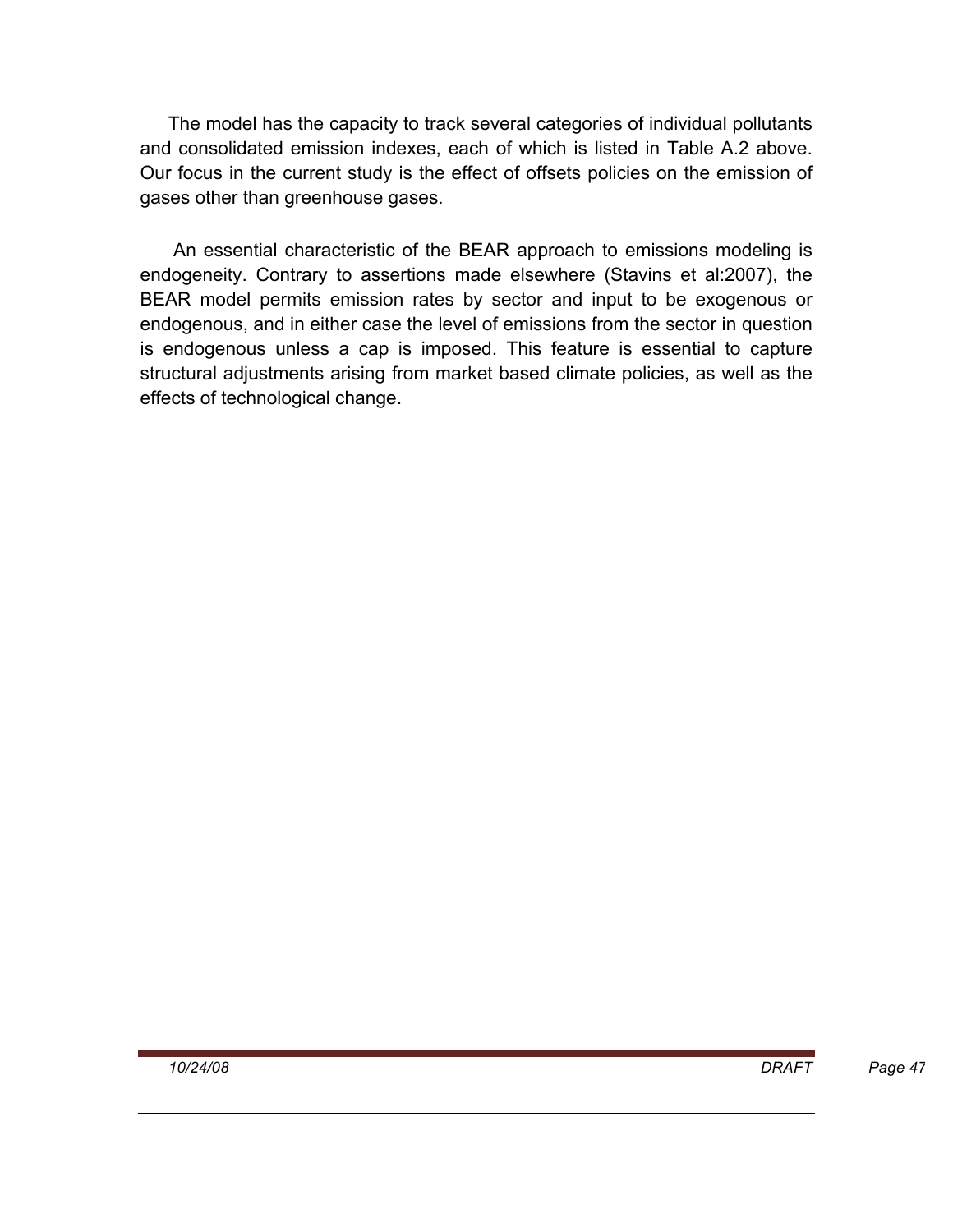The model has the capacity to track several categories of individual pollutants and consolidated emission indexes, each of which is listed in Table A.2 above. Our focus in the current study is the effect of offsets policies on the emission of gases other than greenhouse gases.

An essential characteristic of the BEAR approach to emissions modeling is endogeneity. Contrary to assertions made elsewhere (Stavins et al:2007), the BEAR model permits emission rates by sector and input to be exogenous or endogenous, and in either case the level of emissions from the sector in question is endogenous unless a cap is imposed. This feature is essential to capture structural adjustments arising from market based climate policies, as well as the effects of technological change.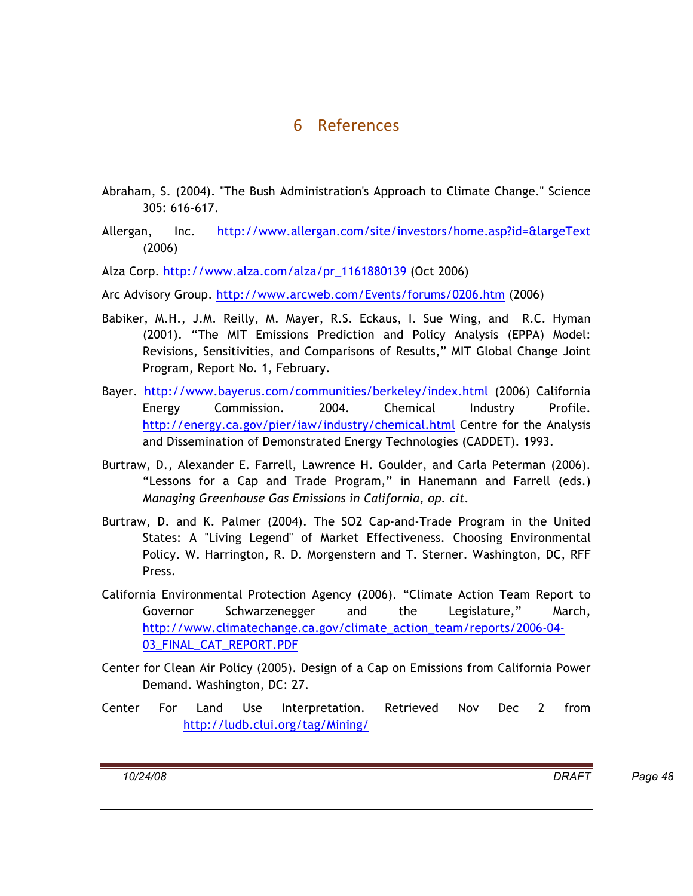# 6 References

Abraham, S. (2004). "The Bush Administration's Approach to Climate Change." Science 305: 616-617.

Allergan, Inc. http://www.allergan.com/site/investors/home.asp?id=&largeText (2006)

Alza Corp. http://www.alza.com/alza/pr_1161880139 (Oct 2006)

Arc Advisory Group. http://www.arcweb.com/Events/forums/0206.htm (2006)

Babiker, M.H., J.M. Reilly, M. Mayer, R.S. Eckaus, I. Sue Wing, and R.C. Hyman (2001). "The MIT Emissions Prediction and Policy Analysis (EPPA) Model: Revisions, Sensitivities, and Comparisons of Results," MIT Global Change Joint Program, Report No. 1, February.

Bayer. http://www.bayerus.com/communities/berkeley/index.html (2006) California Energy Commission. 2004. Chemical Industry Profile. http://energy.ca.gov/pier/iaw/industry/chemical.html Centre for the Analysis and Dissemination of Demonstrated Energy Technologies (CADDET). 1993.

Burtraw, D., Alexander E. Farrell, Lawrence H. Goulder, and Carla Peterman (2006). "Lessons for a Cap and Trade Program," in Hanemann and Farrell (eds.) *Managing Greenhouse Gas Emissions in California, op. cit*.

Burtraw, D. and K. Palmer (2004). The SO2 Cap-and-Trade Program in the United States: A "Living Legend" of Market Effectiveness. Choosing Environmental Policy. W. Harrington, R. D. Morgenstern and T. Sterner. Washington, DC, RFF Press.

California Environmental Protection Agency (2006). "Climate Action Team Report to Governor Schwarzenegger and the Legislature," March, http://www.climatechange.ca.gov/climate_action_team/reports/2006-04-03_FINAL_CAT_REPORT.PDF

Center for Clean Air Policy (2005). Design of a Cap on Emissions from California Power Demand. Washington, DC: 27.

Center For Land Use Interpretation. Retrieved Nov Dec 2 from http://ludb.clui.org/tag/Mining/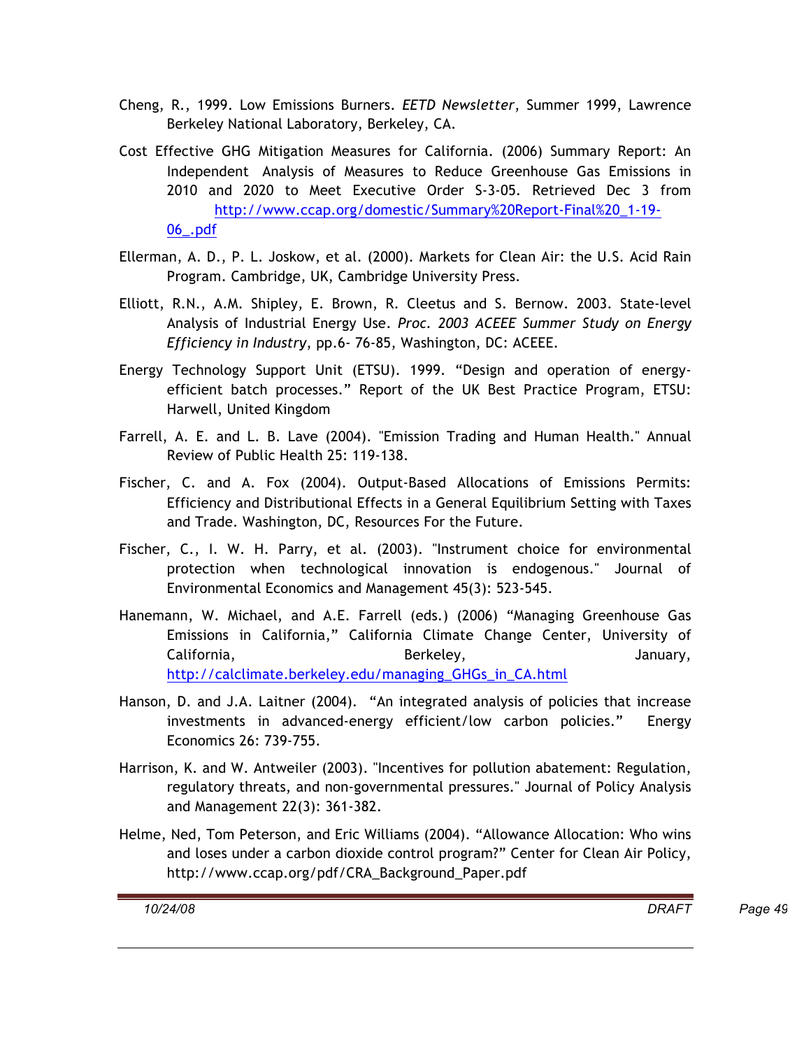Cheng, R., 1999. Low Emissions Burners. *EETD Newsletter*, Summer 1999, Lawrence Berkeley National Laboratory, Berkeley, CA.

Cost Effective GHG Mitigation Measures for California. (2006) Summary Report: An Independent Analysis of Measures to Reduce Greenhouse Gas Emissions in 2010 and 2020 to Meet Executive Order S-3-05. Retrieved Dec 3 from http://www.ccap.org/domestic/Summary%20Report-Final%20_1-19-06_.pdf

Ellerman, A. D., P. L. Joskow, et al. (2000). Markets for Clean Air: the U.S. Acid Rain Program. Cambridge, UK, Cambridge University Press.

Elliott, R.N., A.M. Shipley, E. Brown, R. Cleetus and S. Bernow. 2003. State-level Analysis of Industrial Energy Use. *Proc. 2003 ACEEE Summer Study on Energy Efficiency in Industry*, pp.6- 76-85, Washington, DC: ACEEE.

Energy Technology Support Unit (ETSU). 1999. "Design and operation of energy-efficient batch processes." Report of the UK Best Practice Program, ETSU: Harwell, United Kingdom

Farrell, A. E. and L. B. Lave (2004). "Emission Trading and Human Health." Annual Review of Public Health 25: 119-138.

Fischer, C. and A. Fox (2004). Output-Based Allocations of Emissions Permits: Efficiency and Distributional Effects in a General Equilibrium Setting with Taxes and Trade. Washington, DC, Resources For the Future.

Fischer, C., I. W. H. Parry, et al. (2003). "Instrument choice for environmental protection when technological innovation is endogenous." Journal of Environmental Economics and Management 45(3): 523-545.

Hanemann, W. Michael, and A.E. Farrell (eds.) (2006) "Managing Greenhouse Gas Emissions in California," California Climate Change Center, University of California, Berkeley, January, http://calclimate.berkeley.edu/managing_GHGs_in_CA.html

Hanson, D. and J.A. Laitner (2004). "An integrated analysis of policies that increase investments in advanced-energy efficient/low carbon policies." Energy Economics 26: 739-755.

Harrison, K. and W. Antweiler (2003). "Incentives for pollution abatement: Regulation, regulatory threats, and non-governmental pressures." Journal of Policy Analysis and Management 22(3): 361-382.

Helme, Ned, Tom Peterson, and Eric Williams (2004). "Allowance Allocation: Who wins and loses under a carbon dioxide control program?" Center for Clean Air Policy, http://www.ccap.org/pdf/CRA_Background_Paper.pdf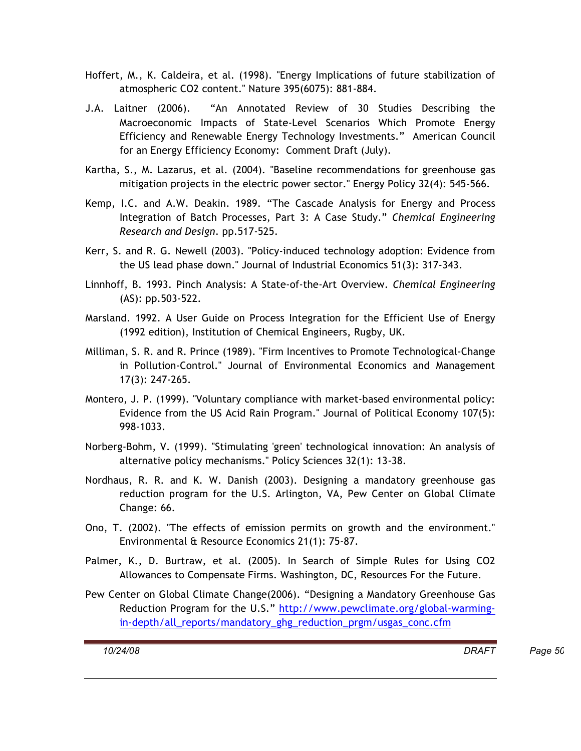Hoffert, M., K. Caldeira, et al. (1998). "Energy Implications of future stabilization of atmospheric CO2 content." Nature 395(6075): 881-884.

J.A. Laitner (2006). "An Annotated Review of 30 Studies Describing the Macroeconomic Impacts of State-Level Scenarios Which Promote Energy Efficiency and Renewable Energy Technology Investments." American Council for an Energy Efficiency Economy: Comment Draft (July).

Kartha, S., M. Lazarus, et al. (2004). "Baseline recommendations for greenhouse gas mitigation projects in the electric power sector." Energy Policy 32(4): 545-566.

Kemp, I.C. and A.W. Deakin. 1989. "The Cascade Analysis for Energy and Process Integration of Batch Processes, Part 3: A Case Study." *Chemical Engineering Research and Design*. pp.517-525.

Kerr, S. and R. G. Newell (2003). "Policy-induced technology adoption: Evidence from the US lead phase down." Journal of Industrial Economics 51(3): 317-343.

Linnhoff, B. 1993. Pinch Analysis: A State-of-the-Art Overview. *Chemical Engineering* (AS): pp.503-522.

Marsland. 1992. A User Guide on Process Integration for the Efficient Use of Energy (1992 edition), Institution of Chemical Engineers, Rugby, UK.

Milliman, S. R. and R. Prince (1989). "Firm Incentives to Promote Technological-Change in Pollution-Control." Journal of Environmental Economics and Management 17(3): 247-265.

Montero, J. P. (1999). "Voluntary compliance with market-based environmental policy: Evidence from the US Acid Rain Program." Journal of Political Economy 107(5): 998-1033.

Norberg-Bohm, V. (1999). "Stimulating 'green' technological innovation: An analysis of alternative policy mechanisms." Policy Sciences 32(1): 13-38.

Nordhaus, R. R. and K. W. Danish (2003). Designing a mandatory greenhouse gas reduction program for the U.S. Arlington, VA, Pew Center on Global Climate Change: 66.

Ono, T. (2002). "The effects of emission permits on growth and the environment." Environmental & Resource Economics 21(1): 75-87.

Palmer, K., D. Burtraw, et al. (2005). In Search of Simple Rules for Using CO2 Allowances to Compensate Firms. Washington, DC, Resources For the Future.

Pew Center on Global Climate Change(2006). "Designing a Mandatory Greenhouse Gas Reduction Program for the U.S." http://www.pewclimate.org/global-warming-in-depth/all_reports/mandatory_ghg_reduction_prgm/usgas_conc.cfm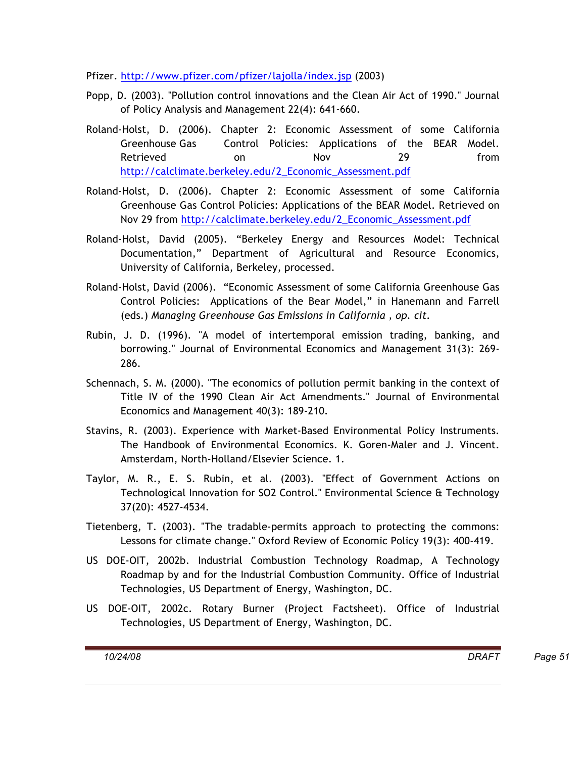Pfizer. http://www.pfizer.com/pfizer/lajolla/index.jsp (2003)

Popp, D. (2003). "Pollution control innovations and the Clean Air Act of 1990." Journal of Policy Analysis and Management 22(4): 641-660.

Roland-Holst, D. (2006). Chapter 2: Economic Assessment of some California Greenhouse Gas Control Policies: Applications of the BEAR Model. Retrieved on Nov 29 from http://calclimate.berkeley.edu/2_Economic_Assessment.pdf

Roland-Holst, D. (2006). Chapter 2: Economic Assessment of some California Greenhouse Gas Control Policies: Applications of the BEAR Model. Retrieved on Nov 29 from http://calclimate.berkeley.edu/2_Economic_Assessment.pdf

Roland-Holst, David (2005). "Berkeley Energy and Resources Model: Technical Documentation," Department of Agricultural and Resource Economics, University of California, Berkeley, processed.

Roland-Holst, David (2006). "Economic Assessment of some California Greenhouse Gas Control Policies: Applications of the Bear Model," in Hanemann and Farrell (eds.) *Managing Greenhouse Gas Emissions in California , op. cit.*

Rubin, J. D. (1996). "A model of intertemporal emission trading, banking, and borrowing." Journal of Environmental Economics and Management 31(3): 269-286.

Schennach, S. M. (2000). "The economics of pollution permit banking in the context of Title IV of the 1990 Clean Air Act Amendments." Journal of Environmental Economics and Management 40(3): 189-210.

Stavins, R. (2003). Experience with Market-Based Environmental Policy Instruments. The Handbook of Environmental Economics. K. Goren-Maler and J. Vincent. Amsterdam, North-Holland/Elsevier Science. 1.

Taylor, M. R., E. S. Rubin, et al. (2003). "Effect of Government Actions on Technological Innovation for SO2 Control." Environmental Science & Technology 37(20): 4527-4534.

Tietenberg, T. (2003). "The tradable-permits approach to protecting the commons: Lessons for climate change." Oxford Review of Economic Policy 19(3): 400-419.

US DOE-OIT, 2002b. Industrial Combustion Technology Roadmap, A Technology Roadmap by and for the Industrial Combustion Community. Office of Industrial Technologies, US Department of Energy, Washington, DC.

US DOE-OIT, 2002c. Rotary Burner (Project Factsheet). Office of Industrial Technologies, US Department of Energy, Washington, DC.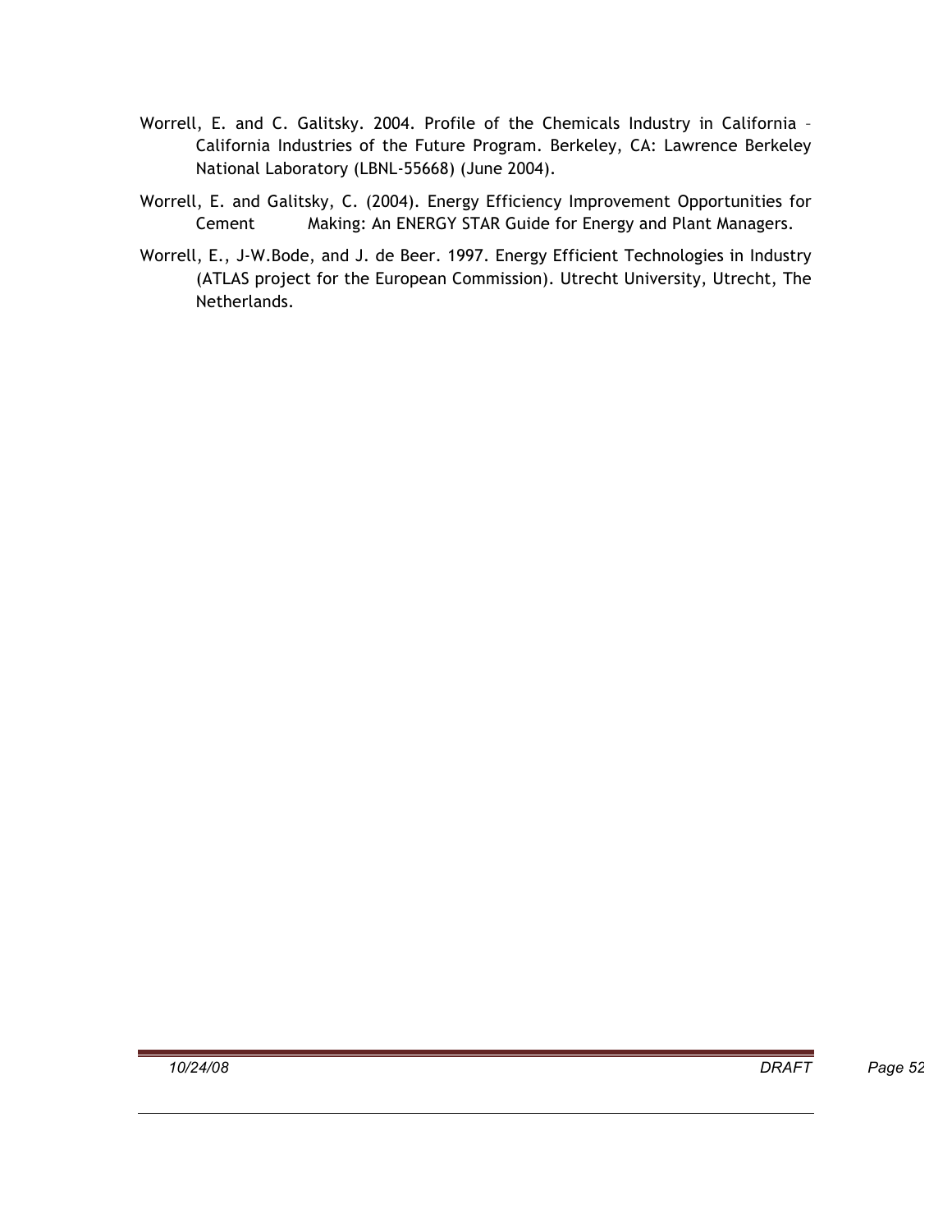Worrell, E. and C. Galitsky. 2004. Profile of the Chemicals Industry in California – California Industries of the Future Program. Berkeley, CA: Lawrence Berkeley National Laboratory (LBNL-55668) (June 2004).

Worrell, E. and Galitsky, C. (2004). Energy Efficiency Improvement Opportunities for Cement Making: An ENERGY STAR Guide for Energy and Plant Managers.

Worrell, E., J-W.Bode, and J. de Beer. 1997. Energy Efficient Technologies in Industry (ATLAS project for the European Commission). Utrecht University, Utrecht, The Netherlands.